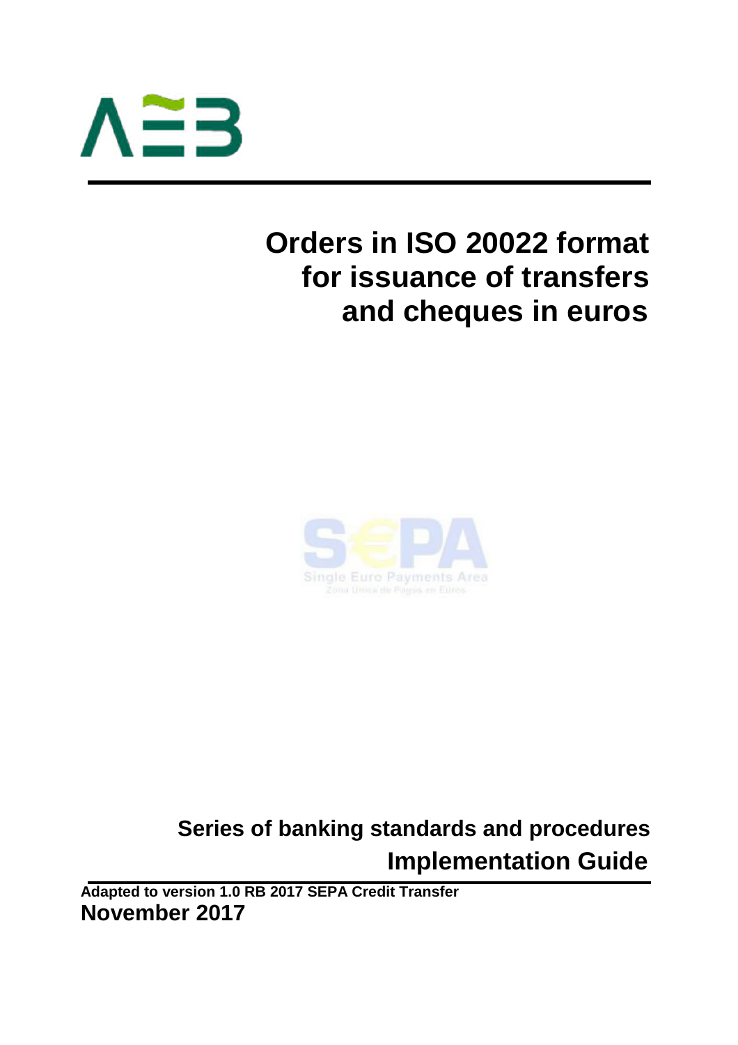# Orders in ISO 20022 format for issuance of transfers and cheques in euros

**Series of banking standards and procedures**

**Implementation Guide**

**Adapted to version 1.0 RB 2017 SEPA Credit Transfer**

**November 2017**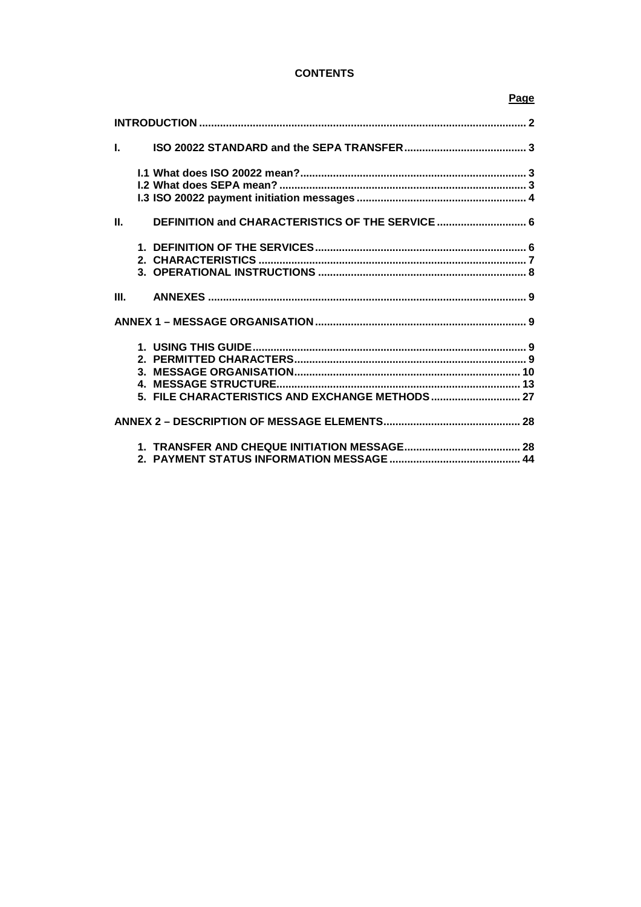**CONTENTS**

| | Page |
|---|---|
| **INTRODUCTION** | **2** |
| **I. ISO 20022 STANDARD and the SEPA TRANSFER** | **3** |
| **I.1 What does ISO 20022 mean?** | **3** |
| **I.2 What does SEPA mean?** | **3** |
| **I.3 ISO 20022 payment initiation messages** | **4** |
| **II. DEFINITION and CHARACTERISTICS OF THE SERVICE** | **6** |
| **1. DEFINITION OF THE SERVICES** | **6** |
| **2. CHARACTERISTICS** | **7** |
| **3. OPERATIONAL INSTRUCTIONS** | **8** |
| **III. ANNEXES** | **9** |
| **ANNEX 1 – MESSAGE ORGANISATION** | **9** |
| **1. USING THIS GUIDE** | **9** |
| **2. PERMITTED CHARACTERS** | **9** |
| **3. MESSAGE ORGANISATION** | **10** |
| **4. MESSAGE STRUCTURE** | **13** |
| **5. FILE CHARACTERISTICS AND EXCHANGE METHODS** | **27** |
| **ANNEX 2 – DESCRIPTION OF MESSAGE ELEMENTS** | **28** |
| **1. TRANSFER AND CHEQUE INITIATION MESSAGE** | **28** |
| **2. PAYMENT STATUS INFORMATION MESSAGE** | **44** |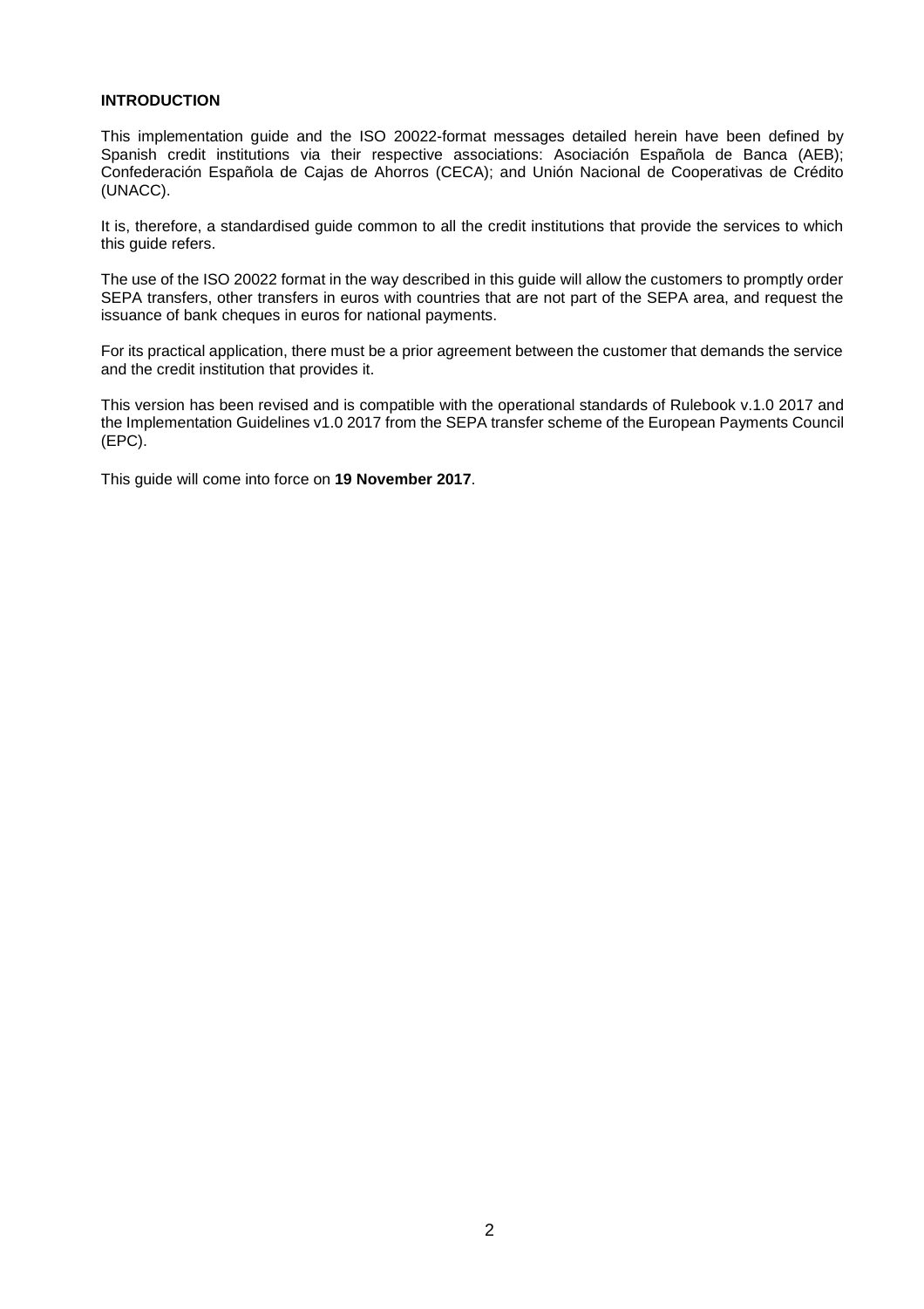**INTRODUCTION**

This implementation guide and the ISO 20022-format messages detailed herein have been defined by Spanish credit institutions via their respective associations: Asociación Española de Banca (AEB); Confederación Española de Cajas de Ahorros (CECA); and Unión Nacional de Cooperativas de Crédito (UNACC).

It is, therefore, a standardised guide common to all the credit institutions that provide the services to which this guide refers.

The use of the ISO 20022 format in the way described in this guide will allow the customers to promptly order SEPA transfers, other transfers in euros with countries that are not part of the SEPA area, and request the issuance of bank cheques in euros for national payments.

For its practical application, there must be a prior agreement between the customer that demands the service and the credit institution that provides it.

This version has been revised and is compatible with the operational standards of Rulebook v.1.0 2017 and the Implementation Guidelines v1.0 2017 from the SEPA transfer scheme of the European Payments Council (EPC).

This guide will come into force on **19 November 2017**.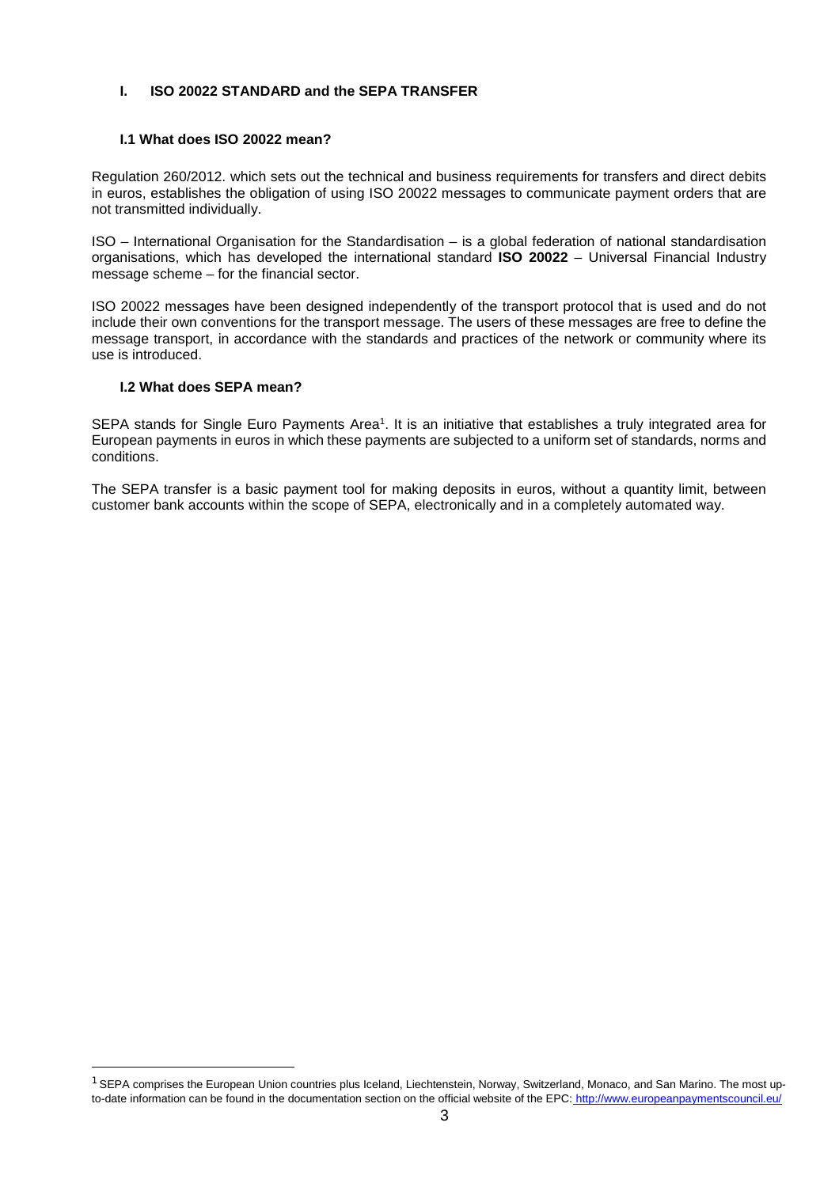# I. ISO 20022 STANDARD and the SEPA TRANSFER

## I.1 What does ISO 20022 mean?

Regulation 260/2012. which sets out the technical and business requirements for transfers and direct debits in euros, establishes the obligation of using ISO 20022 messages to communicate payment orders that are not transmitted individually.

ISO – International Organisation for the Standardisation – is a global federation of national standardisation organisations, which has developed the international standard **ISO 20022** – Universal Financial Industry message scheme – for the financial sector.

ISO 20022 messages have been designed independently of the transport protocol that is used and do not include their own conventions for the transport message. The users of these messages are free to define the message transport, in accordance with the standards and practices of the network or community where its use is introduced.

## I.2 What does SEPA mean?

SEPA stands for Single Euro Payments Area[1]. It is an initiative that establishes a truly integrated area for European payments in euros in which these payments are subjected to a uniform set of standards, norms and conditions.

The SEPA transfer is a basic payment tool for making deposits in euros, without a quantity limit, between customer bank accounts within the scope of SEPA, electronically and in a completely automated way.

---

[1] SEPA comprises the European Union countries plus Iceland, Liechtenstein, Norway, Switzerland, Monaco, and San Marino. The most up-to-date information can be found in the documentation section on the official website of the EPC: http://www.europeanpaymentscouncil.eu/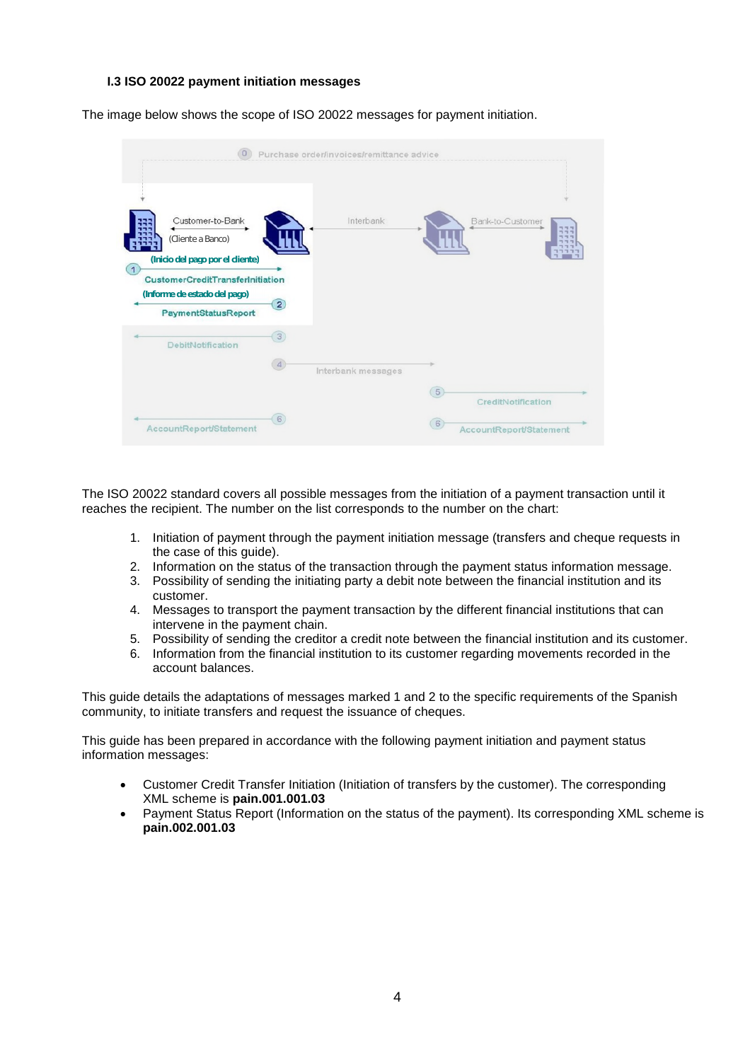### I.3 ISO 20022 payment initiation messages

The image below shows the scope of ISO 20022 messages for payment initiation.

The ISO 20022 standard covers all possible messages from the initiation of a payment transaction until it reaches the recipient. The number on the list corresponds to the number on the chart:

1. Initiation of payment through the payment initiation message (transfers and cheque requests in the case of this guide).
2. Information on the status of the transaction through the payment status information message.
3. Possibility of sending the initiating party a debit note between the financial institution and its customer.
4. Messages to transport the payment transaction by the different financial institutions that can intervene in the payment chain.
5. Possibility of sending the creditor a credit note between the financial institution and its customer.
6. Information from the financial institution to its customer regarding movements recorded in the account balances.

This guide details the adaptations of messages marked 1 and 2 to the specific requirements of the Spanish community, to initiate transfers and request the issuance of cheques.

This guide has been prepared in accordance with the following payment initiation and payment status information messages:

- Customer Credit Transfer Initiation (Initiation of transfers by the customer). The corresponding XML scheme is **pain.001.001.03**
- Payment Status Report (Information on the status of the payment). Its corresponding XML scheme is **pain.002.001.03**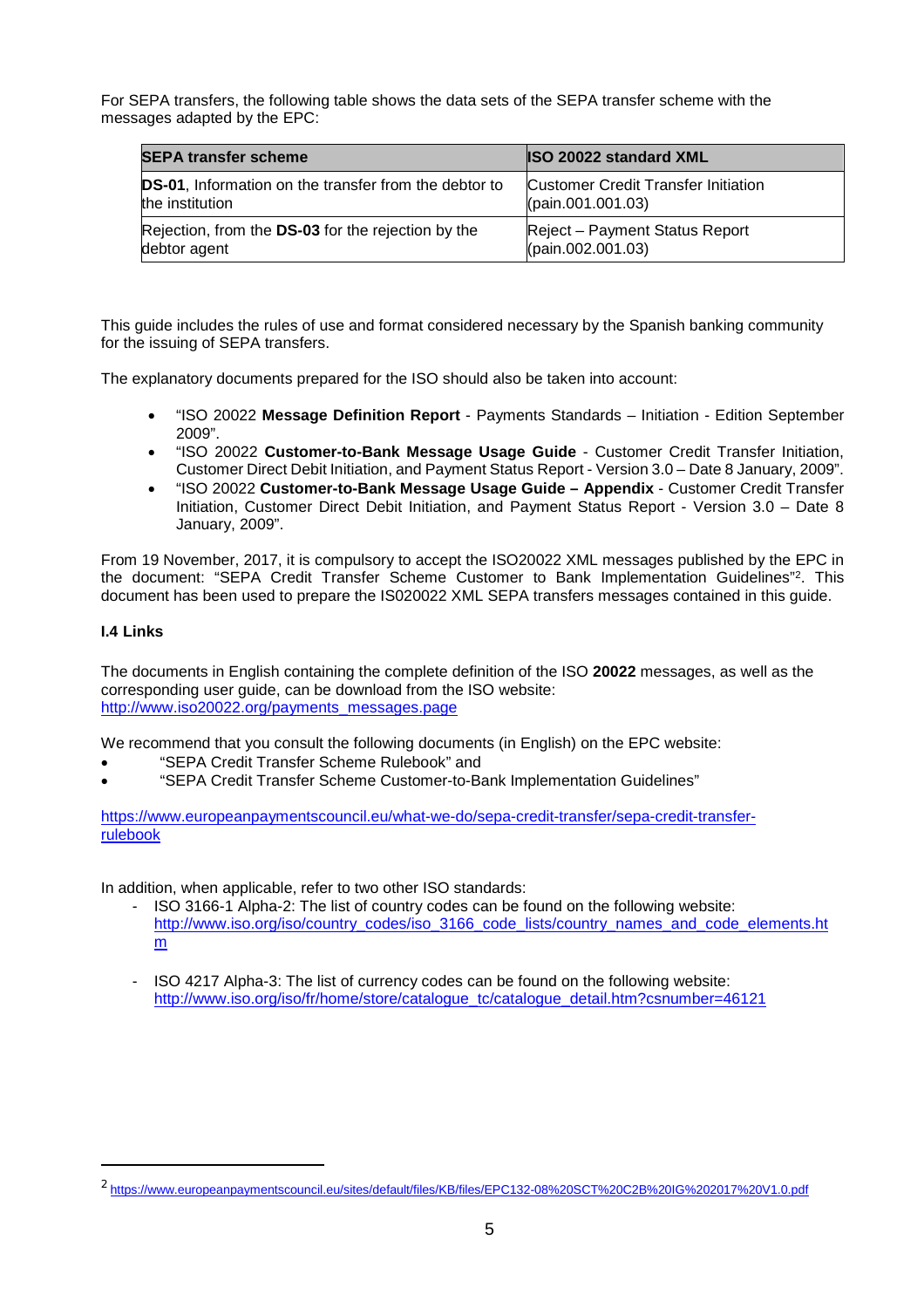For SEPA transfers, the following table shows the data sets of the SEPA transfer scheme with the messages adapted by the EPC:

| SEPA transfer scheme | ISO 20022 standard XML |
| --- | --- |
| **DS-01**, Information on the transfer from the debtor to the institution | Customer Credit Transfer Initiation (pain.001.001.03) |
| Rejection, from the **DS-03** for the rejection by the debtor agent | Reject – Payment Status Report (pain.002.001.03) |

This guide includes the rules of use and format considered necessary by the Spanish banking community for the issuing of SEPA transfers.

The explanatory documents prepared for the ISO should also be taken into account:

- "ISO 20022 **Message Definition Report** - Payments Standards – Initiation - Edition September 2009".
- "ISO 20022 **Customer-to-Bank Message Usage Guide** - Customer Credit Transfer Initiation, Customer Direct Debit Initiation, and Payment Status Report - Version 3.0 – Date 8 January, 2009".
- "ISO 20022 **Customer-to-Bank Message Usage Guide – Appendix** - Customer Credit Transfer Initiation, Customer Direct Debit Initiation, and Payment Status Report - Version 3.0 – Date 8 January, 2009".

From 19 November, 2017, it is compulsory to accept the ISO20022 XML messages published by the EPC in the document: "SEPA Credit Transfer Scheme Customer to Bank Implementation Guidelines"[2]. This document has been used to prepare the IS020022 XML SEPA transfers messages contained in this guide.

#### I.4 Links

The documents in English containing the complete definition of the ISO **20022** messages, as well as the corresponding user guide, can be download from the ISO website:
http://www.iso20022.org/payments_messages.page

We recommend that you consult the following documents (in English) on the EPC website:

- "SEPA Credit Transfer Scheme Rulebook" and
- "SEPA Credit Transfer Scheme Customer-to-Bank Implementation Guidelines"

https://www.europeanpaymentscouncil.eu/what-we-do/sepa-credit-transfer/sepa-credit-transfer-rulebook

In addition, when applicable, refer to two other ISO standards:

- ISO 3166-1 Alpha-2: The list of country codes can be found on the following website: http://www.iso.org/iso/country_codes/iso_3166_code_lists/country_names_and_code_elements.htm

- ISO 4217 Alpha-3: The list of currency codes can be found on the following website: http://www.iso.org/iso/fr/home/store/catalogue_tc/catalogue_detail.htm?csnumber=46121

---

[2] https://www.europeanpaymentscouncil.eu/sites/default/files/KB/files/EPC132-08%20SCT%20C2B%20IG%202017%20V1.0.pdf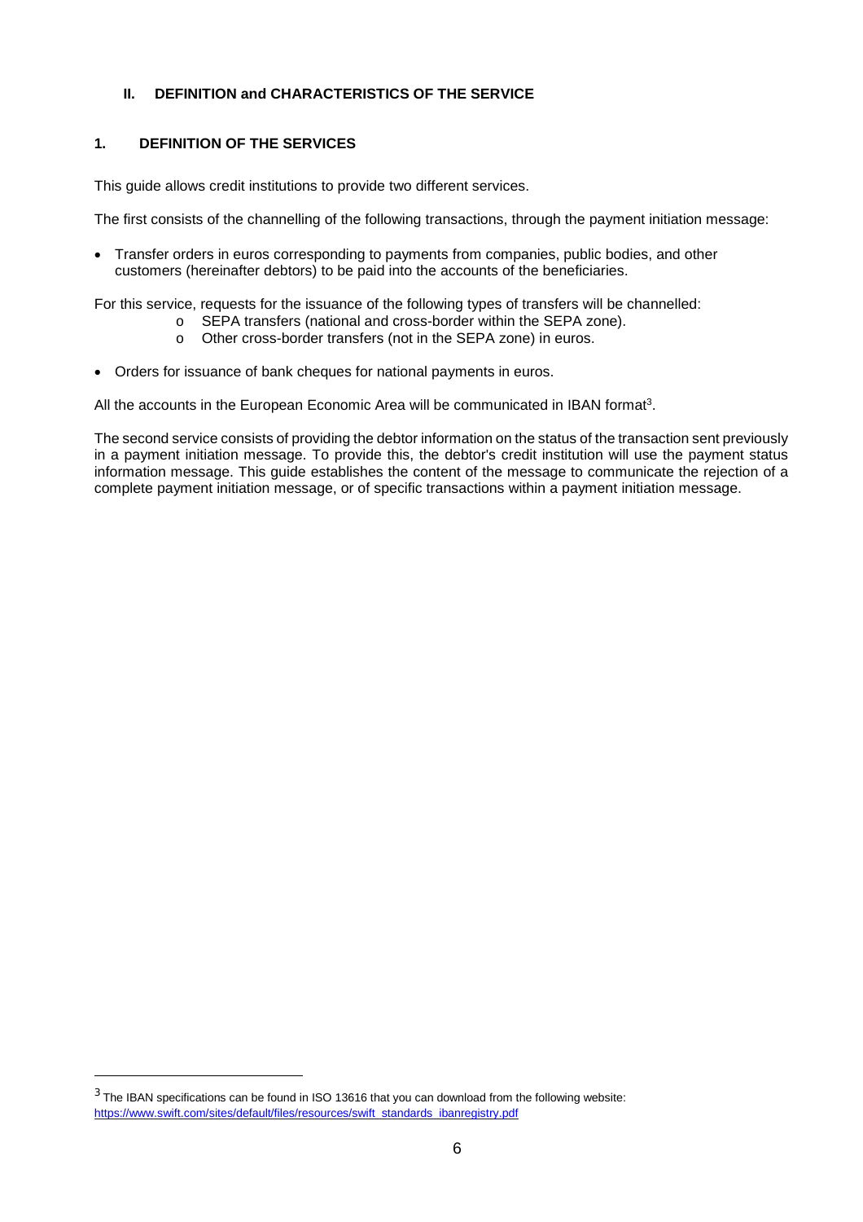## II. DEFINITION and CHARACTERISTICS OF THE SERVICE

### 1. DEFINITION OF THE SERVICES

This guide allows credit institutions to provide two different services.

The first consists of the channelling of the following transactions, through the payment initiation message:

- Transfer orders in euros corresponding to payments from companies, public bodies, and other customers (hereinafter debtors) to be paid into the accounts of the beneficiaries.

For this service, requests for the issuance of the following types of transfers will be channelled:

  - SEPA transfers (national and cross-border within the SEPA zone).
  - Other cross-border transfers (not in the SEPA zone) in euros.

- Orders for issuance of bank cheques for national payments in euros.

All the accounts in the European Economic Area will be communicated in IBAN format[3].

The second service consists of providing the debtor information on the status of the transaction sent previously in a payment initiation message. To provide this, the debtor's credit institution will use the payment status information message. This guide establishes the content of the message to communicate the rejection of a complete payment initiation message, or of specific transactions within a payment initiation message.

---

[3] The IBAN specifications can be found in ISO 13616 that you can download from the following website: https://www.swift.com/sites/default/files/resources/swift_standards_ibanregistry.pdf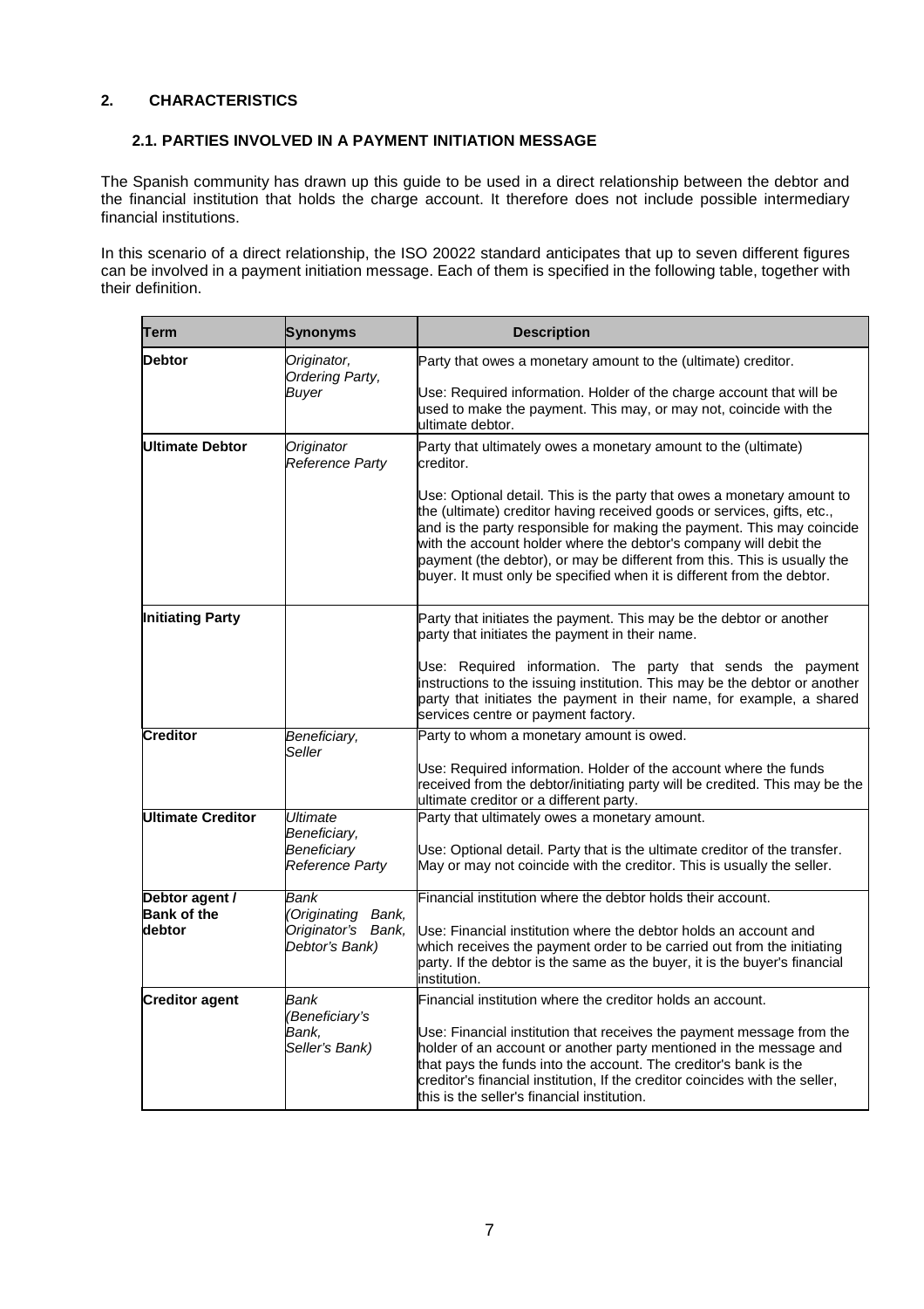## 2. CHARACTERISTICS

### 2.1. PARTIES INVOLVED IN A PAYMENT INITIATION MESSAGE

The Spanish community has drawn up this guide to be used in a direct relationship between the debtor and the financial institution that holds the charge account. It therefore does not include possible intermediary financial institutions.

In this scenario of a direct relationship, the ISO 20022 standard anticipates that up to seven different figures can be involved in a payment initiation message. Each of them is specified in the following table, together with their definition.

| Term | Synonyms | Description |
|---|---|---|
| **Debtor** | *Originator, Ordering Party, Buyer* | Party that owes a monetary amount to the (ultimate) creditor.<br><br>Use: Required information. Holder of the charge account that will be used to make the payment. This may, or may not, coincide with the ultimate debtor. |
| **Ultimate Debtor** | *Originator Reference Party* | Party that ultimately owes a monetary amount to the (ultimate) creditor.<br><br>Use: Optional detail. This is the party that owes a monetary amount to the (ultimate) creditor having received goods or services, gifts, etc., and is the party responsible for making the payment. This may coincide with the account holder where the debtor's company will debit the payment (the debtor), or may be different from this. This is usually the buyer. It must only be specified when it is different from the debtor. |
| **Initiating Party** | | Party that initiates the payment. This may be the debtor or another party that initiates the payment in their name.<br><br>Use: Required information. The party that sends the payment instructions to the issuing institution. This may be the debtor or another party that initiates the payment in their name, for example, a shared services centre or payment factory. |
| **Creditor** | *Beneficiary, Seller* | Party to whom a monetary amount is owed.<br><br>Use: Required information. Holder of the account where the funds received from the debtor/initiating party will be credited. This may be the ultimate creditor or a different party. |
| **Ultimate Creditor** | *Ultimate Beneficiary, Beneficiary Reference Party* | Party that ultimately owes a monetary amount.<br><br>Use: Optional detail. Party that is the ultimate creditor of the transfer. May or may not coincide with the creditor. This is usually the seller. |
| **Debtor agent / Bank of the debtor** | *Bank (Originating Bank, Originator's Bank, Debtor's Bank)* | Financial institution where the debtor holds their account.<br><br>Use: Financial institution where the debtor holds an account and which receives the payment order to be carried out from the initiating party. If the debtor is the same as the buyer, it is the buyer's financial institution. |
| **Creditor agent** | *Bank (Beneficiary's Bank, Seller's Bank)* | Financial institution where the creditor holds an account.<br><br>Use: Financial institution that receives the payment message from the holder of an account or another party mentioned in the message and that pays the funds into the account. The creditor's bank is the creditor's financial institution, If the creditor coincides with the seller, this is the seller's financial institution. |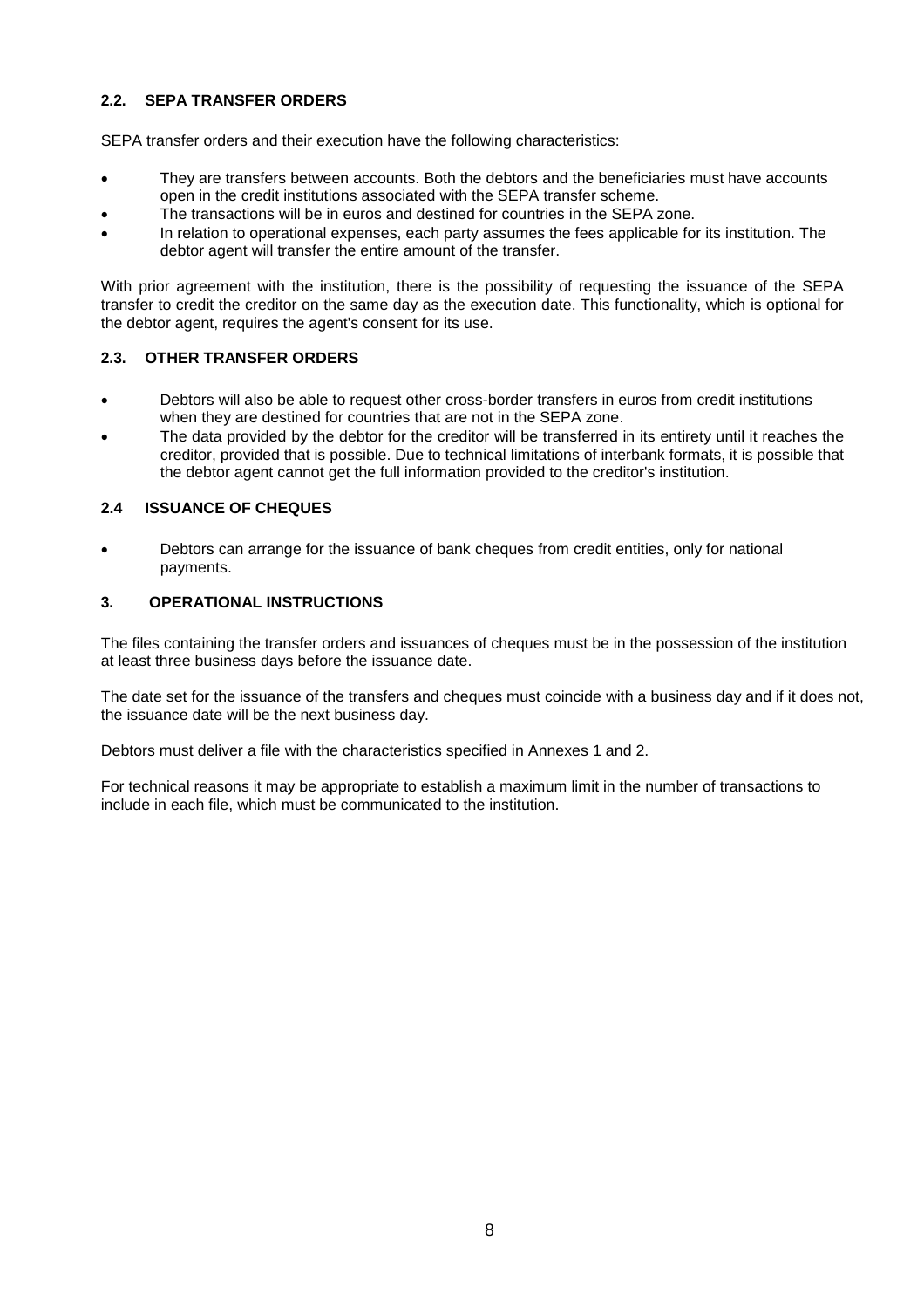### 2.2. SEPA TRANSFER ORDERS

SEPA transfer orders and their execution have the following characteristics:

- They are transfers between accounts. Both the debtors and the beneficiaries must have accounts open in the credit institutions associated with the SEPA transfer scheme.
- The transactions will be in euros and destined for countries in the SEPA zone.
- In relation to operational expenses, each party assumes the fees applicable for its institution. The debtor agent will transfer the entire amount of the transfer.

With prior agreement with the institution, there is the possibility of requesting the issuance of the SEPA transfer to credit the creditor on the same day as the execution date. This functionality, which is optional for the debtor agent, requires the agent's consent for its use.

### 2.3. OTHER TRANSFER ORDERS

- Debtors will also be able to request other cross-border transfers in euros from credit institutions when they are destined for countries that are not in the SEPA zone.
- The data provided by the debtor for the creditor will be transferred in its entirety until it reaches the creditor, provided that is possible. Due to technical limitations of interbank formats, it is possible that the debtor agent cannot get the full information provided to the creditor's institution.

### 2.4 ISSUANCE OF CHEQUES

- Debtors can arrange for the issuance of bank cheques from credit entities, only for national payments.

## 3. OPERATIONAL INSTRUCTIONS

The files containing the transfer orders and issuances of cheques must be in the possession of the institution at least three business days before the issuance date.

The date set for the issuance of the transfers and cheques must coincide with a business day and if it does not, the issuance date will be the next business day.

Debtors must deliver a file with the characteristics specified in Annexes 1 and 2.

For technical reasons it may be appropriate to establish a maximum limit in the number of transactions to include in each file, which must be communicated to the institution.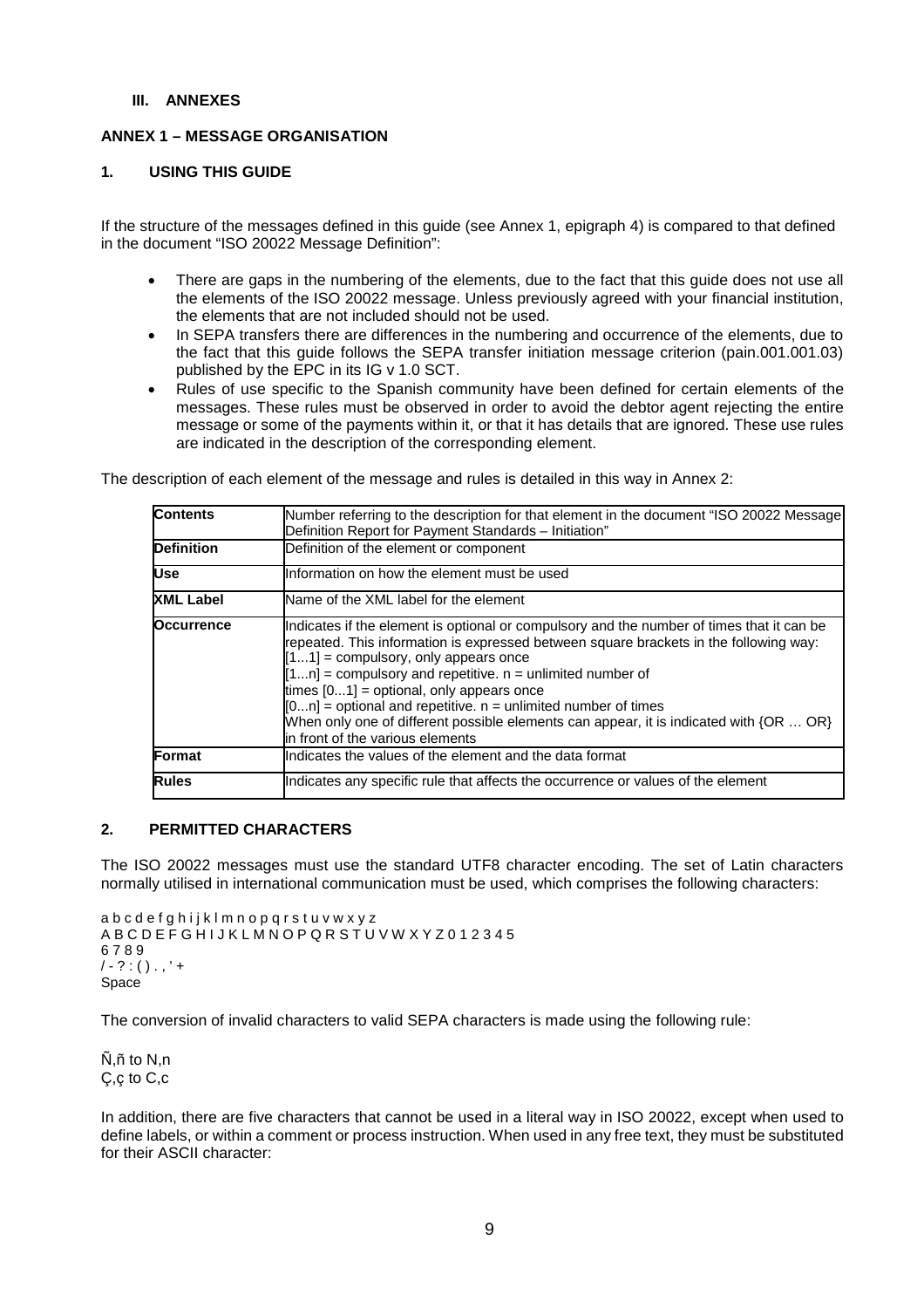### III. ANNEXES

### ANNEX 1 – MESSAGE ORGANISATION

### 1. USING THIS GUIDE

If the structure of the messages defined in this guide (see Annex 1, epigraph 4) is compared to that defined in the document "ISO 20022 Message Definition":

- There are gaps in the numbering of the elements, due to the fact that this guide does not use all the elements of the ISO 20022 message. Unless previously agreed with your financial institution, the elements that are not included should not be used.
- In SEPA transfers there are differences in the numbering and occurrence of the elements, due to the fact that this guide follows the SEPA transfer initiation message criterion (pain.001.001.03) published by the EPC in its IG v 1.0 SCT.
- Rules of use specific to the Spanish community have been defined for certain elements of the messages. These rules must be observed in order to avoid the debtor agent rejecting the entire message or some of the payments within it, or that it has details that are ignored. These use rules are indicated in the description of the corresponding element.

The description of each element of the message and rules is detailed in this way in Annex 2:

| | |
|---|---|
| **Contents** | Number referring to the description for that element in the document "ISO 20022 Message Definition Report for Payment Standards – Initiation" |
| **Definition** | Definition of the element or component |
| **Use** | Information on how the element must be used |
| **XML Label** | Name of the XML label for the element |
| **Occurrence** | Indicates if the element is optional or compulsory and the number of times that it can be repeated. This information is expressed between square brackets in the following way:<br>[1...1] = compulsory, only appears once<br>[1...n] = compulsory and repetitive. n = unlimited number of<br>times [0...1] = optional, only appears once<br>[0...n] = optional and repetitive. n = unlimited number of times<br>When only one of different possible elements can appear, it is indicated with {OR … OR} in front of the various elements |
| **Format** | Indicates the values of the element and the data format |
| **Rules** | Indicates any specific rule that affects the occurrence or values of the element |

### 2. PERMITTED CHARACTERS

The ISO 20022 messages must use the standard UTF8 character encoding. The set of Latin characters normally utilised in international communication must be used, which comprises the following characters:

a b c d e f g h i j k l m n o p q r s t u v w x y z
A B C D E F G H I J K L M N O P Q R S T U V W X Y Z 0 1 2 3 4 5
6 7 8 9
/ - ? : ( ) . , ' +
Space

The conversion of invalid characters to valid SEPA characters is made using the following rule:

Ñ,ñ to N,n
Ç,ç to C,c

In addition, there are five characters that cannot be used in a literal way in ISO 20022, except when used to define labels, or within a comment or process instruction. When used in any free text, they must be substituted for their ASCII character: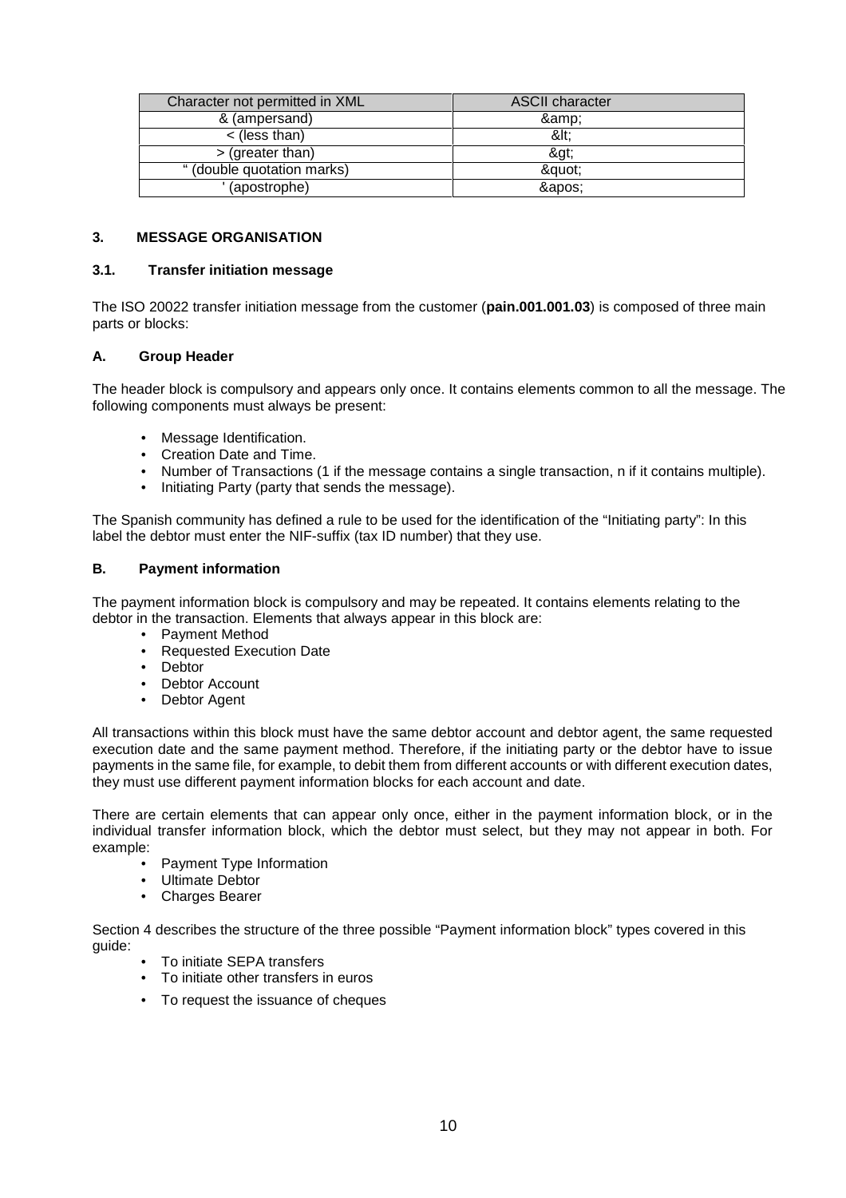| Character not permitted in XML | ASCII character |
| --- | --- |
| & (ampersand) | &amp; |
| < (less than) | &lt; |
| > (greater than) | &gt; |
| " (double quotation marks) | &quot; |
| ' (apostrophe) | &apos; |

## 3. MESSAGE ORGANISATION

### 3.1. Transfer initiation message

The ISO 20022 transfer initiation message from the customer (**pain.001.001.03**) is composed of three main parts or blocks:

#### A. Group Header

The header block is compulsory and appears only once. It contains elements common to all the message. The following components must always be present:

- Message Identification.
- Creation Date and Time.
- Number of Transactions (1 if the message contains a single transaction, n if it contains multiple).
- Initiating Party (party that sends the message).

The Spanish community has defined a rule to be used for the identification of the "Initiating party": In this label the debtor must enter the NIF-suffix (tax ID number) that they use.

#### B. Payment information

The payment information block is compulsory and may be repeated. It contains elements relating to the debtor in the transaction. Elements that always appear in this block are:

- Payment Method
- Requested Execution Date
- Debtor
- Debtor Account
- Debtor Agent

All transactions within this block must have the same debtor account and debtor agent, the same requested execution date and the same payment method. Therefore, if the initiating party or the debtor have to issue payments in the same file, for example, to debit them from different accounts or with different execution dates, they must use different payment information blocks for each account and date.

There are certain elements that can appear only once, either in the payment information block, or in the individual transfer information block, which the debtor must select, but they may not appear in both. For example:

- Payment Type Information
- Ultimate Debtor
- Charges Bearer

Section 4 describes the structure of the three possible "Payment information block" types covered in this guide:

- To initiate SEPA transfers
- To initiate other transfers in euros
- To request the issuance of cheques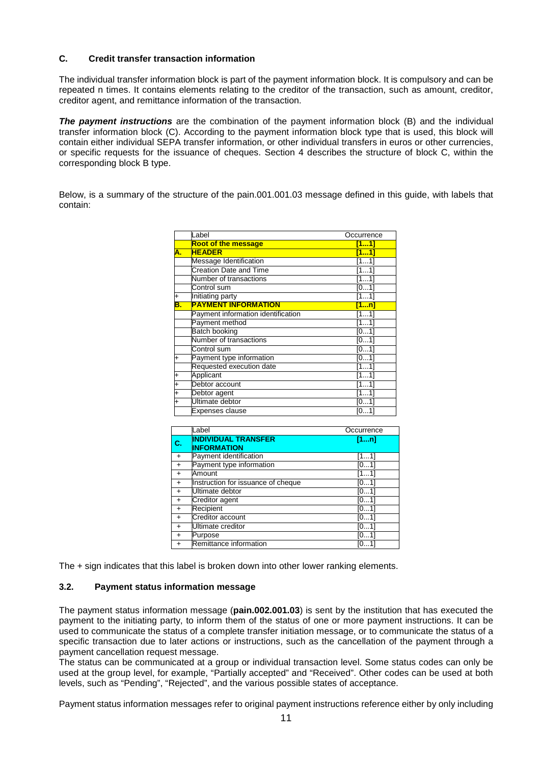### C. Credit transfer transaction information

The individual transfer information block is part of the payment information block. It is compulsory and can be repeated n times. It contains elements relating to the creditor of the transaction, such as amount, creditor, creditor agent, and remittance information of the transaction.

***The payment instructions*** are the combination of the payment information block (B) and the individual transfer information block (C). According to the payment information block type that is used, this block will contain either individual SEPA transfer information, or other individual transfers in euros or other currencies, or specific requests for the issuance of cheques. Section 4 describes the structure of block C, within the corresponding block B type.

Below, is a summary of the structure of the pain.001.001.03 message defined in this guide, with labels that contain:

| | Label | Occurrence |
|---|---|---|
| | **Root of the message** | **[1...1]** |
| **A.** | **HEADER** | **[1...1]** |
| | Message Identification | [1...1] |
| | Creation Date and Time | [1...1] |
| | Number of transactions | [1...1] |
| | Control sum | [0...1] |
| + | Initiating party | [1...1] |
| **B.** | **PAYMENT INFORMATION** | **[1...n]** |
| | Payment information identification | [1...1] |
| | Payment method | [1...1] |
| | Batch booking | [0...1] |
| | Number of transactions | [0...1] |
| | Control sum | [0...1] |
| + | Payment type information | [0...1] |
| | Requested execution date | [1...1] |
| + | Applicant | [1...1] |
| + | Debtor account | [1...1] |
| + | Debtor agent | [1...1] |
| + | Ultimate debtor | [0...1] |
| | Expenses clause | [0...1] |

| | Label | Occurrence |
|---|---|---|
| **C.** | **INDIVIDUAL TRANSFER INFORMATION** | **[1...n]** |
| + | Payment identification | [1...1] |
| + | Payment type information | [0...1] |
| + | Amount | [1...1] |
| + | Instruction for issuance of cheque | [0...1] |
| + | Ultimate debtor | [0...1] |
| + | Creditor agent | [0...1] |
| + | Recipient | [0...1] |
| + | Creditor account | [0...1] |
| + | Ultimate creditor | [0...1] |
| + | Purpose | [0...1] |
| + | Remittance information | [0...1] |

The + sign indicates that this label is broken down into other lower ranking elements.

### 3.2. Payment status information message

The payment status information message (**pain.002.001.03**) is sent by the institution that has executed the payment to the initiating party, to inform them of the status of one or more payment instructions. It can be used to communicate the status of a complete transfer initiation message, or to communicate the status of a specific transaction due to later actions or instructions, such as the cancellation of the payment through a payment cancellation request message.
The status can be communicated at a group or individual transaction level. Some status codes can only be used at the group level, for example, "Partially accepted" and "Received". Other codes can be used at both levels, such as "Pending", "Rejected", and the various possible states of acceptance.

Payment status information messages refer to original payment instructions reference either by only including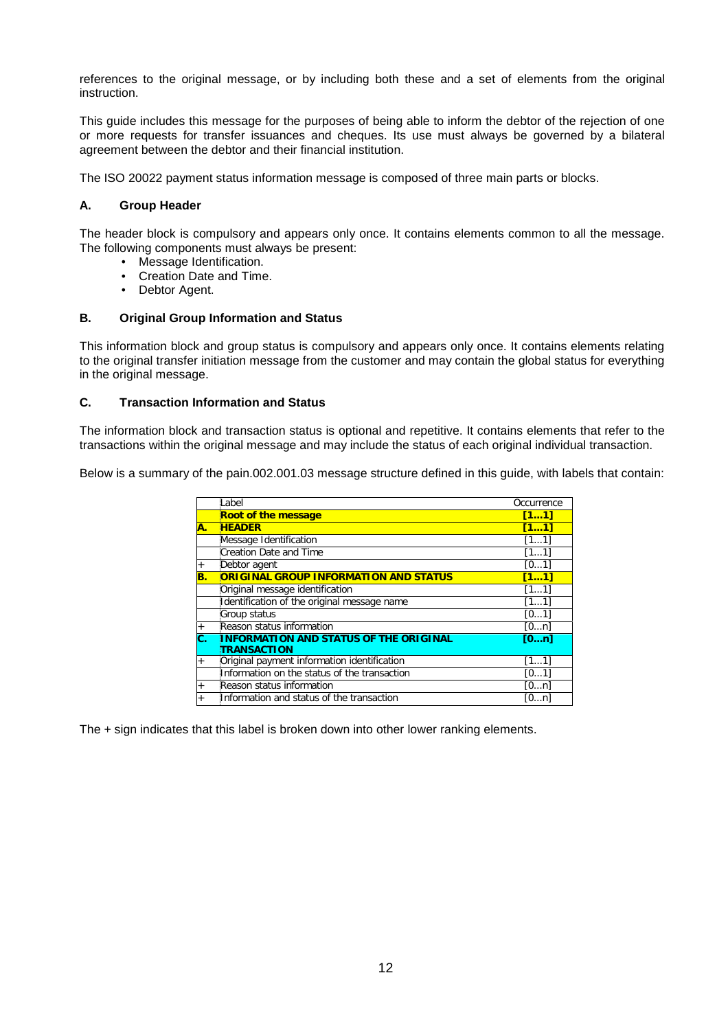references to the original message, or by including both these and a set of elements from the original instruction.

This guide includes this message for the purposes of being able to inform the debtor of the rejection of one or more requests for transfer issuances and cheques. Its use must always be governed by a bilateral agreement between the debtor and their financial institution.

The ISO 20022 payment status information message is composed of three main parts or blocks.

### A. Group Header

The header block is compulsory and appears only once. It contains elements common to all the message. The following components must always be present:

- Message Identification.
- Creation Date and Time.
- Debtor Agent.

### B. Original Group Information and Status

This information block and group status is compulsory and appears only once. It contains elements relating to the original transfer initiation message from the customer and may contain the global status for everything in the original message.

### C. Transaction Information and Status

The information block and transaction status is optional and repetitive. It contains elements that refer to the transactions within the original message and may include the status of each original individual transaction.

Below is a summary of the pain.002.001.03 message structure defined in this guide, with labels that contain:

| | Label | Occurrence |
|---|---|---|
| | **Root of the message** | **[1...1]** |
| **A.** | **HEADER** | **[1...1]** |
| | Message Identification | [1...1] |
| | Creation Date and Time | [1...1] |
| + | Debtor agent | [0...1] |
| **B.** | **ORIGINAL GROUP INFORMATION AND STATUS** | **[1...1]** |
| | Original message identification | [1...1] |
| | Identification of the original message name | [1...1] |
| | Group status | [0...1] |
| + | Reason status information | [0...n] |
| **C.** | **INFORMATION AND STATUS OF THE ORIGINAL TRANSACTION** | **[0...n]** |
| + | Original payment information identification | [1...1] |
| | Information on the status of the transaction | [0...1] |
| + | Reason status information | [0...n] |
| + | Information and status of the transaction | [0...n] |

The + sign indicates that this label is broken down into other lower ranking elements.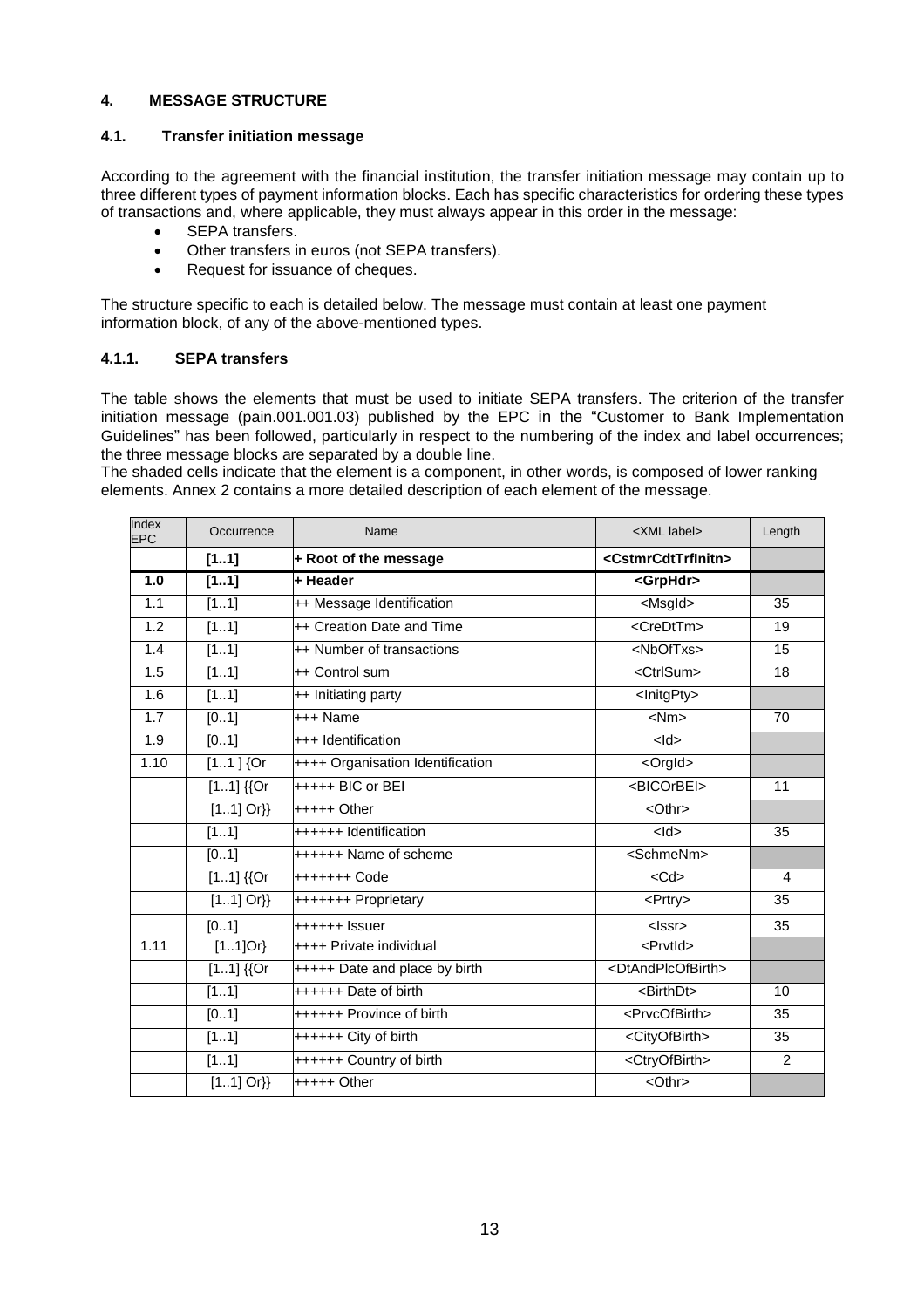## 4. MESSAGE STRUCTURE

### 4.1. Transfer initiation message

According to the agreement with the financial institution, the transfer initiation message may contain up to three different types of payment information blocks. Each has specific characteristics for ordering these types of transactions and, where applicable, they must always appear in this order in the message:

- SEPA transfers.
- Other transfers in euros (not SEPA transfers).
- Request for issuance of cheques.

The structure specific to each is detailed below. The message must contain at least one payment information block, of any of the above-mentioned types.

#### 4.1.1. SEPA transfers

The table shows the elements that must be used to initiate SEPA transfers. The criterion of the transfer initiation message (pain.001.001.03) published by the EPC in the "Customer to Bank Implementation Guidelines" has been followed, particularly in respect to the numbering of the index and label occurrences; the three message blocks are separated by a double line.

The shaded cells indicate that the element is a component, in other words, is composed of lower ranking elements. Annex 2 contains a more detailed description of each element of the message.

| Index EPC | Occurrence | Name | <XML label> | Length |
|---|---|---|---|---|
| | **[1..1]** | **+ Root of the message** | **<CstmrCdtTrfInitn>** | |
| **1.0** | **[1..1]** | **+ Header** | **<GrpHdr>** | |
| 1.1 | [1..1] | ++ Message Identification | <MsgId> | 35 |
| 1.2 | [1..1] | ++ Creation Date and Time | <CreDtTm> | 19 |
| 1.4 | [1..1] | ++ Number of transactions | <NbOfTxs> | 15 |
| 1.5 | [1..1] | ++ Control sum | <CtrlSum> | 18 |
| 1.6 | [1..1] | ++ Initiating party | <InitgPty> | |
| 1.7 | [0..1] | +++ Name | <Nm> | 70 |
| 1.9 | [0..1] | +++ Identification | <Id> | |
| 1.10 | [1..1 ] {Or | ++++ Organisation Identification | <OrgId> | |
| | [1..1] {{Or | +++++ BIC or BEI | <BICOrBEI> | 11 |
| | [1..1] Or}} | +++++ Other | <Othr> | |
| | [1..1] | ++++++ Identification | <Id> | 35 |
| | [0..1] | ++++++ Name of scheme | <SchmeNm> | |
| | [1..1] {{Or | +++++++ Code | <Cd> | 4 |
| | [1..1] Or}} | +++++++ Proprietary | <Prtry> | 35 |
| | [0..1] | ++++++ Issuer | <Issr> | 35 |
| 1.11 | [1..1]Or} | ++++ Private individual | <PrvtId> | |
| | [1..1] {{Or | +++++ Date and place by birth | <DtAndPlcOfBirth> | |
| | [1..1] | ++++++ Date of birth | <BirthDt> | 10 |
| | [0..1] | ++++++ Province of birth | <PrvcOfBirth> | 35 |
| | [1..1] | ++++++ City of birth | <CityOfBirth> | 35 |
| | [1..1] | ++++++ Country of birth | <CtryOfBirth> | 2 |
| | [1..1] Or}} | +++++ Other | <Othr> | |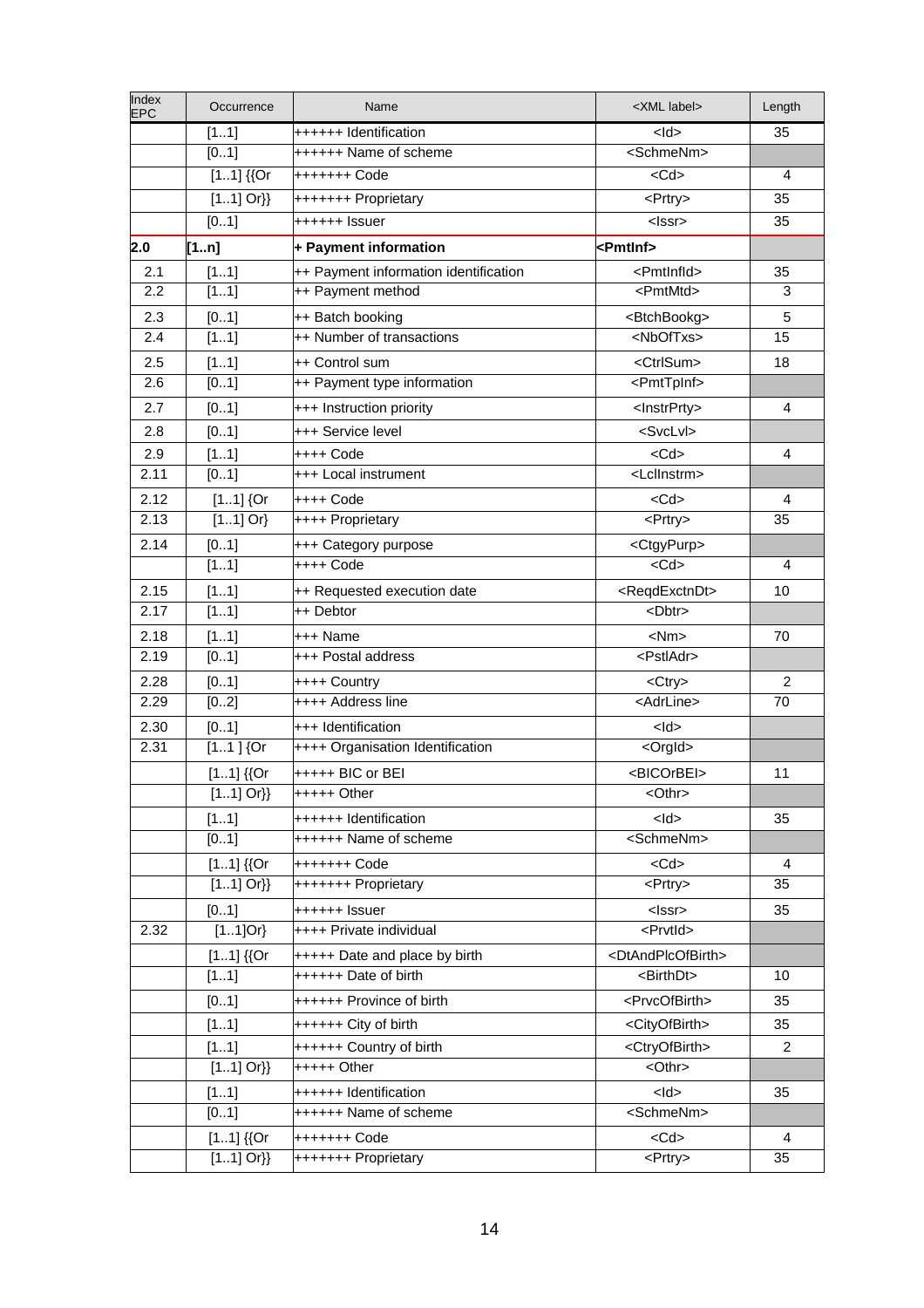| Index EPC | Occurrence | Name | <XML label> | Length |
|---|---|---|---|---|
| | [1..1] | ++++++ Identification | <Id> | 35 |
| | [0..1] | ++++++ Name of scheme | <SchmeNm> | |
| | [1..1] {{Or | +++++++ Code | <Cd> | 4 |
| | [1..1] Or}} | +++++++ Proprietary | <Prtry> | 35 |
| | [0..1] | ++++++ Issuer | <Issr> | 35 |
| **2.0** | **[1..n]** | **+ Payment information** | **<PmtInf>** | |
| 2.1 | [1..1] | ++ Payment information identification | <PmtInfId> | 35 |
| 2.2 | [1..1] | ++ Payment method | <PmtMtd> | 3 |
| 2.3 | [0..1] | ++ Batch booking | <BtchBookg> | 5 |
| 2.4 | [1..1] | ++ Number of transactions | <NbOfTxs> | 15 |
| 2.5 | [1..1] | ++ Control sum | <CtrlSum> | 18 |
| 2.6 | [0..1] | ++ Payment type information | <PmtTpInf> | |
| 2.7 | [0..1] | +++ Instruction priority | <InstrPrty> | 4 |
| 2.8 | [0..1] | +++ Service level | <SvcLvl> | |
| 2.9 | [1..1] | ++++ Code | <Cd> | 4 |
| 2.11 | [0..1] | +++ Local instrument | <LclInstrm> | |
| 2.12 | [1..1] {Or | ++++ Code | <Cd> | 4 |
| 2.13 | [1..1] Or} | ++++ Proprietary | <Prtry> | 35 |
| 2.14 | [0..1] | +++ Category purpose | <CtgyPurp> | |
| | [1..1] | ++++ Code | <Cd> | 4 |
| 2.15 | [1..1] | ++ Requested execution date | <ReqdExctnDt> | 10 |
| 2.17 | [1..1] | ++ Debtor | <Dbtr> | |
| 2.18 | [1..1] | +++ Name | <Nm> | 70 |
| 2.19 | [0..1] | +++ Postal address | <PstlAdr> | |
| 2.28 | [0..1] | ++++ Country | <Ctry> | 2 |
| 2.29 | [0..2] | ++++ Address line | <AdrLine> | 70 |
| 2.30 | [0..1] | +++ Identification | <Id> | |
| 2.31 | [1..1 ] {Or | ++++ Organisation Identification | <OrgId> | |
| | [1..1] {{Or | +++++ BIC or BEI | <BICOrBEI> | 11 |
| | [1..1] Or}} | +++++ Other | <Othr> | |
| | [1..1] | ++++++ Identification | <Id> | 35 |
| | [0..1] | ++++++ Name of scheme | <SchmeNm> | |
| | [1..1] {{Or | +++++++ Code | <Cd> | 4 |
| | [1..1] Or}} | +++++++ Proprietary | <Prtry> | 35 |
| | [0..1] | ++++++ Issuer | <Issr> | 35 |
| 2.32 | [1..1]Or} | ++++ Private individual | <PrvtId> | |
| | [1..1] {{Or | +++++ Date and place by birth | <DtAndPlcOfBirth> | |
| | [1..1] | ++++++ Date of birth | <BirthDt> | 10 |
| | [0..1] | ++++++ Province of birth | <PrvcOfBirth> | 35 |
| | [1..1] | ++++++ City of birth | <CityOfBirth> | 35 |
| | [1..1] | ++++++ Country of birth | <CtryOfBirth> | 2 |
| | [1..1] Or}} | +++++ Other | <Othr> | |
| | [1..1] | ++++++ Identification | <Id> | 35 |
| | [0..1] | ++++++ Name of scheme | <SchmeNm> | |
| | [1..1] {{Or | +++++++ Code | <Cd> | 4 |
| | [1..1] Or}} | +++++++ Proprietary | <Prtry> | 35 |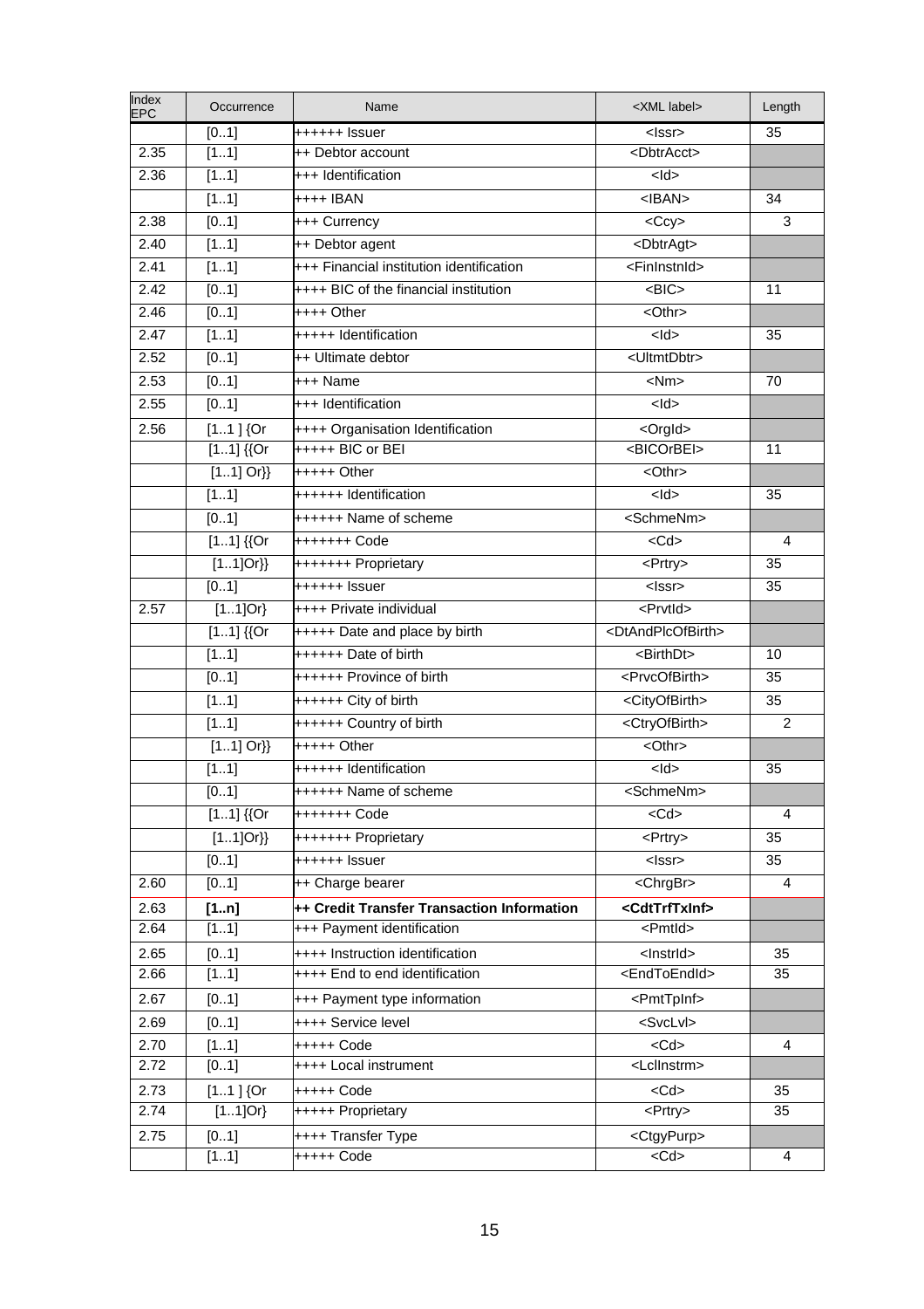| Index EPC | Occurrence | Name | <XML label> | Length |
| --- | --- | --- | --- | --- |
| | [0..1] | ++++++ Issuer | <Issr> | 35 |
| 2.35 | [1..1] | ++ Debtor account | <DbtrAcct> | |
| 2.36 | [1..1] | +++ Identification | <Id> | |
| | [1..1] | ++++ IBAN | <IBAN> | 34 |
| 2.38 | [0..1] | +++ Currency | <Ccy> | 3 |
| 2.40 | [1..1] | ++ Debtor agent | <DbtrAgt> | |
| 2.41 | [1..1] | +++ Financial institution identification | <FinInstnId> | |
| 2.42 | [0..1] | ++++ BIC of the financial institution | <BIC> | 11 |
| 2.46 | [0..1] | ++++ Other | <Othr> | |
| 2.47 | [1..1] | +++++ Identification | <Id> | 35 |
| 2.52 | [0..1] | ++ Ultimate debtor | <UltmtDbtr> | |
| 2.53 | [0..1] | +++ Name | <Nm> | 70 |
| 2.55 | [0..1] | +++ Identification | <Id> | |
| 2.56 | [1..1 ] {Or | ++++ Organisation Identification | <OrgId> | |
| | [1..1] {{Or | +++++ BIC or BEI | <BICOrBEI> | 11 |
| | [1..1] Or}} | +++++ Other | <Othr> | |
| | [1..1] | ++++++ Identification | <Id> | 35 |
| | [0..1] | ++++++ Name of scheme | <SchmeNm> | |
| | [1..1] {{Or | +++++++ Code | <Cd> | 4 |
| | [1..1]Or}} | +++++++ Proprietary | <Prtry> | 35 |
| | [0..1] | ++++++ Issuer | <Issr> | 35 |
| 2.57 | [1..1]Or} | ++++ Private individual | <PrvtId> | |
| | [1..1] {{Or | +++++ Date and place by birth | <DtAndPlcOfBirth> | |
| | [1..1] | ++++++ Date of birth | <BirthDt> | 10 |
| | [0..1] | ++++++ Province of birth | <PrvcOfBirth> | 35 |
| | [1..1] | ++++++ City of birth | <CityOfBirth> | 35 |
| | [1..1] | ++++++ Country of birth | <CtryOfBirth> | 2 |
| | [1..1] Or}} | +++++ Other | <Othr> | |
| | [1..1] | ++++++ Identification | <Id> | 35 |
| | [0..1] | ++++++ Name of scheme | <SchmeNm> | |
| | [1..1] {{Or | +++++++ Code | <Cd> | 4 |
| | [1..1]Or}} | +++++++ Proprietary | <Prtry> | 35 |
| | [0..1] | ++++++ Issuer | <Issr> | 35 |
| 2.60 | [0..1] | ++ Charge bearer | <ChrgBr> | 4 |
| 2.63 | **[1..n]** | **++ Credit Transfer Transaction Information** | **<CdtTrfTxInf>** | |
| 2.64 | [1..1] | +++ Payment identification | <PmtId> | |
| 2.65 | [0..1] | ++++ Instruction identification | <InstrId> | 35 |
| 2.66 | [1..1] | ++++ End to end identification | <EndToEndId> | 35 |
| 2.67 | [0..1] | +++ Payment type information | <PmtTpInf> | |
| 2.69 | [0..1] | ++++ Service level | <SvcLvl> | |
| 2.70 | [1..1] | +++++ Code | <Cd> | 4 |
| 2.72 | [0..1] | ++++ Local instrument | <LclInstrm> | |
| 2.73 | [1..1 ] {Or | +++++ Code | <Cd> | 35 |
| 2.74 | [1..1]Or} | +++++ Proprietary | <Prtry> | 35 |
| 2.75 | [0..1] | ++++ Transfer Type | <CtgyPurp> | |
| | [1..1] | +++++ Code | <Cd> | 4 |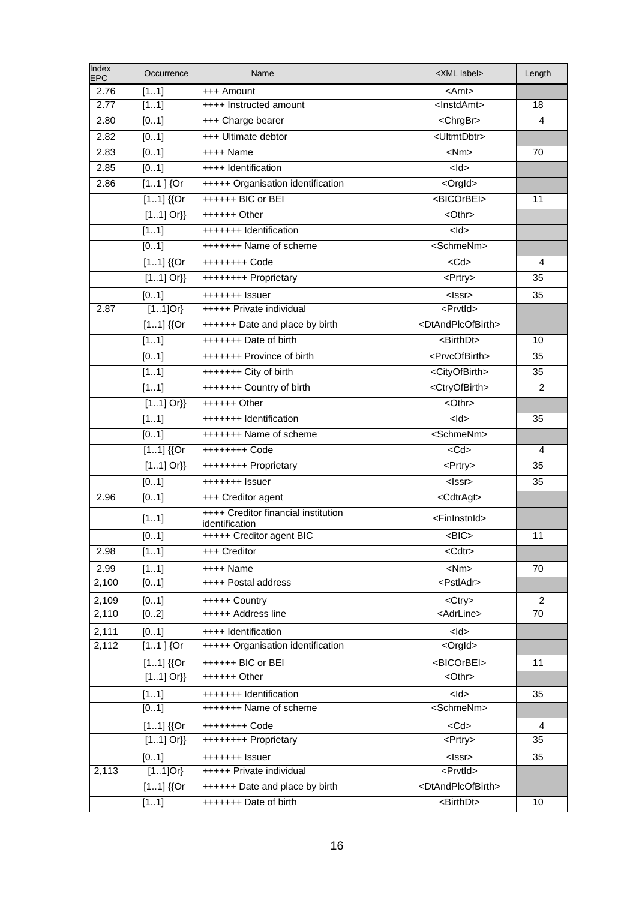| Index EPC | Occurrence | Name | <XML label> | Length |
|---|---|---|---|---|
| 2.76 | [1..1] | +++ Amount | <Amt> | |
| 2.77 | [1..1] | ++++ Instructed amount | <InstdAmt> | 18 |
| 2.80 | [0..1] | +++ Charge bearer | <ChrgBr> | 4 |
| 2.82 | [0..1] | +++ Ultimate debtor | <UltmtDbtr> | |
| 2.83 | [0..1] | ++++ Name | <Nm> | 70 |
| 2.85 | [0..1] | ++++ Identification | <Id> | |
| 2.86 | [1..1 ] {Or | +++++ Organisation identification | <OrgId> | |
| | [1..1] {{Or | ++++++ BIC or BEI | <BICOrBEI> | 11 |
| | [1..1] Or}} | ++++++ Other | <Othr> | |
| | [1..1] | +++++++ Identification | <Id> | |
| | [0..1] | +++++++ Name of scheme | <SchmeNm> | |
| | [1..1] {{Or | ++++++++ Code | <Cd> | 4 |
| | [1..1] Or}} | ++++++++ Proprietary | <Prtry> | 35 |
| | [0..1] | +++++++ Issuer | <Issr> | 35 |
| 2.87 | [1..1]Or} | +++++ Private individual | <PrvtId> | |
| | [1..1] {{Or | ++++++ Date and place by birth | <DtAndPlcOfBirth> | |
| | [1..1] | +++++++ Date of birth | <BirthDt> | 10 |
| | [0..1] | +++++++ Province of birth | <PrvcOfBirth> | 35 |
| | [1..1] | +++++++ City of birth | <CityOfBirth> | 35 |
| | [1..1] | +++++++ Country of birth | <CtryOfBirth> | 2 |
| | [1..1] Or}} | ++++++ Other | <Othr> | |
| | [1..1] | +++++++ Identification | <Id> | 35 |
| | [0..1] | +++++++ Name of scheme | <SchmeNm> | |
| | [1..1] {{Or | ++++++++ Code | <Cd> | 4 |
| | [1..1] Or}} | ++++++++ Proprietary | <Prtry> | 35 |
| | [0..1] | +++++++ Issuer | <Issr> | 35 |
| 2.96 | [0..1] | +++ Creditor agent | <CdtrAgt> | |
| | [1..1] | ++++ Creditor financial institution identification | <FinInstnId> | |
| | [0..1] | +++++ Creditor agent BIC | <BIC> | 11 |
| 2.98 | [1..1] | +++ Creditor | <Cdtr> | |
| 2.99 | [1..1] | ++++ Name | <Nm> | 70 |
| 2,100 | [0..1] | ++++ Postal address | <PstlAdr> | |
| 2,109 | [0..1] | +++++ Country | <Ctry> | 2 |
| 2,110 | [0..2] | +++++ Address line | <AdrLine> | 70 |
| 2,111 | [0..1] | ++++ Identification | <Id> | |
| 2,112 | [1..1 ] {Or | +++++ Organisation identification | <OrgId> | |
| | [1..1] {{Or | ++++++ BIC or BEI | <BICOrBEI> | 11 |
| | [1..1] Or}} | ++++++ Other | <Othr> | |
| | [1..1] | +++++++ Identification | <Id> | 35 |
| | [0..1] | +++++++ Name of scheme | <SchmeNm> | |
| | [1..1] {{Or | ++++++++ Code | <Cd> | 4 |
| | [1..1] Or}} | ++++++++ Proprietary | <Prtry> | 35 |
| | [0..1] | +++++++ Issuer | <Issr> | 35 |
| 2,113 | [1..1]Or} | +++++ Private individual | <PrvtId> | |
| | [1..1] {{Or | ++++++ Date and place by birth | <DtAndPlcOfBirth> | |
| | [1..1] | +++++++ Date of birth | <BirthDt> | 10 |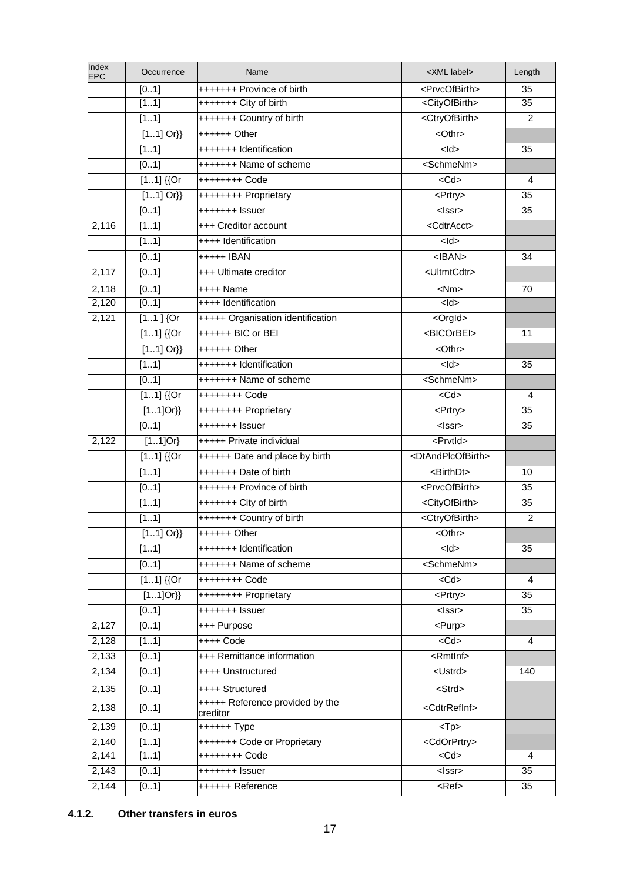| Index EPC | Occurrence | Name | <XML label> | Length |
|---|---|---|---|---|
| | [0..1] | +++++++ Province of birth | <PrvcOfBirth> | 35 |
| | [1..1] | +++++++ City of birth | <CityOfBirth> | 35 |
| | [1..1] | +++++++ Country of birth | <CtryOfBirth> | 2 |
| | [1..1] Or}} | ++++++ Other | <Othr> | |
| | [1..1] | +++++++ Identification | <Id> | 35 |
| | [0..1] | +++++++ Name of scheme | <SchmeNm> | |
| | [1..1] {{Or | ++++++++ Code | <Cd> | 4 |
| | [1..1] Or}} | ++++++++ Proprietary | <Prtry> | 35 |
| | [0..1] | +++++++ Issuer | <Issr> | 35 |
| 2,116 | [1..1] | +++ Creditor account | <CdtrAcct> | |
| | [1..1] | ++++ Identification | <Id> | |
| | [0..1] | +++++ IBAN | <IBAN> | 34 |
| 2,117 | [0..1] | +++ Ultimate creditor | <UltmtCdtr> | |
| 2,118 | [0..1] | ++++ Name | <Nm> | 70 |
| 2,120 | [0..1] | ++++ Identification | <Id> | |
| 2,121 | [1..1 ] {Or | +++++ Organisation identification | <OrgId> | |
| | [1..1] {{Or | ++++++ BIC or BEI | <BICOrBEI> | 11 |
| | [1..1] Or}} | ++++++ Other | <Othr> | |
| | [1..1] | +++++++ Identification | <Id> | 35 |
| | [0..1] | +++++++ Name of scheme | <SchmeNm> | |
| | [1..1] {{Or | ++++++++ Code | <Cd> | 4 |
| | [1..1]Or}} | ++++++++ Proprietary | <Prtry> | 35 |
| | [0..1] | +++++++ Issuer | <Issr> | 35 |
| 2,122 | [1..1]Or} | +++++ Private individual | <PrvtId> | |
| | [1..1] {{Or | ++++++ Date and place by birth | <DtAndPlcOfBirth> | |
| | [1..1] | +++++++ Date of birth | <BirthDt> | 10 |
| | [0..1] | +++++++ Province of birth | <PrvcOfBirth> | 35 |
| | [1..1] | +++++++ City of birth | <CityOfBirth> | 35 |
| | [1..1] | +++++++ Country of birth | <CtryOfBirth> | 2 |
| | [1..1] Or}} | ++++++ Other | <Othr> | |
| | [1..1] | +++++++ Identification | <Id> | 35 |
| | [0..1] | +++++++ Name of scheme | <SchmeNm> | |
| | [1..1] {{Or | ++++++++ Code | <Cd> | 4 |
| | [1..1]Or}} | ++++++++ Proprietary | <Prtry> | 35 |
| | [0..1] | +++++++ Issuer | <Issr> | 35 |
| 2,127 | [0..1] | +++ Purpose | <Purp> | |
| 2,128 | [1..1] | ++++ Code | <Cd> | 4 |
| 2,133 | [0..1] | +++ Remittance information | <RmtInf> | |
| 2,134 | [0..1] | ++++ Unstructured | <Ustrd> | 140 |
| 2,135 | [0..1] | ++++ Structured | <Strd> | |
| 2,138 | [0..1] | +++++ Reference provided by the creditor | <CdtrRefInf> | |
| 2,139 | [0..1] | ++++++ Type | <Tp> | |
| 2,140 | [1..1] | +++++++ Code or Proprietary | <CdOrPrtry> | |
| 2,141 | [1..1] | ++++++++ Code | <Cd> | 4 |
| 2,143 | [0..1] | +++++++ Issuer | <Issr> | 35 |
| 2,144 | [0..1] | ++++++ Reference | <Ref> | 35 |

### 4.1.2. Other transfers in euros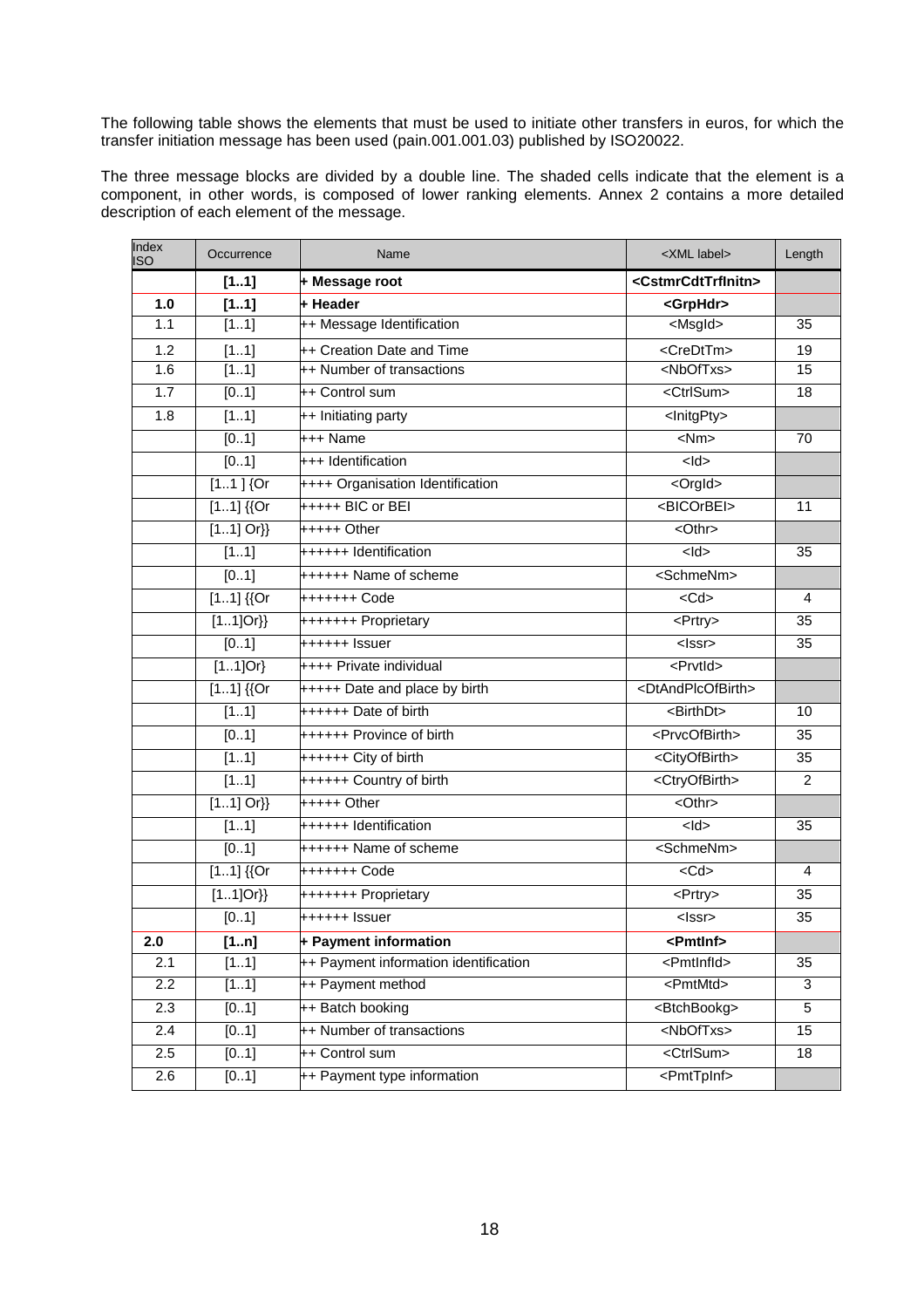The following table shows the elements that must be used to initiate other transfers in euros, for which the transfer initiation message has been used (pain.001.001.03) published by ISO20022.

The three message blocks are divided by a double line. The shaded cells indicate that the element is a component, in other words, is composed of lower ranking elements. Annex 2 contains a more detailed description of each element of the message.

| Index ISO | Occurrence | Name | <XML label> | Length |
|---|---|---|---|---|
| | **[1..1]** | **+ Message root** | **<CstmrCdtTrfInitn>** | |
| **1.0** | **[1..1]** | **+ Header** | **<GrpHdr>** | |
| 1.1 | [1..1] | ++ Message Identification | <MsgId> | 35 |
| 1.2 | [1..1] | ++ Creation Date and Time | <CreDtTm> | 19 |
| 1.6 | [1..1] | ++ Number of transactions | <NbOfTxs> | 15 |
| 1.7 | [0..1] | ++ Control sum | <CtrlSum> | 18 |
| 1.8 | [1..1] | ++ Initiating party | <InitgPty> | |
| | [0..1] | +++ Name | <Nm> | 70 |
| | [0..1] | +++ Identification | <Id> | |
| | [1..1 ] {Or | ++++ Organisation Identification | <OrgId> | |
| | [1..1] {{Or | +++++ BIC or BEI | <BICOrBEI> | 11 |
| | [1..1] Or}} | +++++ Other | <Othr> | |
| | [1..1] | ++++++ Identification | <Id> | 35 |
| | [0..1] | ++++++ Name of scheme | <SchemeNm> | |
| | [1..1] {{Or | +++++++ Code | <Cd> | 4 |
| | [1..1]Or}} | +++++++ Proprietary | <Prtry> | 35 |
| | [0..1] | ++++++ Issuer | <Issr> | 35 |
| | [1..1]Or} | ++++ Private individual | <PrvtId> | |
| | [1..1] {{Or | +++++ Date and place by birth | <DtAndPlcOfBirth> | |
| | [1..1] | ++++++ Date of birth | <BirthDt> | 10 |
| | [0..1] | ++++++ Province of birth | <PrvcOfBirth> | 35 |
| | [1..1] | ++++++ City of birth | <CityOfBirth> | 35 |
| | [1..1] | ++++++ Country of birth | <CtryOfBirth> | 2 |
| | [1..1] Or}} | +++++ Other | <Othr> | |
| | [1..1] | ++++++ Identification | <Id> | 35 |
| | [0..1] | ++++++ Name of scheme | <SchemeNm> | |
| | [1..1] {{Or | +++++++ Code | <Cd> | 4 |
| | [1..1]Or}} | +++++++ Proprietary | <Prtry> | 35 |
| | [0..1] | ++++++ Issuer | <Issr> | 35 |
| **2.0** | **[1..n]** | **+ Payment information** | **<PmtInf>** | |
| 2.1 | [1..1] | ++ Payment information identification | <PmtInfId> | 35 |
| 2.2 | [1..1] | ++ Payment method | <PmtMtd> | 3 |
| 2.3 | [0..1] | ++ Batch booking | <BtchBookg> | 5 |
| 2.4 | [0..1] | ++ Number of transactions | <NbOfTxs> | 15 |
| 2.5 | [0..1] | ++ Control sum | <CtrlSum> | 18 |
| 2.6 | [0..1] | ++ Payment type information | <PmtTpInf> | |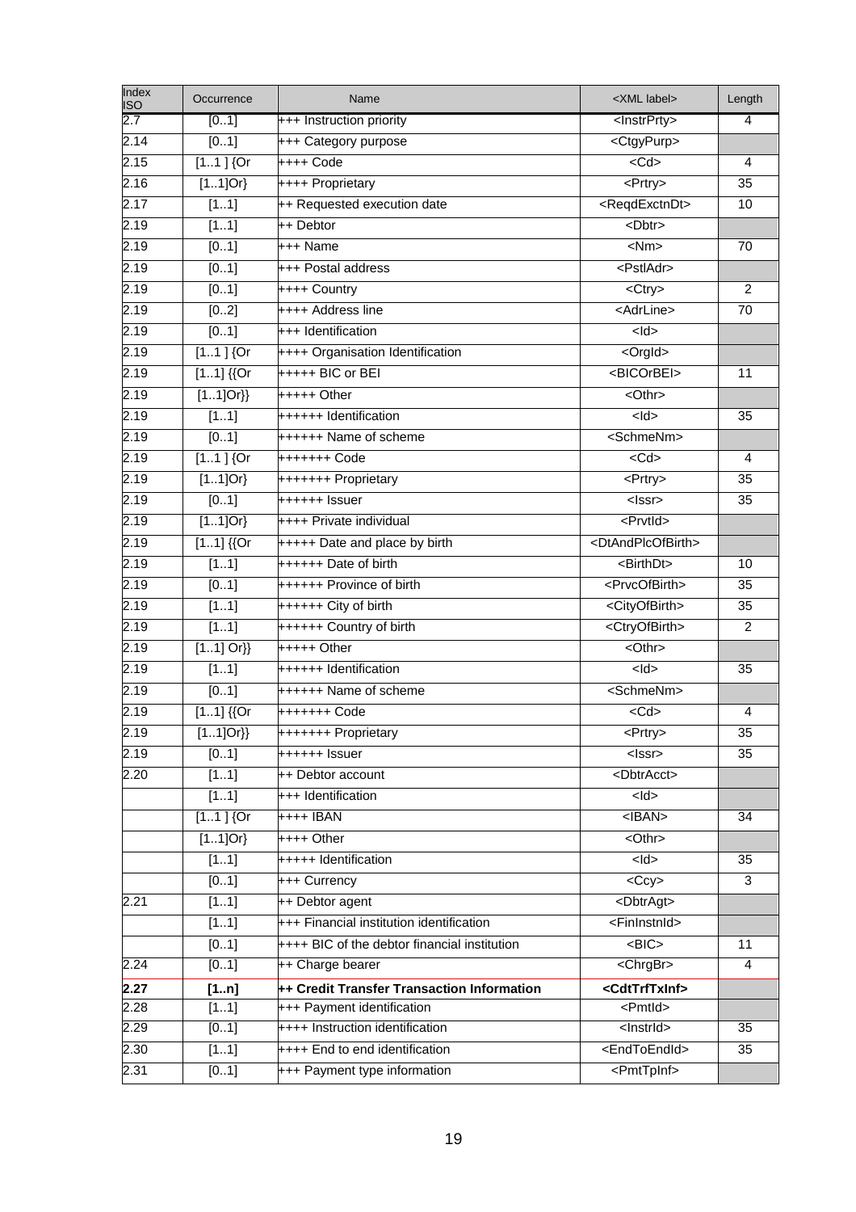| Index ISO | Occurrence | Name | <XML label> | Length |
|---|---|---|---|---|
| 2.7 | [0..1] | +++ Instruction priority | <InstrPrty> | 4 |
| 2.14 | [0..1] | +++ Category purpose | <CtgyPurp> | |
| 2.15 | [1..1 ] {Or | ++++ Code | <Cd> | 4 |
| 2.16 | [1..1]Or} | ++++ Proprietary | <Prtry> | 35 |
| 2.17 | [1..1] | ++ Requested execution date | <ReqdExctnDt> | 10 |
| 2.19 | [1..1] | ++ Debtor | <Dbtr> | |
| 2.19 | [0..1] | +++ Name | <Nm> | 70 |
| 2.19 | [0..1] | +++ Postal address | <PstlAdr> | |
| 2.19 | [0..1] | ++++ Country | <Ctry> | 2 |
| 2.19 | [0..2] | ++++ Address line | <AdrLine> | 70 |
| 2.19 | [0..1] | +++ Identification | <Id> | |
| 2.19 | [1..1 ] {Or | ++++ Organisation Identification | <OrgId> | |
| 2.19 | [1..1] {{Or | +++++ BIC or BEI | <BICOrBEI> | 11 |
| 2.19 | [1..1]Or}} | +++++ Other | <Othr> | |
| 2.19 | [1..1] | ++++++ Identification | <Id> | 35 |
| 2.19 | [0..1] | ++++++ Name of scheme | <SchmeNm> | |
| 2.19 | [1..1 ] {Or | +++++++ Code | <Cd> | 4 |
| 2.19 | [1..1]Or} | +++++++ Proprietary | <Prtry> | 35 |
| 2.19 | [0..1] | ++++++ Issuer | <Issr> | 35 |
| 2.19 | [1..1]Or} | ++++ Private individual | <PrvtId> | |
| 2.19 | [1..1] {{Or | +++++ Date and place by birth | <DtAndPlcOfBirth> | |
| 2.19 | [1..1] | ++++++ Date of birth | <BirthDt> | 10 |
| 2.19 | [0..1] | ++++++ Province of birth | <PrvcOfBirth> | 35 |
| 2.19 | [1..1] | ++++++ City of birth | <CityOfBirth> | 35 |
| 2.19 | [1..1] | ++++++ Country of birth | <CtryOfBirth> | 2 |
| 2.19 | [1..1] Or}} | +++++ Other | <Othr> | |
| 2.19 | [1..1] | ++++++ Identification | <Id> | 35 |
| 2.19 | [0..1] | ++++++ Name of scheme | <SchmeNm> | |
| 2.19 | [1..1] {{Or | +++++++ Code | <Cd> | 4 |
| 2.19 | [1..1]Or}} | +++++++ Proprietary | <Prtry> | 35 |
| 2.19 | [0..1] | ++++++ Issuer | <Issr> | 35 |
| 2.20 | [1..1] | ++ Debtor account | <DbtrAcct> | |
| | [1..1] | +++ Identification | <Id> | |
| | [1..1 ] {Or | ++++ IBAN | <IBAN> | 34 |
| | [1..1]Or} | ++++ Other | <Othr> | |
| | [1..1] | +++++ Identification | <Id> | 35 |
| | [0..1] | +++ Currency | <Ccy> | 3 |
| 2.21 | [1..1] | ++ Debtor agent | <DbtrAgt> | |
| | [1..1] | +++ Financial institution identification | <FinInstnId> | |
| | [0..1] | ++++ BIC of the debtor financial institution | <BIC> | 11 |
| 2.24 | [0..1] | ++ Charge bearer | <ChrgBr> | 4 |
| **2.27** | **[1..n]** | **++ Credit Transfer Transaction Information** | **<CdtTrfTxInf>** | |
| 2.28 | [1..1] | +++ Payment identification | <PmtId> | |
| 2.29 | [0..1] | ++++ Instruction identification | <InstrId> | 35 |
| 2.30 | [1..1] | ++++ End to end identification | <EndToEndId> | 35 |
| 2.31 | [0..1] | +++ Payment type information | <PmtTpInf> | |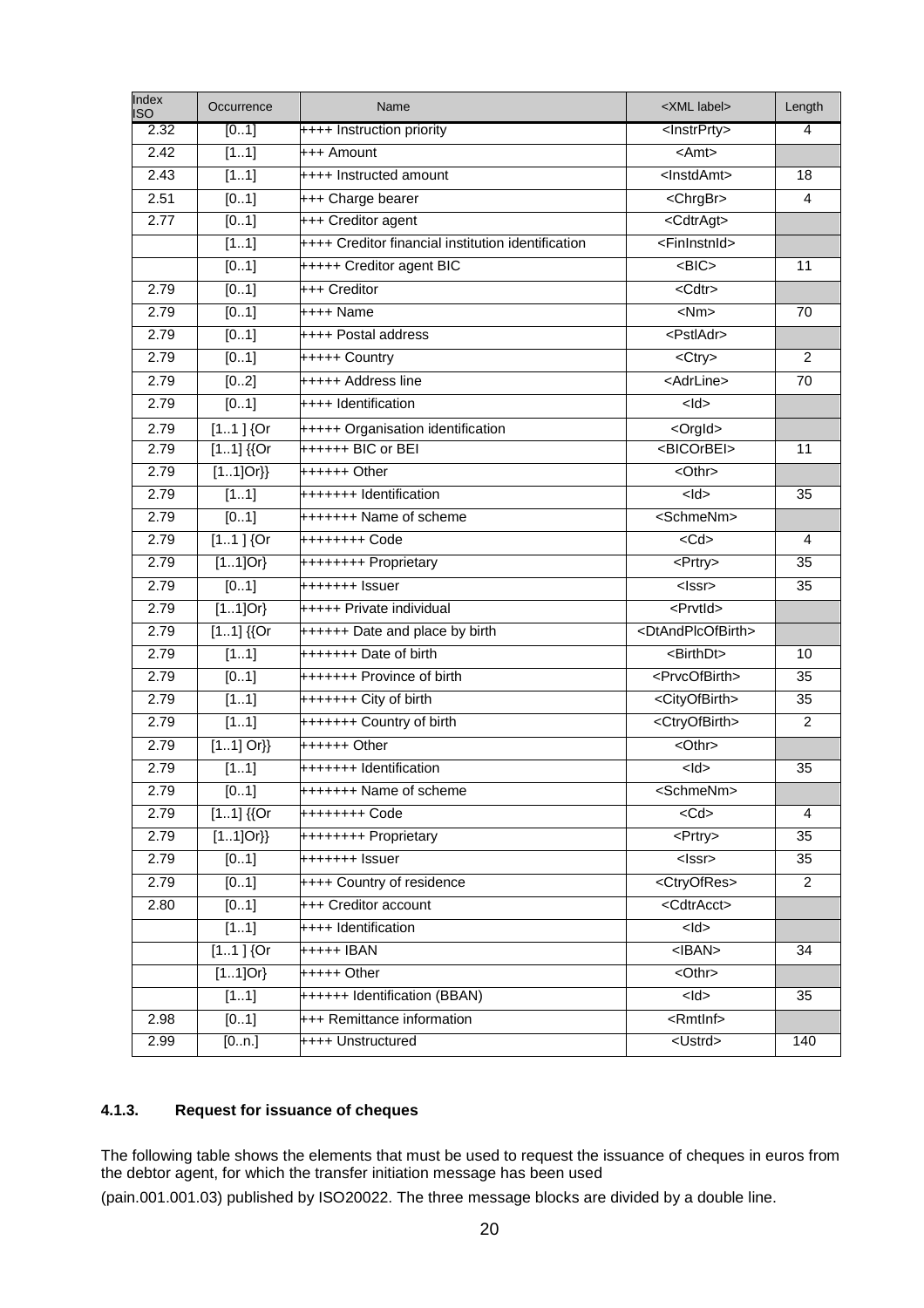| Index ISO | Occurrence | Name | <XML label> | Length |
|---|---|---|---|---|
| 2.32 | [0..1] | ++++ Instruction priority | <InstrPrty> | 4 |
| 2.42 | [1..1] | +++ Amount | <Amt> | |
| 2.43 | [1..1] | ++++ Instructed amount | <InstdAmt> | 18 |
| 2.51 | [0..1] | +++ Charge bearer | <ChrgBr> | 4 |
| 2.77 | [0..1] | +++ Creditor agent | <CdtrAgt> | |
| | [1..1] | ++++ Creditor financial institution identification | <FinInstnId> | |
| | [0..1] | +++++ Creditor agent BIC | <BIC> | 11 |
| 2.79 | [0..1] | +++ Creditor | <Cdtr> | |
| 2.79 | [0..1] | ++++ Name | <Nm> | 70 |
| 2.79 | [0..1] | ++++ Postal address | <PstlAdr> | |
| 2.79 | [0..1] | +++++ Country | <Ctry> | 2 |
| 2.79 | [0..2] | +++++ Address line | <AdrLine> | 70 |
| 2.79 | [0..1] | ++++ Identification | <Id> | |
| 2.79 | [1..1 ] {Or | +++++ Organisation identification | <OrgId> | |
| 2.79 | [1..1] {{Or | ++++++ BIC or BEI | <BICOrBEI> | 11 |
| 2.79 | [1..1]Or}} | ++++++ Other | <Othr> | |
| 2.79 | [1..1] | +++++++ Identification | <Id> | 35 |
| 2.79 | [0..1] | +++++++ Name of scheme | <SchmeNm> | |
| 2.79 | [1..1 ] {Or | ++++++++ Code | <Cd> | 4 |
| 2.79 | [1..1]Or} | ++++++++ Proprietary | <Prtry> | 35 |
| 2.79 | [0..1] | +++++++ Issuer | <Issr> | 35 |
| 2.79 | [1..1]Or} | +++++ Private individual | <PrvtId> | |
| 2.79 | [1..1] {{Or | ++++++ Date and place by birth | <DtAndPlcOfBirth> | |
| 2.79 | [1..1] | +++++++ Date of birth | <BirthDt> | 10 |
| 2.79 | [0..1] | +++++++ Province of birth | <PrvcOfBirth> | 35 |
| 2.79 | [1..1] | +++++++ City of birth | <CityOfBirth> | 35 |
| 2.79 | [1..1] | +++++++ Country of birth | <CtryOfBirth> | 2 |
| 2.79 | [1..1] Or}} | ++++++ Other | <Othr> | |
| 2.79 | [1..1] | +++++++ Identification | <Id> | 35 |
| 2.79 | [0..1] | +++++++ Name of scheme | <SchmeNm> | |
| 2.79 | [1..1] {{Or | ++++++++ Code | <Cd> | 4 |
| 2.79 | [1..1]Or}} | ++++++++ Proprietary | <Prtry> | 35 |
| 2.79 | [0..1] | +++++++ Issuer | <Issr> | 35 |
| 2.79 | [0..1] | ++++ Country of residence | <CtryOfRes> | 2 |
| 2.80 | [0..1] | +++ Creditor account | <CdtrAcct> | |
| | [1..1] | ++++ Identification | <Id> | |
| | [1..1 ] {Or | +++++ IBAN | <IBAN> | 34 |
| | [1..1]Or} | +++++ Other | <Othr> | |
| | [1..1] | ++++++ Identification (BBAN) | <Id> | 35 |
| 2.98 | [0..1] | +++ Remittance information | <RmtInf> | |
| 2.99 | [0..n.] | ++++ Unstructured | <Ustrd> | 140 |

### 4.1.3. Request for issuance of cheques

The following table shows the elements that must be used to request the issuance of cheques in euros from the debtor agent, for which the transfer initiation message has been used

(pain.001.001.03) published by ISO20022. The three message blocks are divided by a double line.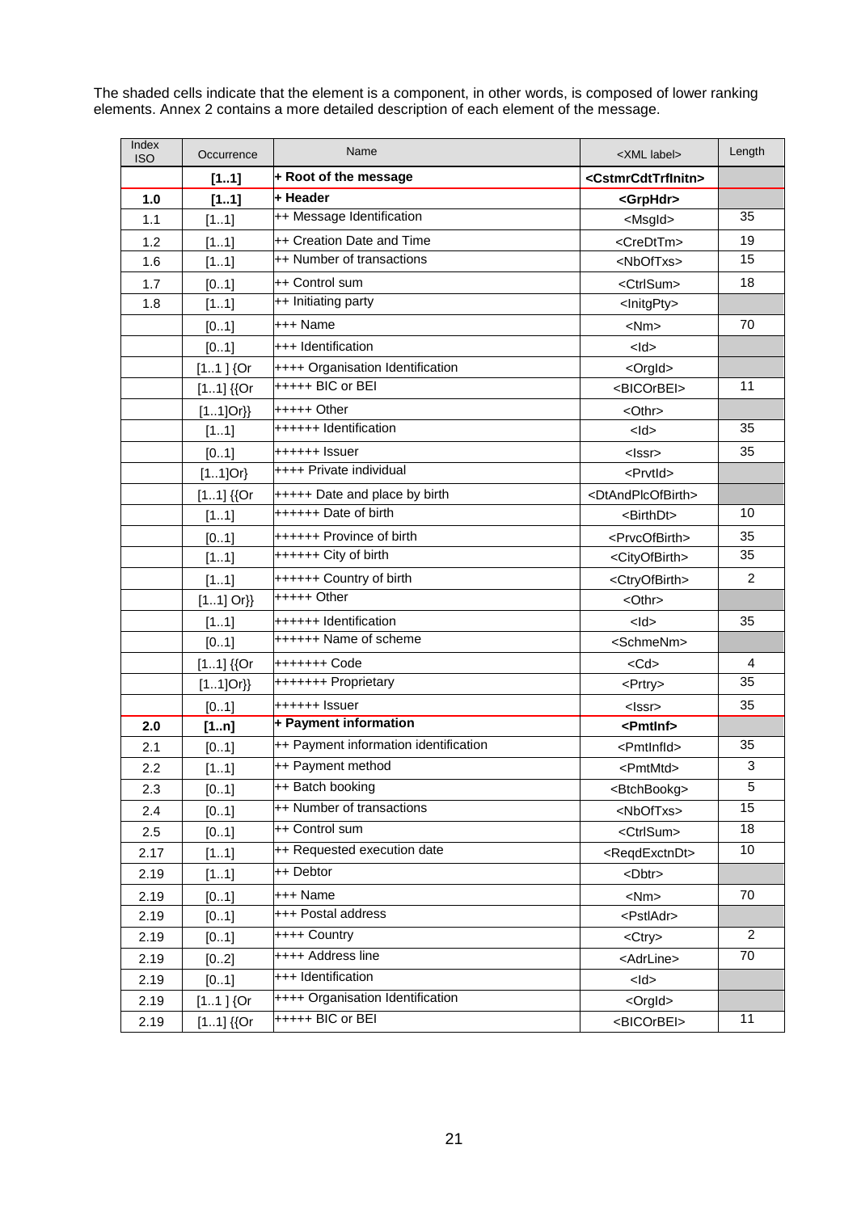The shaded cells indicate that the element is a component, in other words, is composed of lower ranking elements. Annex 2 contains a more detailed description of each element of the message.

| Index ISO | Occurrence | Name | <XML label> | Length |
|---|---|---|---|---|
| | **[1..1]** | **+ Root of the message** | **<CstmrCdtTrfInitn>** | |
| **1.0** | **[1..1]** | **+ Header** | **<GrpHdr>** | |
| 1.1 | [1..1] | ++ Message Identification | <MsgId> | 35 |
| 1.2 | [1..1] | ++ Creation Date and Time | <CreDtTm> | 19 |
| 1.6 | [1..1] | ++ Number of transactions | <NbOfTxs> | 15 |
| 1.7 | [0..1] | ++ Control sum | <CtrlSum> | 18 |
| 1.8 | [1..1] | ++ Initiating party | <InitgPty> | |
| | [0..1] | +++ Name | <Nm> | 70 |
| | [0..1] | +++ Identification | <Id> | |
| | [1..1 ] {Or | ++++ Organisation Identification | <OrgId> | |
| | [1..1] {{Or | +++++ BIC or BEI | <BICOrBEI> | 11 |
| | [1..1]Or}} | +++++ Other | <Othr> | |
| | [1..1] | ++++++ Identification | <Id> | 35 |
| | [0..1] | ++++++ Issuer | <Issr> | 35 |
| | [1..1]Or} | ++++ Private individual | <PrvtId> | |
| | [1..1] {{Or | +++++ Date and place by birth | <DtAndPlcOfBirth> | |
| | [1..1] | ++++++ Date of birth | <BirthDt> | 10 |
| | [0..1] | ++++++ Province of birth | <PrvcOfBirth> | 35 |
| | [1..1] | ++++++ City of birth | <CityOfBirth> | 35 |
| | [1..1] | ++++++ Country of birth | <CtryOfBirth> | 2 |
| | [1..1] Or}} | +++++ Other | <Othr> | |
| | [1..1] | ++++++ Identification | <Id> | 35 |
| | [0..1] | ++++++ Name of scheme | <SchemeNm> | |
| | [1..1] {{Or | +++++++ Code | <Cd> | 4 |
| | [1..1]Or}} | +++++++ Proprietary | <Prtry> | 35 |
| | [0..1] | ++++++ Issuer | <Issr> | 35 |
| **2.0** | **[1..n]** | **+ Payment information** | **<PmtInf>** | |
| 2.1 | [0..1] | ++ Payment information identification | <PmtInfId> | 35 |
| 2.2 | [1..1] | ++ Payment method | <PmtMtd> | 3 |
| 2.3 | [0..1] | ++ Batch booking | <BtchBookg> | 5 |
| 2.4 | [0..1] | ++ Number of transactions | <NbOfTxs> | 15 |
| 2.5 | [0..1] | ++ Control sum | <CtrlSum> | 18 |
| 2.17 | [1..1] | ++ Requested execution date | <ReqdExctnDt> | 10 |
| 2.19 | [1..1] | ++ Debtor | <Dbtr> | |
| 2.19 | [0..1] | +++ Name | <Nm> | 70 |
| 2.19 | [0..1] | +++ Postal address | <PstlAdr> | |
| 2.19 | [0..1] | ++++ Country | <Ctry> | 2 |
| 2.19 | [0..2] | ++++ Address line | <AdrLine> | 70 |
| 2.19 | [0..1] | +++ Identification | <Id> | |
| 2.19 | [1..1 ] {Or | ++++ Organisation Identification | <OrgId> | |
| 2.19 | [1..1] {{Or | +++++ BIC or BEI | <BICOrBEI> | 11 |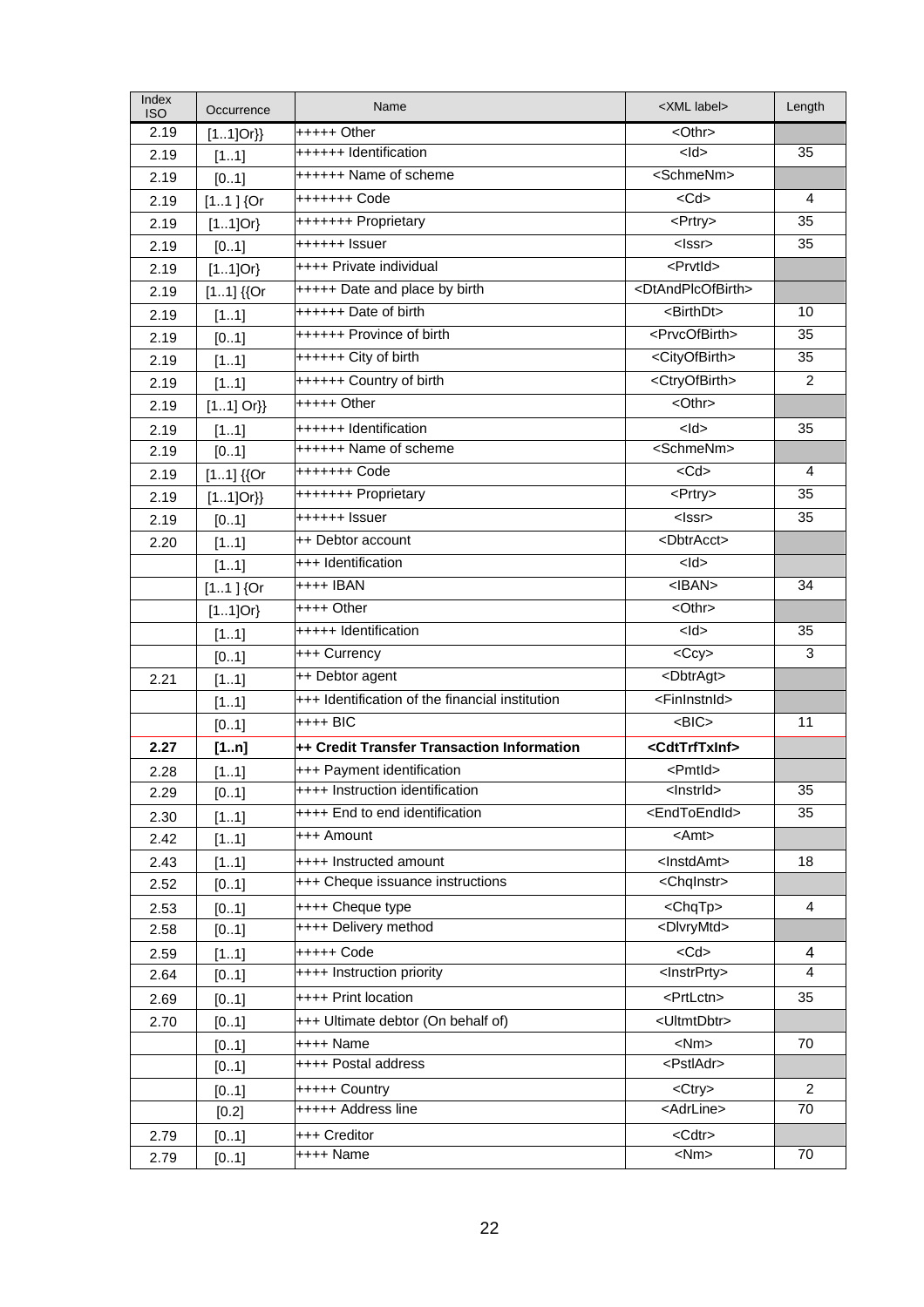| Index ISO | Occurrence | Name | <XML label> | Length |
|---|---|---|---|---|
| 2.19 | [1..1]Or}} | +++++ Other | <Othr> | |
| 2.19 | [1..1] | ++++++ Identification | <Id> | 35 |
| 2.19 | [0..1] | ++++++ Name of scheme | <SchmeNm> | |
| 2.19 | [1..1 ] {Or | +++++++ Code | <Cd> | 4 |
| 2.19 | [1..1]Or} | +++++++ Proprietary | <Prtry> | 35 |
| 2.19 | [0..1] | ++++++ Issuer | <Issr> | 35 |
| 2.19 | [1..1]Or} | ++++ Private individual | <PrvtId> | |
| 2.19 | [1..1] {{Or | +++++ Date and place by birth | <DtAndPlcOfBirth> | |
| 2.19 | [1..1] | ++++++ Date of birth | <BirthDt> | 10 |
| 2.19 | [0..1] | ++++++ Province of birth | <PrvcOfBirth> | 35 |
| 2.19 | [1..1] | ++++++ City of birth | <CityOfBirth> | 35 |
| 2.19 | [1..1] | ++++++ Country of birth | <CtryOfBirth> | 2 |
| 2.19 | [1..1] Or}} | +++++ Other | <Othr> | |
| 2.19 | [1..1] | ++++++ Identification | <Id> | 35 |
| 2.19 | [0..1] | ++++++ Name of scheme | <SchmeNm> | |
| 2.19 | [1..1] {{Or | +++++++ Code | <Cd> | 4 |
| 2.19 | [1..1]Or}} | +++++++ Proprietary | <Prtry> | 35 |
| 2.19 | [0..1] | ++++++ Issuer | <Issr> | 35 |
| 2.20 | [1..1] | ++ Debtor account | <DbtrAcct> | |
| | [1..1] | +++ Identification | <Id> | |
| | [1..1 ] {Or | ++++ IBAN | <IBAN> | 34 |
| | [1..1]Or} | ++++ Other | <Othr> | |
| | [1..1] | +++++ Identification | <Id> | 35 |
| | [0..1] | +++ Currency | <Ccy> | 3 |
| 2.21 | [1..1] | ++ Debtor agent | <DbtrAgt> | |
| | [1..1] | +++ Identification of the financial institution | <FinInstnId> | |
| | [0..1] | ++++ BIC | <BIC> | 11 |
| **2.27** | **[1..n]** | **++ Credit Transfer Transaction Information** | **<CdtTrfTxInf>** | |
| 2.28 | [1..1] | +++ Payment identification | <PmtId> | |
| 2.29 | [0..1] | ++++ Instruction identification | <InstrId> | 35 |
| 2.30 | [1..1] | ++++ End to end identification | <EndToEndId> | 35 |
| 2.42 | [1..1] | +++ Amount | <Amt> | |
| 2.43 | [1..1] | ++++ Instructed amount | <InstdAmt> | 18 |
| 2.52 | [0..1] | +++ Cheque issuance instructions | <ChqInstr> | |
| 2.53 | [0..1] | ++++ Cheque type | <ChqTp> | 4 |
| 2.58 | [0..1] | ++++ Delivery method | <DlvryMtd> | |
| 2.59 | [1..1] | +++++ Code | <Cd> | 4 |
| 2.64 | [0..1] | ++++ Instruction priority | <InstrPrty> | 4 |
| 2.69 | [0..1] | ++++ Print location | <PrtLctn> | 35 |
| 2.70 | [0..1] | +++ Ultimate debtor (On behalf of) | <UltmtDbtr> | |
| | [0..1] | ++++ Name | <Nm> | 70 |
| | [0..1] | ++++ Postal address | <PstlAdr> | |
| | [0..1] | +++++ Country | <Ctry> | 2 |
| | [0.2] | +++++ Address line | <AdrLine> | 70 |
| 2.79 | [0..1] | +++ Creditor | <Cdtr> | |
| 2.79 | [0..1] | ++++ Name | <Nm> | 70 |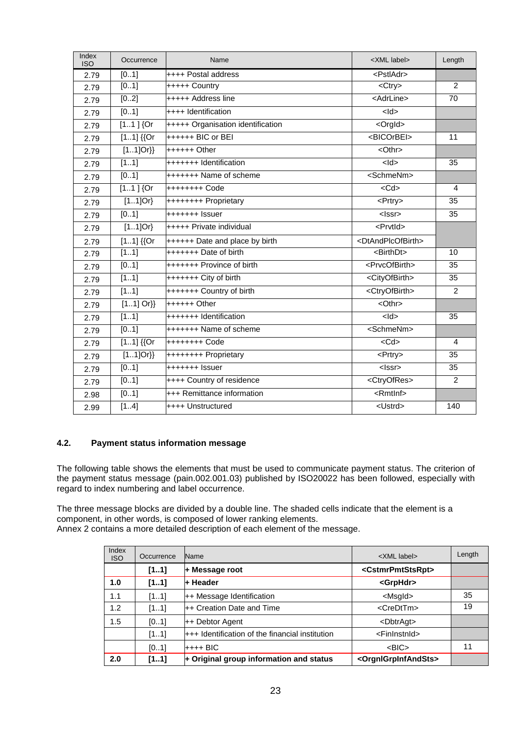| Index ISO | Occurrence | Name | <XML label> | Length |
|---|---|---|---|---|
| 2.79 | [0..1] | ++++ Postal address | <PstlAdr> | |
| 2.79 | [0..1] | +++++ Country | <Ctry> | 2 |
| 2.79 | [0..2] | +++++ Address line | <AdrLine> | 70 |
| 2.79 | [0..1] | ++++ Identification | <Id> | |
| 2.79 | [1..1 ] {Or | +++++ Organisation identification | <OrgId> | |
| 2.79 | [1..1] {{Or | ++++++ BIC or BEI | <BICOrBEI> | 11 |
| 2.79 | [1..1]Or}} | ++++++ Other | <Othr> | |
| 2.79 | [1..1] | +++++++ Identification | <Id> | 35 |
| 2.79 | [0..1] | +++++++ Name of scheme | <SchmeNm> | |
| 2.79 | [1..1 ] {Or | ++++++++ Code | <Cd> | 4 |
| 2.79 | [1..1]Or} | ++++++++ Proprietary | <Prtry> | 35 |
| 2.79 | [0..1] | +++++++ Issuer | <Issr> | 35 |
| 2.79 | [1..1]Or} | +++++ Private individual | <PrvtId> | |
| 2.79 | [1..1] {{Or | ++++++ Date and place by birth | <DtAndPlcOfBirth> | |
| 2.79 | [1..1] | +++++++ Date of birth | <BirthDt> | 10 |
| 2.79 | [0..1] | +++++++ Province of birth | <PrvcOfBirth> | 35 |
| 2.79 | [1..1] | +++++++ City of birth | <CityOfBirth> | 35 |
| 2.79 | [1..1] | +++++++ Country of birth | <CtryOfBirth> | 2 |
| 2.79 | [1..1] Or}} | ++++++ Other | <Othr> | |
| 2.79 | [1..1] | +++++++ Identification | <Id> | 35 |
| 2.79 | [0..1] | +++++++ Name of scheme | <SchmeNm> | |
| 2.79 | [1..1] {{Or | ++++++++ Code | <Cd> | 4 |
| 2.79 | [1..1]Or}} | ++++++++ Proprietary | <Prtry> | 35 |
| 2.79 | [0..1] | +++++++ Issuer | <Issr> | 35 |
| 2.79 | [0..1] | ++++ Country of residence | <CtryOfRes> | 2 |
| 2.98 | [0..1] | +++ Remittance information | <RmtInf> | |
| 2.99 | [1..4] | ++++ Unstructured | <Ustrd> | 140 |

## 4.2. Payment status information message

The following table shows the elements that must be used to communicate payment status. The criterion of the payment status message (pain.002.001.03) published by ISO20022 has been followed, especially with regard to index numbering and label occurrence.

The three message blocks are divided by a double line. The shaded cells indicate that the element is a component, in other words, is composed of lower ranking elements.
Annex 2 contains a more detailed description of each element of the message.

| Index ISO | Occurrence | Name | <XML label> | Length |
|---|---|---|---|---|
| | **[1..1]** | **+ Message root** | **<CstmrPmtStsRpt>** | |
| **1.0** | **[1..1]** | **+ Header** | **<GrpHdr>** | |
| 1.1 | [1..1] | ++ Message Identification | <MsgId> | 35 |
| 1.2 | [1..1] | ++ Creation Date and Time | <CreDtTm> | 19 |
| 1.5 | [0..1] | ++ Debtor Agent | <DbtrAgt> | |
| | [1..1] | +++ Identification of the financial institution | <FinInstnId> | |
| | [0..1] | ++++ BIC | <BIC> | 11 |
| **2.0** | **[1..1]** | **+ Original group information and status** | **<OrgnlGrpInfAndSts>** | |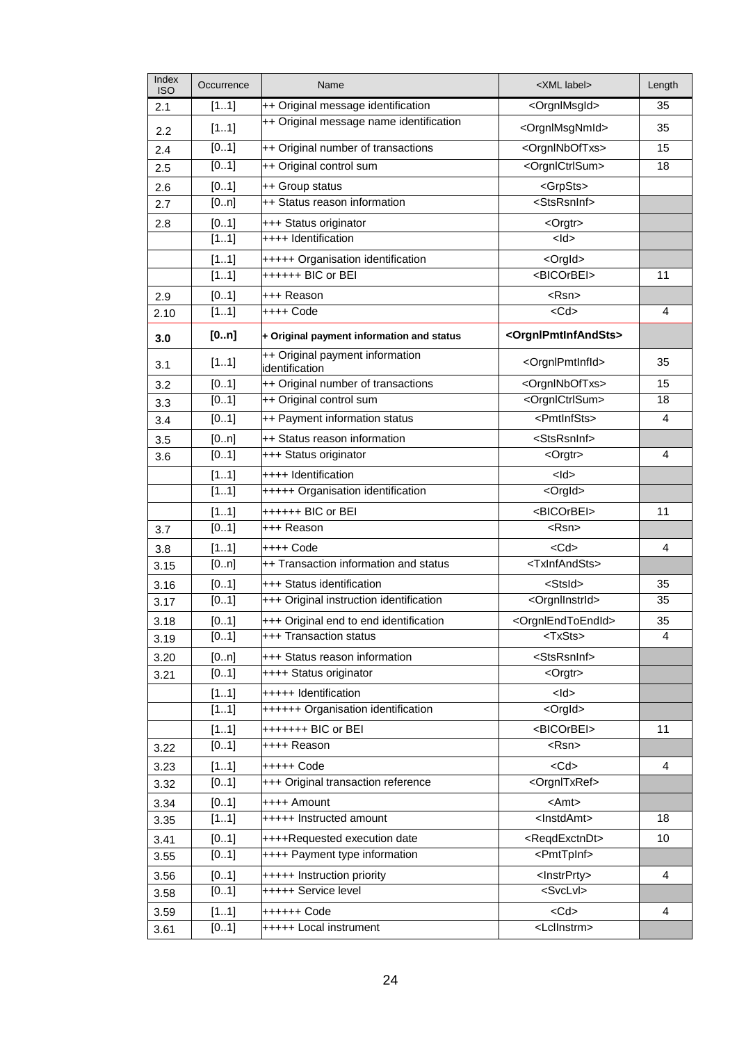| Index ISO | Occurrence | Name | <XML label> | Length |
|---|---|---|---|---|
| 2.1 | [1..1] | ++ Original message identification | <OrgnlMsgId> | 35 |
| 2.2 | [1..1] | ++ Original message name identification | <OrgnlMsgNmId> | 35 |
| 2.4 | [0..1] | ++ Original number of transactions | <OrgnlNbOfTxs> | 15 |
| 2.5 | [0..1] | ++ Original control sum | <OrgnlCtrlSum> | 18 |
| 2.6 | [0..1] | ++ Group status | <GrpSts> | |
| 2.7 | [0..n] | ++ Status reason information | <StsRsnInf> | |
| 2.8 | [0..1] | +++ Status originator | <Orgtr> | |
| | [1..1] | ++++ Identification | <Id> | |
| | [1..1] | +++++ Organisation identification | <OrgId> | |
| | [1..1] | ++++++ BIC or BEI | <BICOrBEI> | 11 |
| 2.9 | [0..1] | +++ Reason | <Rsn> | |
| 2.10 | [1..1] | ++++ Code | <Cd> | 4 |
| **3.0** | **[0..n]** | **+ Original payment information and status** | **<OrgnlPmtInfAndSts>** | |
| 3.1 | [1..1] | ++ Original payment information identification | <OrgnlPmtInfId> | 35 |
| 3.2 | [0..1] | ++ Original number of transactions | <OrgnlNbOfTxs> | 15 |
| 3.3 | [0..1] | ++ Original control sum | <OrgnlCtrlSum> | 18 |
| 3.4 | [0..1] | ++ Payment information status | <PmtInfSts> | 4 |
| 3.5 | [0..n] | ++ Status reason information | <StsRsnInf> | |
| 3.6 | [0..1] | +++ Status originator | <Orgtr> | 4 |
| | [1..1] | ++++ Identification | <Id> | |
| | [1..1] | +++++ Organisation identification | <OrgId> | |
| | [1..1] | ++++++ BIC or BEI | <BICOrBEI> | 11 |
| 3.7 | [0..1] | +++ Reason | <Rsn> | |
| 3.8 | [1..1] | ++++ Code | <Cd> | 4 |
| 3.15 | [0..n] | ++ Transaction information and status | <TxInfAndSts> | |
| 3.16 | [0..1] | +++ Status identification | <StsId> | 35 |
| 3.17 | [0..1] | +++ Original instruction identification | <OrgnlInstrId> | 35 |
| 3.18 | [0..1] | +++ Original end to end identification | <OrgnlEndToEndId> | 35 |
| 3.19 | [0..1] | +++ Transaction status | <TxSts> | 4 |
| 3.20 | [0..n] | +++ Status reason information | <StsRsnInf> | |
| 3.21 | [0..1] | ++++ Status originator | <Orgtr> | |
| | [1..1] | +++++ Identification | <Id> | |
| | [1..1] | ++++++ Organisation identification | <OrgId> | |
| | [1..1] | +++++++ BIC or BEI | <BICOrBEI> | 11 |
| 3.22 | [0..1] | ++++ Reason | <Rsn> | |
| 3.23 | [1..1] | +++++ Code | <Cd> | 4 |
| 3.32 | [0..1] | +++ Original transaction reference | <OrgnlTxRef> | |
| 3.34 | [0..1] | ++++ Amount | <Amt> | |
| 3.35 | [1..1] | +++++ Instructed amount | <InstdAmt> | 18 |
| 3.41 | [0..1] | ++++Requested execution date | <ReqdExctnDt> | 10 |
| 3.55 | [0..1] | ++++ Payment type information | <PmtTpInf> | |
| 3.56 | [0..1] | +++++ Instruction priority | <InstrPrty> | 4 |
| 3.58 | [0..1] | +++++ Service level | <SvcLvl> | |
| 3.59 | [1..1] | ++++++ Code | <Cd> | 4 |
| 3.61 | [0..1] | +++++ Local instrument | <LclInstrm> | |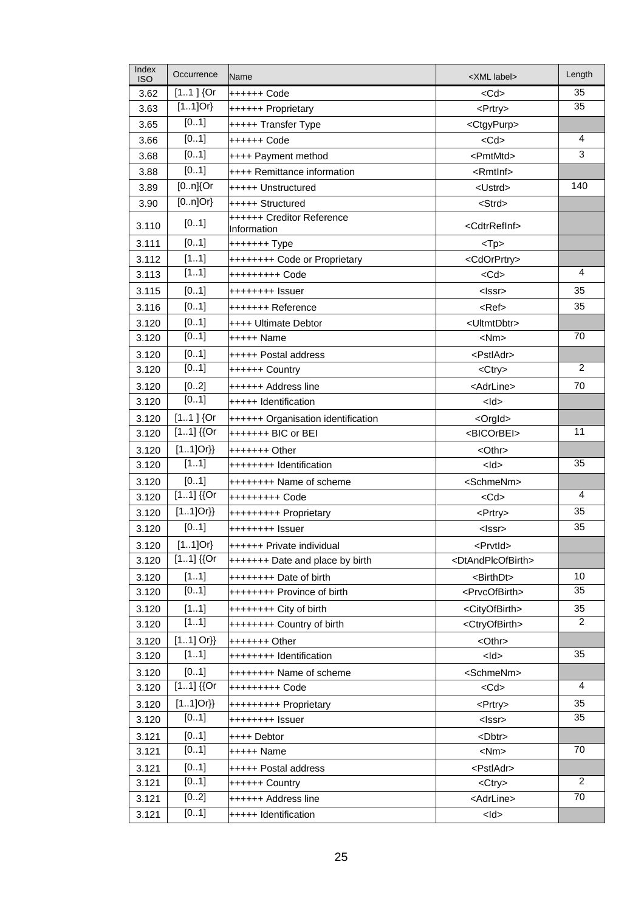| Index ISO | Occurrence | Name | <XML label> | Length |
|---|---|---|---|---|
| 3.62 | [1..1 ] {Or | ++++++ Code | <Cd> | 35 |
| 3.63 | [1..1]Or} | ++++++ Proprietary | <Prtry> | 35 |
| 3.65 | [0..1] | +++++ Transfer Type | <CtgyPurp> | |
| 3.66 | [0..1] | ++++++ Code | <Cd> | 4 |
| 3.68 | [0..1] | ++++ Payment method | <PmtMtd> | 3 |
| 3.88 | [0..1] | ++++ Remittance information | <RmtInf> | |
| 3.89 | [0..n]{Or | +++++ Unstructured | <Ustrd> | 140 |
| 3.90 | [0..n]Or} | +++++ Structured | <Strd> | |
| 3.110 | [0..1] | ++++++ Creditor Reference Information | <CdtrRefInf> | |
| 3.111 | [0..1] | +++++++ Type | <Tp> | |
| 3.112 | [1..1] | ++++++++ Code or Proprietary | <CdOrPrtry> | |
| 3.113 | [1..1] | +++++++++ Code | <Cd> | 4 |
| 3.115 | [0..1] | ++++++++ Issuer | <Issr> | 35 |
| 3.116 | [0..1] | +++++++ Reference | <Ref> | 35 |
| 3.120 | [0..1] | ++++ Ultimate Debtor | <UltmtDbtr> | |
| 3.120 | [0..1] | +++++ Name | <Nm> | 70 |
| 3.120 | [0..1] | +++++ Postal address | <PstlAdr> | |
| 3.120 | [0..1] | ++++++ Country | <Ctry> | 2 |
| 3.120 | [0..2] | ++++++ Address line | <AdrLine> | 70 |
| 3.120 | [0..1] | +++++ Identification | <Id> | |
| 3.120 | [1..1 ] {Or | ++++++ Organisation identification | <OrgId> | |
| 3.120 | [1..1] {{Or | +++++++ BIC or BEI | <BICOrBEI> | 11 |
| 3.120 | [1..1]Or}} | +++++++ Other | <Othr> | |
| 3.120 | [1..1] | ++++++++ Identification | <Id> | 35 |
| 3.120 | [0..1] | ++++++++ Name of scheme | <SchmeNm> | |
| 3.120 | [1..1] {{Or | +++++++++ Code | <Cd> | 4 |
| 3.120 | [1..1]Or}} | +++++++++ Proprietary | <Prtry> | 35 |
| 3.120 | [0..1] | ++++++++ Issuer | <Issr> | 35 |
| 3.120 | [1..1]Or} | ++++++ Private individual | <PrvtId> | |
| 3.120 | [1..1] {{Or | +++++++ Date and place by birth | <DtAndPlcOfBirth> | |
| 3.120 | [1..1] | ++++++++ Date of birth | <BirthDt> | 10 |
| 3.120 | [0..1] | ++++++++ Province of birth | <PrvcOfBirth> | 35 |
| 3.120 | [1..1] | ++++++++ City of birth | <CityOfBirth> | 35 |
| 3.120 | [1..1] | ++++++++ Country of birth | <CtryOfBirth> | 2 |
| 3.120 | [1..1] Or}} | +++++++ Other | <Othr> | |
| 3.120 | [1..1] | ++++++++ Identification | <Id> | 35 |
| 3.120 | [0..1] | ++++++++ Name of scheme | <SchmeNm> | |
| 3.120 | [1..1] {{Or | +++++++++ Code | <Cd> | 4 |
| 3.120 | [1..1]Or}} | +++++++++ Proprietary | <Prtry> | 35 |
| 3.120 | [0..1] | ++++++++ Issuer | <Issr> | 35 |
| 3.121 | [0..1] | ++++ Debtor | <Dbtr> | |
| 3.121 | [0..1] | +++++ Name | <Nm> | 70 |
| 3.121 | [0..1] | +++++ Postal address | <PstlAdr> | |
| 3.121 | [0..1] | ++++++ Country | <Ctry> | 2 |
| 3.121 | [0..2] | ++++++ Address line | <AdrLine> | 70 |
| 3.121 | [0..1] | +++++ Identification | <Id> | |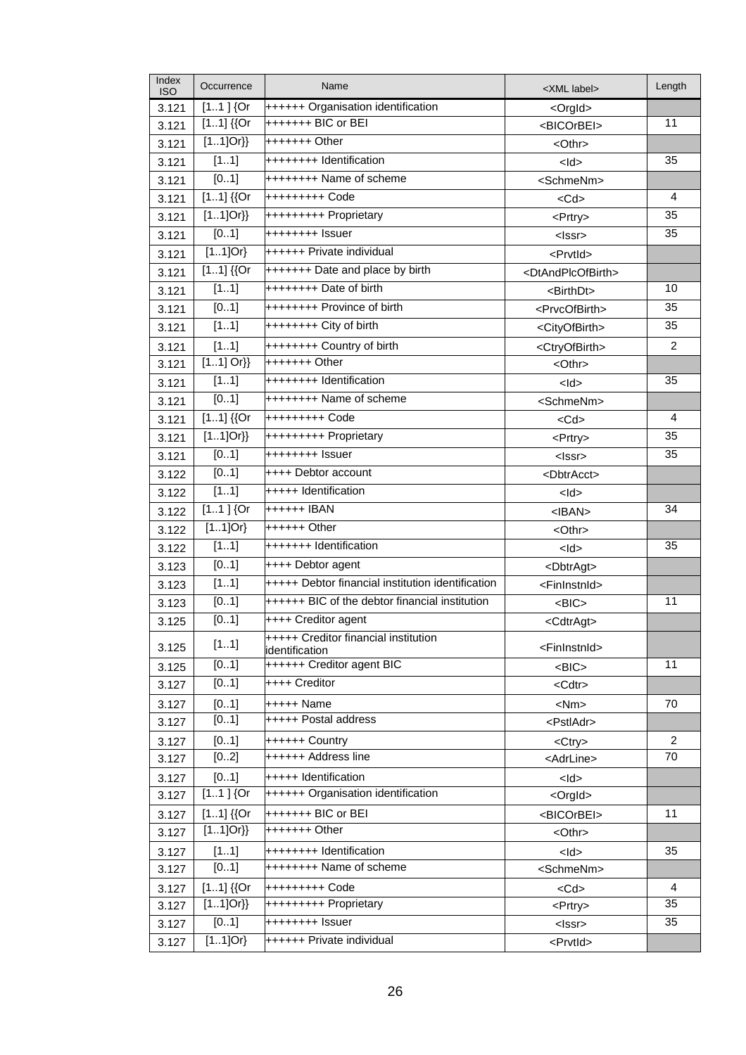| Index ISO | Occurrence | Name | <XML label> | Length |
|---|---|---|---|---|
| 3.121 | [1..1 ] {Or | ++++++ Organisation identification | <OrgId> | |
| 3.121 | [1..1] {{Or | +++++++ BIC or BEI | <BICOrBEI> | 11 |
| 3.121 | [1..1]Or}} | +++++++ Other | <Othr> | |
| 3.121 | [1..1] | ++++++++ Identification | <Id> | 35 |
| 3.121 | [0..1] | ++++++++ Name of scheme | <SchmeNm> | |
| 3.121 | [1..1] {{Or | +++++++++ Code | <Cd> | 4 |
| 3.121 | [1..1]Or}} | +++++++++ Proprietary | <Prtry> | 35 |
| 3.121 | [0..1] | ++++++++ Issuer | <Issr> | 35 |
| 3.121 | [1..1]Or} | ++++++ Private individual | <PrvtId> | |
| 3.121 | [1..1] {{Or | +++++++ Date and place by birth | <DtAndPlcOfBirth> | |
| 3.121 | [1..1] | ++++++++ Date of birth | <BirthDt> | 10 |
| 3.121 | [0..1] | ++++++++ Province of birth | <PrvcOfBirth> | 35 |
| 3.121 | [1..1] | ++++++++ City of birth | <CityOfBirth> | 35 |
| 3.121 | [1..1] | ++++++++ Country of birth | <CtryOfBirth> | 2 |
| 3.121 | [1..1] Or}} | +++++++ Other | <Othr> | |
| 3.121 | [1..1] | ++++++++ Identification | <Id> | 35 |
| 3.121 | [0..1] | ++++++++ Name of scheme | <SchmeNm> | |
| 3.121 | [1..1] {{Or | +++++++++ Code | <Cd> | 4 |
| 3.121 | [1..1]Or}} | +++++++++ Proprietary | <Prtry> | 35 |
| 3.121 | [0..1] | ++++++++ Issuer | <Issr> | 35 |
| 3.122 | [0..1] | ++++ Debtor account | <DbtrAcct> | |
| 3.122 | [1..1] | +++++ Identification | <Id> | |
| 3.122 | [1..1 ] {Or | ++++++ IBAN | <IBAN> | 34 |
| 3.122 | [1..1]Or} | ++++++ Other | <Othr> | |
| 3.122 | [1..1] | +++++++ Identification | <Id> | 35 |
| 3.123 | [0..1] | ++++ Debtor agent | <DbtrAgt> | |
| 3.123 | [1..1] | +++++ Debtor financial institution identification | <FinInstnId> | |
| 3.123 | [0..1] | ++++++ BIC of the debtor financial institution | <BIC> | 11 |
| 3.125 | [0..1] | ++++ Creditor agent | <CdtrAgt> | |
| 3.125 | [1..1] | +++++ Creditor financial institution identification | <FinInstnId> | |
| 3.125 | [0..1] | ++++++ Creditor agent BIC | <BIC> | 11 |
| 3.127 | [0..1] | ++++ Creditor | <Cdtr> | |
| 3.127 | [0..1] | +++++ Name | <Nm> | 70 |
| 3.127 | [0..1] | +++++ Postal address | <PstlAdr> | |
| 3.127 | [0..1] | ++++++ Country | <Ctry> | 2 |
| 3.127 | [0..2] | ++++++ Address line | <AdrLine> | 70 |
| 3.127 | [0..1] | +++++ Identification | <Id> | |
| 3.127 | [1..1 ] {Or | ++++++ Organisation identification | <OrgId> | |
| 3.127 | [1..1] {{Or | +++++++ BIC or BEI | <BICOrBEI> | 11 |
| 3.127 | [1..1]Or}} | +++++++ Other | <Othr> | |
| 3.127 | [1..1] | ++++++++ Identification | <Id> | 35 |
| 3.127 | [0..1] | ++++++++ Name of scheme | <SchmeNm> | |
| 3.127 | [1..1] {{Or | +++++++++ Code | <Cd> | 4 |
| 3.127 | [1..1]Or}} | +++++++++ Proprietary | <Prtry> | 35 |
| 3.127 | [0..1] | ++++++++ Issuer | <Issr> | 35 |
| 3.127 | [1..1]Or} | ++++++ Private individual | <PrvtId> | |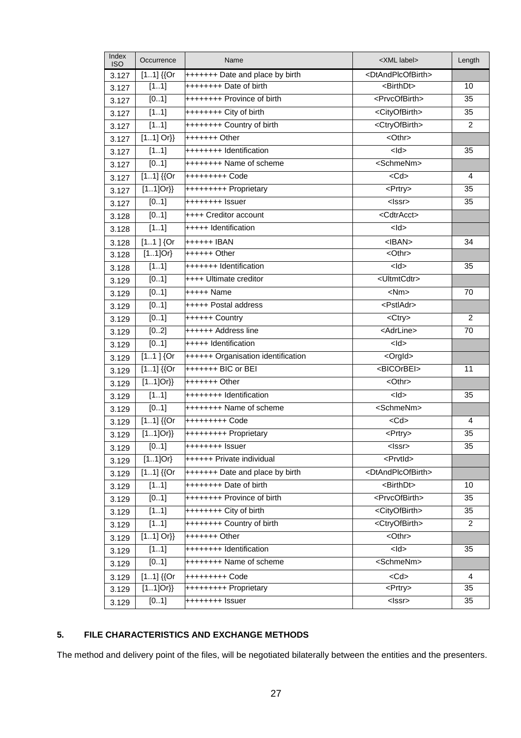| Index ISO | Occurrence | Name | <XML label> | Length |
|---|---|---|---|---|
| 3.127 | [1..1] {{Or | +++++++ Date and place by birth | <DtAndPlcOfBirth> | |
| 3.127 | [1..1] | ++++++++ Date of birth | <BirthDt> | 10 |
| 3.127 | [0..1] | ++++++++ Province of birth | <PrvcOfBirth> | 35 |
| 3.127 | [1..1] | ++++++++ City of birth | <CityOfBirth> | 35 |
| 3.127 | [1..1] | ++++++++ Country of birth | <CtryOfBirth> | 2 |
| 3.127 | [1..1] Or}} | +++++++ Other | <Othr> | |
| 3.127 | [1..1] | ++++++++ Identification | <Id> | 35 |
| 3.127 | [0..1] | ++++++++ Name of scheme | <SchmeNm> | |
| 3.127 | [1..1] {{Or | +++++++++ Code | <Cd> | 4 |
| 3.127 | [1..1]Or}} | +++++++++ Proprietary | <Prtry> | 35 |
| 3.127 | [0..1] | ++++++++ Issuer | <Issr> | 35 |
| 3.128 | [0..1] | ++++ Creditor account | <CdtrAcct> | |
| 3.128 | [1..1] | +++++ Identification | <Id> | |
| 3.128 | [1..1 ] {Or | ++++++ IBAN | <IBAN> | 34 |
| 3.128 | [1..1]Or} | ++++++ Other | <Othr> | |
| 3.128 | [1..1] | +++++++ Identification | <Id> | 35 |
| 3.129 | [0..1] | ++++ Ultimate creditor | <UltmtCdtr> | |
| 3.129 | [0..1] | +++++ Name | <Nm> | 70 |
| 3.129 | [0..1] | +++++ Postal address | <PstlAdr> | |
| 3.129 | [0..1] | ++++++ Country | <Ctry> | 2 |
| 3.129 | [0..2] | ++++++ Address line | <AdrLine> | 70 |
| 3.129 | [0..1] | +++++ Identification | <Id> | |
| 3.129 | [1..1 ] {Or | ++++++ Organisation identification | <OrgId> | |
| 3.129 | [1..1] {{Or | +++++++ BIC or BEI | <BICOrBEI> | 11 |
| 3.129 | [1..1]Or}} | +++++++ Other | <Othr> | |
| 3.129 | [1..1] | ++++++++ Identification | <Id> | 35 |
| 3.129 | [0..1] | ++++++++ Name of scheme | <SchmeNm> | |
| 3.129 | [1..1] {{Or | +++++++++ Code | <Cd> | 4 |
| 3.129 | [1..1]Or}} | +++++++++ Proprietary | <Prtry> | 35 |
| 3.129 | [0..1] | ++++++++ Issuer | <Issr> | 35 |
| 3.129 | [1..1]Or} | ++++++ Private individual | <PrvtId> | |
| 3.129 | [1..1] {{Or | +++++++ Date and place by birth | <DtAndPlcOfBirth> | |
| 3.129 | [1..1] | ++++++++ Date of birth | <BirthDt> | 10 |
| 3.129 | [0..1] | ++++++++ Province of birth | <PrvcOfBirth> | 35 |
| 3.129 | [1..1] | ++++++++ City of birth | <CityOfBirth> | 35 |
| 3.129 | [1..1] | ++++++++ Country of birth | <CtryOfBirth> | 2 |
| 3.129 | [1..1] Or}} | +++++++ Other | <Othr> | |
| 3.129 | [1..1] | ++++++++ Identification | <Id> | 35 |
| 3.129 | [0..1] | ++++++++ Name of scheme | <SchmeNm> | |
| 3.129 | [1..1] {{Or | +++++++++ Code | <Cd> | 4 |
| 3.129 | [1..1]Or}} | +++++++++ Proprietary | <Prtry> | 35 |
| 3.129 | [0..1] | ++++++++ Issuer | <Issr> | 35 |

## 5. FILE CHARACTERISTICS AND EXCHANGE METHODS

The method and delivery point of the files, will be negotiated bilaterally between the entities and the presenters.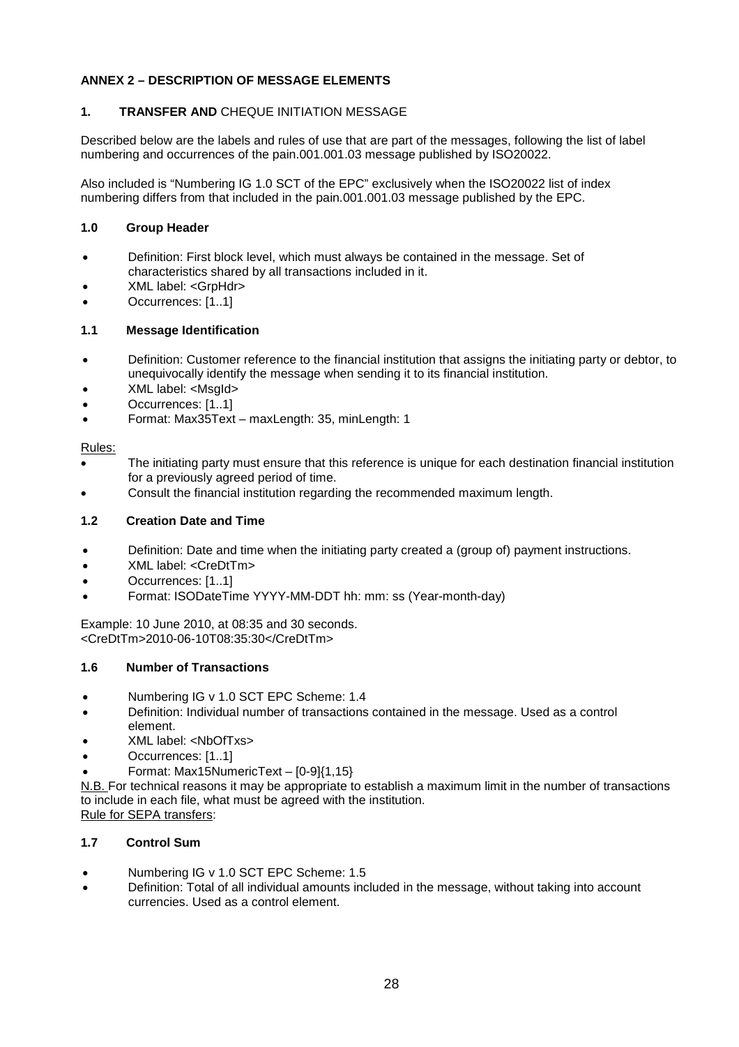## ANNEX 2 – DESCRIPTION OF MESSAGE ELEMENTS

### 1. TRANSFER AND CHEQUE INITIATION MESSAGE

Described below are the labels and rules of use that are part of the messages, following the list of label numbering and occurrences of the pain.001.001.03 message published by ISO20022.

Also included is "Numbering IG 1.0 SCT of the EPC" exclusively when the ISO20022 list of index numbering differs from that included in the pain.001.001.03 message published by the EPC.

#### 1.0 Group Header

- Definition: First block level, which must always be contained in the message. Set of characteristics shared by all transactions included in it.
- XML label: <GrpHdr>
- Occurrences: [1..1]

#### 1.1 Message Identification

- Definition: Customer reference to the financial institution that assigns the initiating party or debtor, to unequivocally identify the message when sending it to its financial institution.
- XML label: <MsgId>
- Occurrences: [1..1]
- Format: Max35Text – maxLength: 35, minLength: 1

Rules:

- The initiating party must ensure that this reference is unique for each destination financial institution for a previously agreed period of time.
- Consult the financial institution regarding the recommended maximum length.

#### 1.2 Creation Date and Time

- Definition: Date and time when the initiating party created a (group of) payment instructions.
- XML label: <CreDtTm>
- Occurrences: [1..1]
- Format: ISODateTime YYYY-MM-DDT hh: mm: ss (Year-month-day)

Example: 10 June 2010, at 08:35 and 30 seconds.
<CreDtTm>2010-06-10T08:35:30</CreDtTm>

#### 1.6 Number of Transactions

- Numbering IG v 1.0 SCT EPC Scheme: 1.4
- Definition: Individual number of transactions contained in the message. Used as a control element.
- XML label: <NbOfTxs>
- Occurrences: [1..1]
- Format: Max15NumericText – [0-9]{1,15}

N.B. For technical reasons it may be appropriate to establish a maximum limit in the number of transactions to include in each file, what must be agreed with the institution.
Rule for SEPA transfers:

#### 1.7 Control Sum

- Numbering IG v 1.0 SCT EPC Scheme: 1.5
- Definition: Total of all individual amounts included in the message, without taking into account currencies. Used as a control element.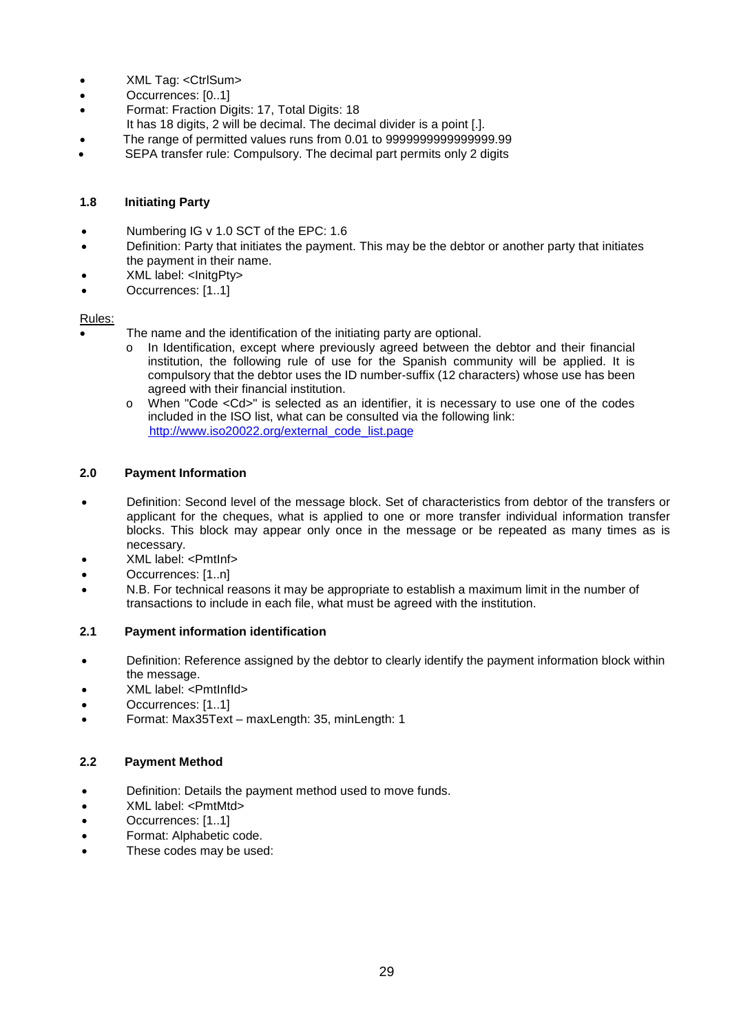- XML Tag: <CtrlSum>
- Occurrences: [0..1]
- Format: Fraction Digits: 17, Total Digits: 18
  It has 18 digits, 2 will be decimal. The decimal divider is a point [.].
- The range of permitted values runs from 0.01 to 9999999999999999.99
- SEPA transfer rule: Compulsory. The decimal part permits only 2 digits

### 1.8 Initiating Party

- Numbering IG v 1.0 SCT of the EPC: 1.6
- Definition: Party that initiates the payment. This may be the debtor or another party that initiates the payment in their name.
- XML label: <InitgPty>
- Occurrences: [1..1]

Rules:

- The name and the identification of the initiating party are optional.
  - In Identification, except where previously agreed between the debtor and their financial institution, the following rule of use for the Spanish community will be applied. It is compulsory that the debtor uses the ID number-suffix (12 characters) whose use has been agreed with their financial institution.
  - When "Code <Cd>" is selected as an identifier, it is necessary to use one of the codes included in the ISO list, what can be consulted via the following link: http://www.iso20022.org/external_code_list.page

### 2.0 Payment Information

- Definition: Second level of the message block. Set of characteristics from debtor of the transfers or applicant for the cheques, what is applied to one or more transfer individual information transfer blocks. This block may appear only once in the message or be repeated as many times as is necessary.
- XML label: <PmtInf>
- Occurrences: [1..n]
- N.B. For technical reasons it may be appropriate to establish a maximum limit in the number of transactions to include in each file, what must be agreed with the institution.

### 2.1 Payment information identification

- Definition: Reference assigned by the debtor to clearly identify the payment information block within the message.
- XML label: <PmtInfId>
- Occurrences: [1..1]
- Format: Max35Text – maxLength: 35, minLength: 1

### 2.2 Payment Method

- Definition: Details the payment method used to move funds.
- XML label: <PmtMtd>
- Occurrences: [1..1]
- Format: Alphabetic code.
- These codes may be used: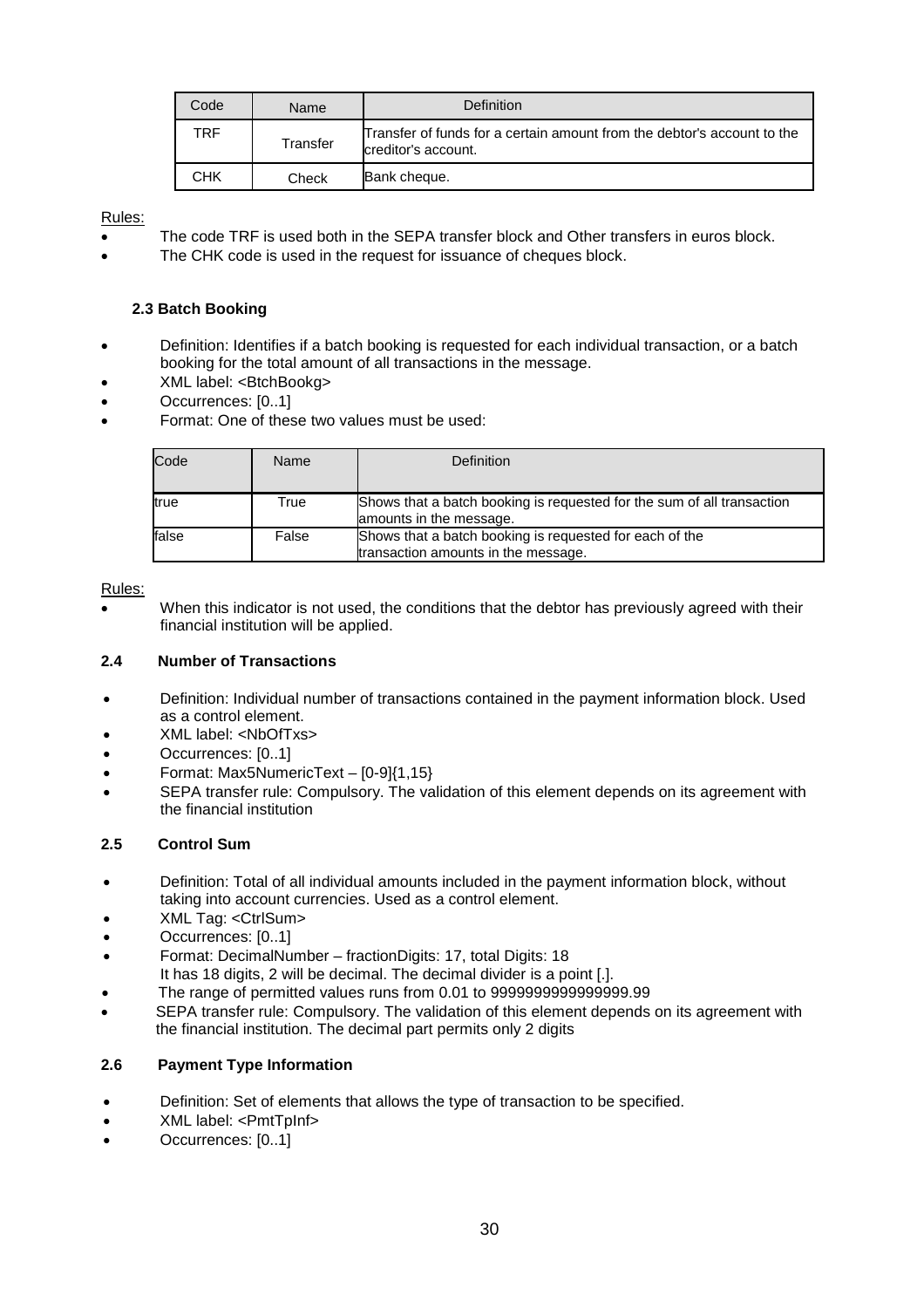| Code | Name | Definition |
|---|---|---|
| TRF | Transfer | Transfer of funds for a certain amount from the debtor's account to the creditor's account. |
| CHK | Check | Bank cheque. |

Rules:

- The code TRF is used both in the SEPA transfer block and Other transfers in euros block.
- The CHK code is used in the request for issuance of cheques block.

### 2.3 Batch Booking

- Definition: Identifies if a batch booking is requested for each individual transaction, or a batch booking for the total amount of all transactions in the message.
- XML label: <BtchBookg>
- Occurrences: [0..1]
- Format: One of these two values must be used:

| Code | Name | Definition |
|---|---|---|
| true | True | Shows that a batch booking is requested for the sum of all transaction amounts in the message. |
| false | False | Shows that a batch booking is requested for each of the transaction amounts in the message. |

Rules:

- When this indicator is not used, the conditions that the debtor has previously agreed with their financial institution will be applied.

### 2.4 Number of Transactions

- Definition: Individual number of transactions contained in the payment information block. Used as a control element.
- XML label: <NbOfTxs>
- Occurrences: [0..1]
- Format: Max5NumericText – [0-9]{1,15}
- SEPA transfer rule: Compulsory. The validation of this element depends on its agreement with the financial institution

### 2.5 Control Sum

- Definition: Total of all individual amounts included in the payment information block, without taking into account currencies. Used as a control element.
- XML Tag: <CtrlSum>
- Occurrences: [0..1]
- Format: DecimalNumber – fractionDigits: 17, total Digits: 18
  It has 18 digits, 2 will be decimal. The decimal divider is a point [.].
- The range of permitted values runs from 0.01 to 9999999999999999.99
- SEPA transfer rule: Compulsory. The validation of this element depends on its agreement with the financial institution. The decimal part permits only 2 digits

### 2.6 Payment Type Information

- Definition: Set of elements that allows the type of transaction to be specified.
- XML label: <PmtTpInf>
- Occurrences: [0..1]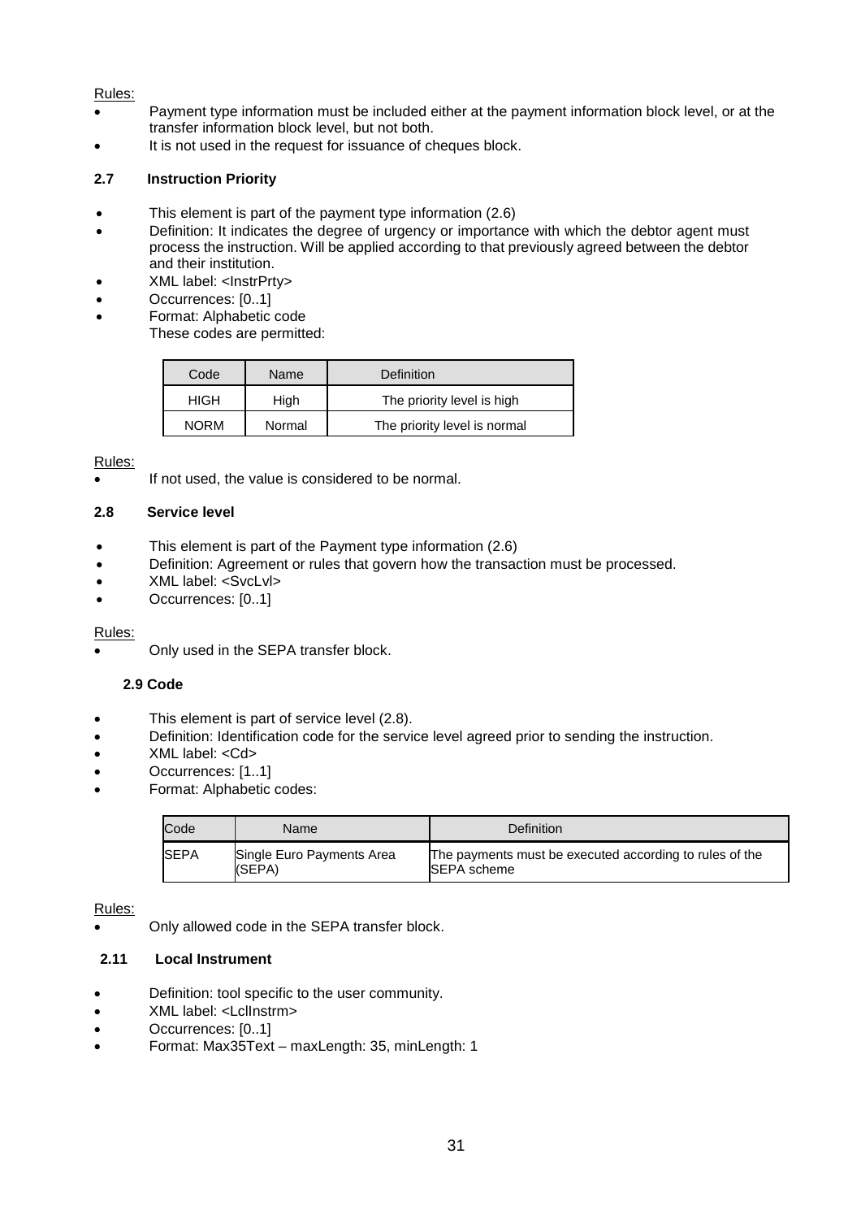Rules:

- Payment type information must be included either at the payment information block level, or at the transfer information block level, but not both.
- It is not used in the request for issuance of cheques block.

### 2.7 Instruction Priority

- This element is part of the payment type information (2.6)
- Definition: It indicates the degree of urgency or importance with which the debtor agent must process the instruction. Will be applied according to that previously agreed between the debtor and their institution.
- XML label: <InstrPrty>
- Occurrences: [0..1]
- Format: Alphabetic code
  These codes are permitted:

| Code | Name | Definition |
|---|---|---|
| HIGH | High | The priority level is high |
| NORM | Normal | The priority level is normal |

Rules:

- If not used, the value is considered to be normal.

### 2.8 Service level

- This element is part of the Payment type information (2.6)
- Definition: Agreement or rules that govern how the transaction must be processed.
- XML label: <SvcLvl>
- Occurrences: [0..1]

Rules:

- Only used in the SEPA transfer block.

### 2.9 Code

- This element is part of service level (2.8).
- Definition: Identification code for the service level agreed prior to sending the instruction.
- XML label: <Cd>
- Occurrences: [1..1]
- Format: Alphabetic codes:

| Code | Name | Definition |
|---|---|---|
| SEPA | Single Euro Payments Area (SEPA) | The payments must be executed according to rules of the SEPA scheme |

Rules:

- Only allowed code in the SEPA transfer block.

### 2.11 Local Instrument

- Definition: tool specific to the user community.
- XML label: <LclInstrm>
- Occurrences: [0..1]
- Format: Max35Text – maxLength: 35, minLength: 1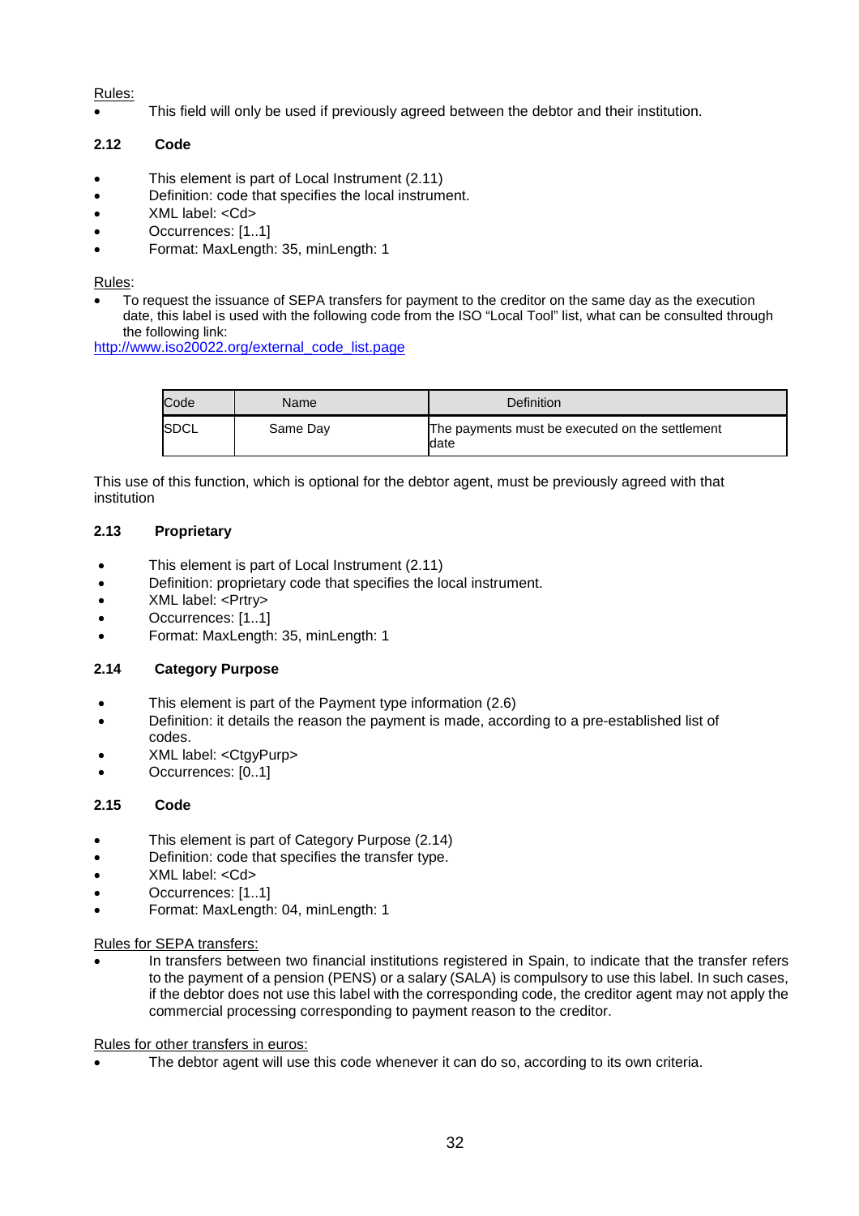Rules:

- This field will only be used if previously agreed between the debtor and their institution.

### 2.12 Code

- This element is part of Local Instrument (2.11)
- Definition: code that specifies the local instrument.
- XML label: <Cd>
- Occurrences: [1..1]
- Format: MaxLength: 35, minLength: 1

Rules:

- To request the issuance of SEPA transfers for payment to the creditor on the same day as the execution date, this label is used with the following code from the ISO "Local Tool" list, what can be consulted through the following link:

http://www.iso20022.org/external_code_list.page

| Code | Name | Definition |
|---|---|---|
| SDCL | Same Day | The payments must be executed on the settlement date |

This use of this function, which is optional for the debtor agent, must be previously agreed with that institution

### 2.13 Proprietary

- This element is part of Local Instrument (2.11)
- Definition: proprietary code that specifies the local instrument.
- XML label: <Prtry>
- Occurrences: [1..1]
- Format: MaxLength: 35, minLength: 1

### 2.14 Category Purpose

- This element is part of the Payment type information (2.6)
- Definition: it details the reason the payment is made, according to a pre-established list of codes.
- XML label: <CtgyPurp>
- Occurrences: [0..1]

### 2.15 Code

- This element is part of Category Purpose (2.14)
- Definition: code that specifies the transfer type.
- XML label: <Cd>
- Occurrences: [1..1]
- Format: MaxLength: 04, minLength: 1

Rules for SEPA transfers:

- In transfers between two financial institutions registered in Spain, to indicate that the transfer refers to the payment of a pension (PENS) or a salary (SALA) is compulsory to use this label. In such cases, if the debtor does not use this label with the corresponding code, the creditor agent may not apply the commercial processing corresponding to payment reason to the creditor.

Rules for other transfers in euros:

- The debtor agent will use this code whenever it can do so, according to its own criteria.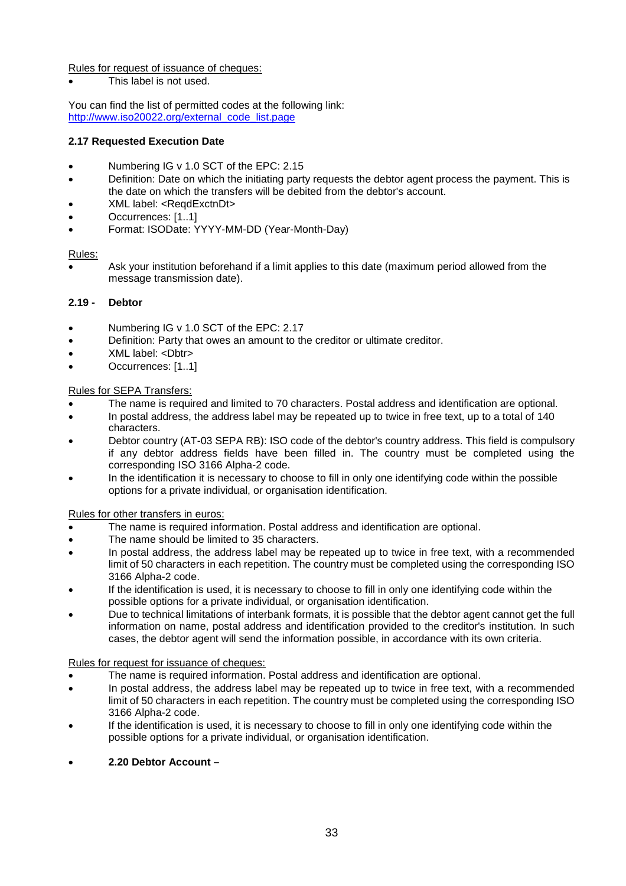Rules for request of issuance of cheques:

- This label is not used.

You can find the list of permitted codes at the following link:
[http://www.iso20022.org/external_code_list.page](http://www.iso20022.org/external_code_list.page)

### 2.17 Requested Execution Date

- Numbering IG v 1.0 SCT of the EPC: 2.15
- Definition: Date on which the initiating party requests the debtor agent process the payment. This is the date on which the transfers will be debited from the debtor's account.
- XML label: <ReqdExctnDt>
- Occurrences: [1..1]
- Format: ISODate: YYYY-MM-DD (Year-Month-Day)

Rules:

- Ask your institution beforehand if a limit applies to this date (maximum period allowed from the message transmission date).

### 2.19 - Debtor

- Numbering IG v 1.0 SCT of the EPC: 2.17
- Definition: Party that owes an amount to the creditor or ultimate creditor.
- XML label: <Dbtr>
- Occurrences: [1..1]

Rules for SEPA Transfers:

- The name is required and limited to 70 characters. Postal address and identification are optional.
- In postal address, the address label may be repeated up to twice in free text, up to a total of 140 characters.
- Debtor country (AT-03 SEPA RB): ISO code of the debtor's country address. This field is compulsory if any debtor address fields have been filled in. The country must be completed using the corresponding ISO 3166 Alpha-2 code.
- In the identification it is necessary to choose to fill in only one identifying code within the possible options for a private individual, or organisation identification.

Rules for other transfers in euros:

- The name is required information. Postal address and identification are optional.
- The name should be limited to 35 characters.
- In postal address, the address label may be repeated up to twice in free text, with a recommended limit of 50 characters in each repetition. The country must be completed using the corresponding ISO 3166 Alpha-2 code.
- If the identification is used, it is necessary to choose to fill in only one identifying code within the possible options for a private individual, or organisation identification.
- Due to technical limitations of interbank formats, it is possible that the debtor agent cannot get the full information on name, postal address and identification provided to the creditor's institution. In such cases, the debtor agent will send the information possible, in accordance with its own criteria.

Rules for request for issuance of cheques:

- The name is required information. Postal address and identification are optional.
- In postal address, the address label may be repeated up to twice in free text, with a recommended limit of 50 characters in each repetition. The country must be completed using the corresponding ISO 3166 Alpha-2 code.
- If the identification is used, it is necessary to choose to fill in only one identifying code within the possible options for a private individual, or organisation identification.

- **2.20 Debtor Account –**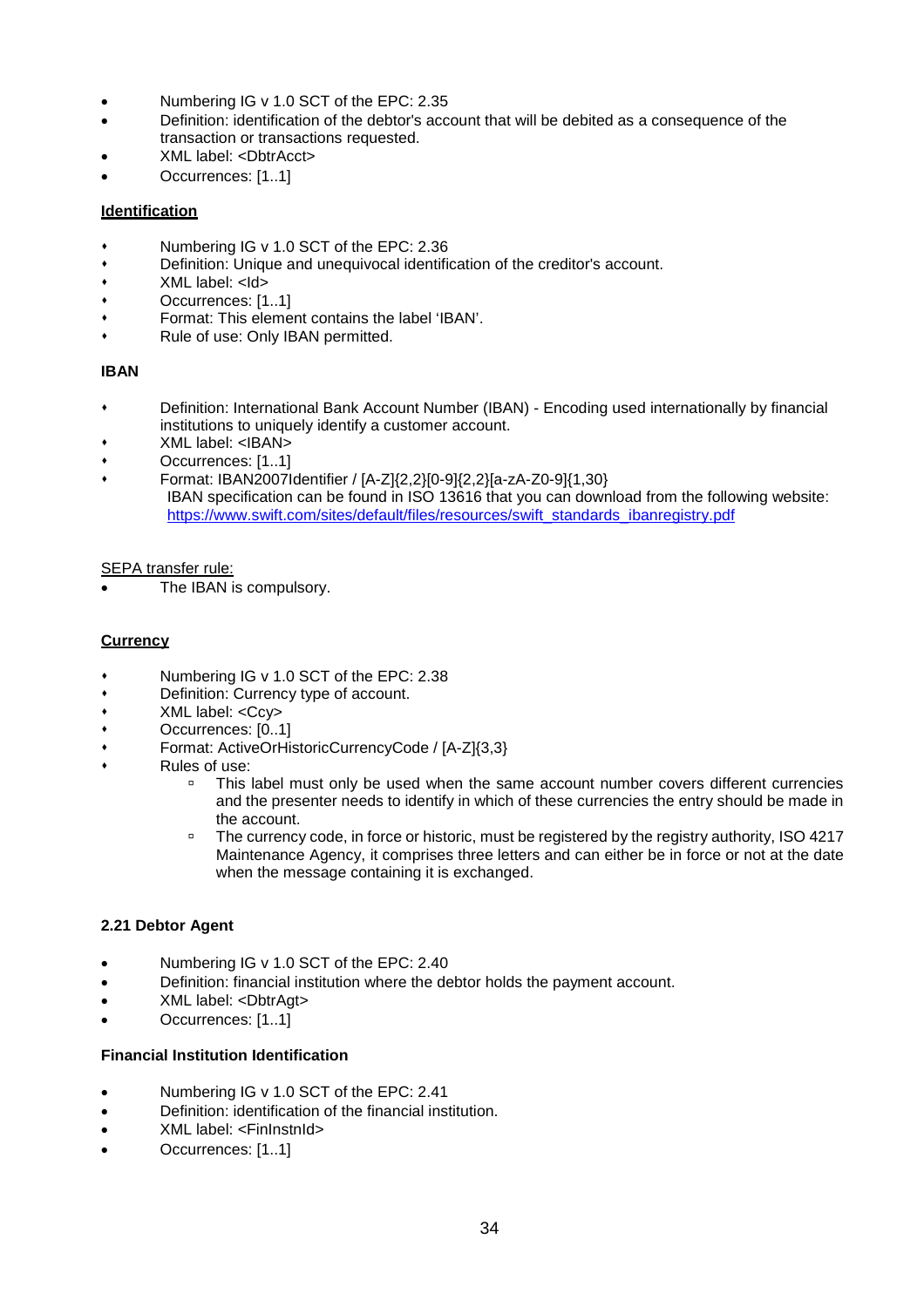- Numbering IG v 1.0 SCT of the EPC: 2.35
- Definition: identification of the debtor's account that will be debited as a consequence of the transaction or transactions requested.
- XML label: <DbtrAcct>
- Occurrences: [1..1]

**Identification**

- Numbering IG v 1.0 SCT of the EPC: 2.36
- Definition: Unique and unequivocal identification of the creditor's account.
- XML label: <Id>
- Occurrences: [1..1]
- Format: This element contains the label 'IBAN'.
- Rule of use: Only IBAN permitted.

**IBAN**

- Definition: International Bank Account Number (IBAN) - Encoding used internationally by financial institutions to uniquely identify a customer account.
- XML label: <IBAN>
- Occurrences: [1..1]
- Format: IBAN2007Identifier / [A-Z]{2,2}[0-9]{2,2}[a-zA-Z0-9]{1,30}
  IBAN specification can be found in ISO 13616 that you can download from the following website: https://www.swift.com/sites/default/files/resources/swift_standards_ibanregistry.pdf

SEPA transfer rule:

- The IBAN is compulsory.

**Currency**

- Numbering IG v 1.0 SCT of the EPC: 2.38
- Definition: Currency type of account.
- XML label: <Ccy>
- Occurrences: [0..1]
- Format: ActiveOrHistoricCurrencyCode / [A-Z]{3,3}
- Rules of use:
  - This label must only be used when the same account number covers different currencies and the presenter needs to identify in which of these currencies the entry should be made in the account.
  - The currency code, in force or historic, must be registered by the registry authority, ISO 4217 Maintenance Agency, it comprises three letters and can either be in force or not at the date when the message containing it is exchanged.

**2.21 Debtor Agent**

- Numbering IG v 1.0 SCT of the EPC: 2.40
- Definition: financial institution where the debtor holds the payment account.
- XML label: <DbtrAgt>
- Occurrences: [1..1]

**Financial Institution Identification**

- Numbering IG v 1.0 SCT of the EPC: 2.41
- Definition: identification of the financial institution.
- XML label: <FinInstnId>
- Occurrences: [1..1]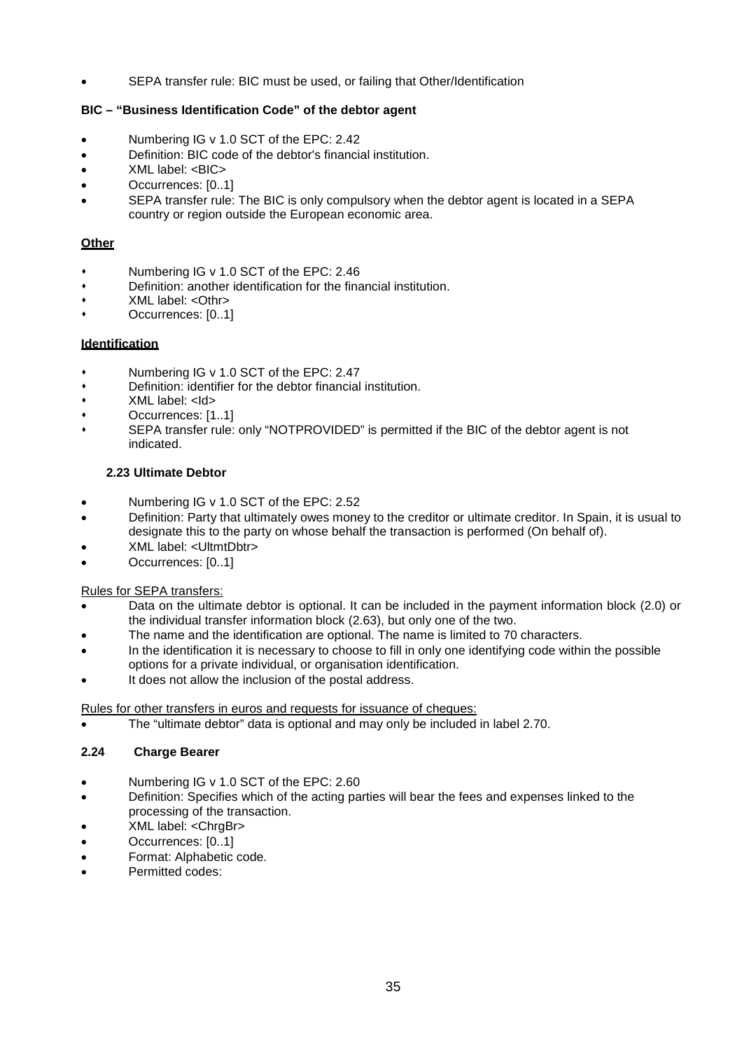- SEPA transfer rule: BIC must be used, or failing that Other/Identification

**BIC – "Business Identification Code" of the debtor agent**

- Numbering IG v 1.0 SCT of the EPC: 2.42
- Definition: BIC code of the debtor's financial institution.
- XML label: <BIC>
- Occurrences: [0..1]
- SEPA transfer rule: The BIC is only compulsory when the debtor agent is located in a SEPA country or region outside the European economic area.

**Other**

- Numbering IG v 1.0 SCT of the EPC: 2.46
- Definition: another identification for the financial institution.
- XML label: <Othr>
- Occurrences: [0..1]

**Identification**

- Numbering IG v 1.0 SCT of the EPC: 2.47
- Definition: identifier for the debtor financial institution.
- XML label: <Id>
- Occurrences: [1..1]
- SEPA transfer rule: only "NOTPROVIDED" is permitted if the BIC of the debtor agent is not indicated.

### 2.23 Ultimate Debtor

- Numbering IG v 1.0 SCT of the EPC: 2.52
- Definition: Party that ultimately owes money to the creditor or ultimate creditor. In Spain, it is usual to designate this to the party on whose behalf the transaction is performed (On behalf of).
- XML label: <UltmtDbtr>
- Occurrences: [0..1]

Rules for SEPA transfers:

- Data on the ultimate debtor is optional. It can be included in the payment information block (2.0) or the individual transfer information block (2.63), but only one of the two.
- The name and the identification are optional. The name is limited to 70 characters.
- In the identification it is necessary to choose to fill in only one identifying code within the possible options for a private individual, or organisation identification.
- It does not allow the inclusion of the postal address.

Rules for other transfers in euros and requests for issuance of cheques:

- The "ultimate debtor" data is optional and may only be included in label 2.70.

### 2.24 Charge Bearer

- Numbering IG v 1.0 SCT of the EPC: 2.60
- Definition: Specifies which of the acting parties will bear the fees and expenses linked to the processing of the transaction.
- XML label: <ChrgBr>
- Occurrences: [0..1]
- Format: Alphabetic code.
- Permitted codes: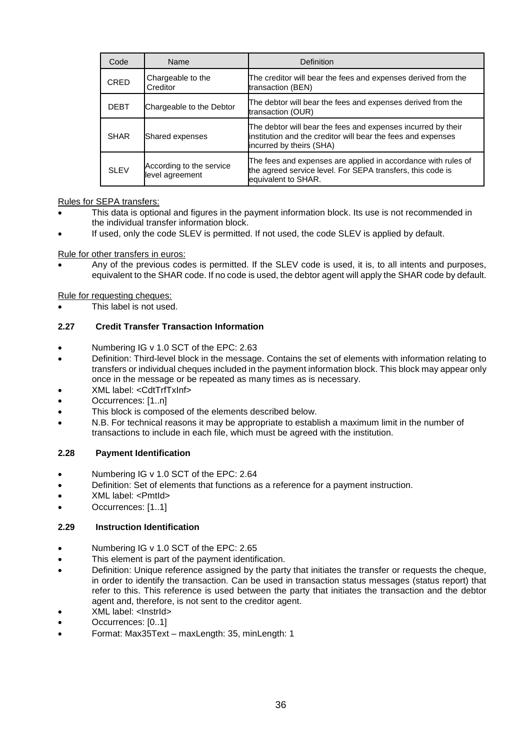| Code | Name | Definition |
|---|---|---|
| CRED | Chargeable to the Creditor | The creditor will bear the fees and expenses derived from the transaction (BEN) |
| DEBT | Chargeable to the Debtor | The debtor will bear the fees and expenses derived from the transaction (OUR) |
| SHAR | Shared expenses | The debtor will bear the fees and expenses incurred by their institution and the creditor will bear the fees and expenses incurred by theirs (SHA) |
| SLEV | According to the service level agreement | The fees and expenses are applied in accordance with rules of the agreed service level. For SEPA transfers, this code is equivalent to SHAR. |

Rules for SEPA transfers:

- This data is optional and figures in the payment information block. Its use is not recommended in the individual transfer information block.
- If used, only the code SLEV is permitted. If not used, the code SLEV is applied by default.

Rule for other transfers in euros:

- Any of the previous codes is permitted. If the SLEV code is used, it is, to all intents and purposes, equivalent to the SHAR code. If no code is used, the debtor agent will apply the SHAR code by default.

Rule for requesting cheques:

- This label is not used.

### 2.27 Credit Transfer Transaction Information

- Numbering IG v 1.0 SCT of the EPC: 2.63
- Definition: Third-level block in the message. Contains the set of elements with information relating to transfers or individual cheques included in the payment information block. This block may appear only once in the message or be repeated as many times as is necessary.
- XML label: <CdtTrfTxInf>
- Occurrences: [1..n]
- This block is composed of the elements described below.
- N.B. For technical reasons it may be appropriate to establish a maximum limit in the number of transactions to include in each file, which must be agreed with the institution.

### 2.28 Payment Identification

- Numbering IG v 1.0 SCT of the EPC: 2.64
- Definition: Set of elements that functions as a reference for a payment instruction.
- XML label: <PmtId>
- Occurrences: [1..1]

### 2.29 Instruction Identification

- Numbering IG v 1.0 SCT of the EPC: 2.65
- This element is part of the payment identification.
- Definition: Unique reference assigned by the party that initiates the transfer or requests the cheque, in order to identify the transaction. Can be used in transaction status messages (status report) that refer to this. This reference is used between the party that initiates the transaction and the debtor agent and, therefore, is not sent to the creditor agent.
- XML label: <InstrId>
- Occurrences: [0..1]
- Format: Max35Text – maxLength: 35, minLength: 1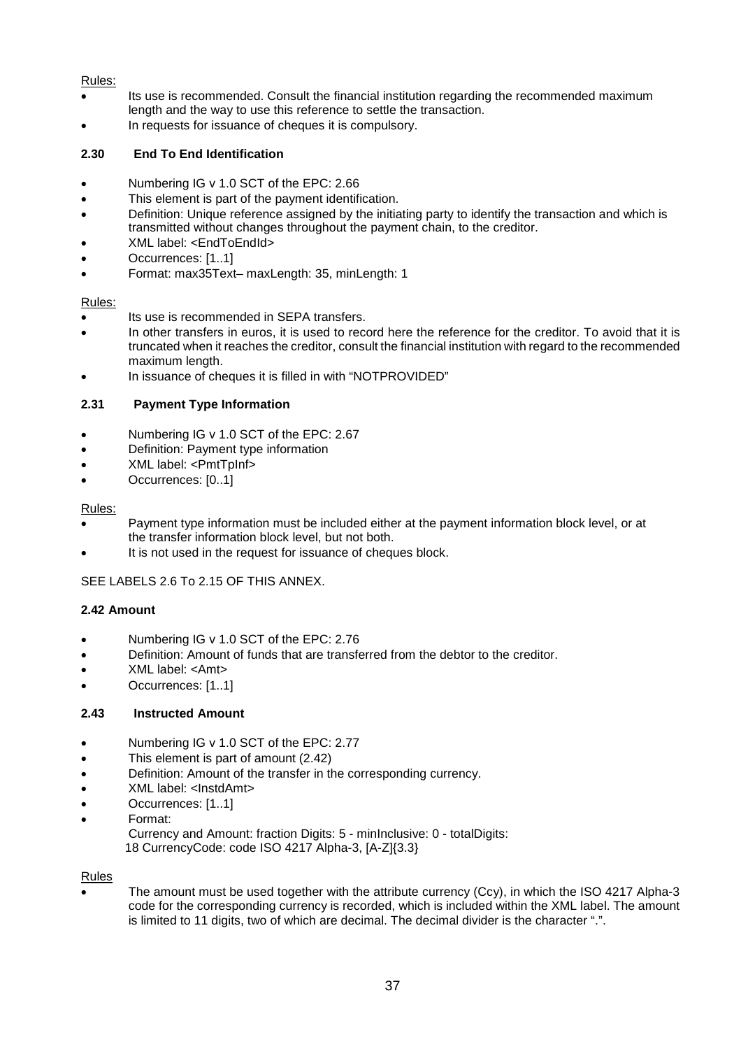Rules:

- Its use is recommended. Consult the financial institution regarding the recommended maximum length and the way to use this reference to settle the transaction.
- In requests for issuance of cheques it is compulsory.

### 2.30 End To End Identification

- Numbering IG v 1.0 SCT of the EPC: 2.66
- This element is part of the payment identification.
- Definition: Unique reference assigned by the initiating party to identify the transaction and which is transmitted without changes throughout the payment chain, to the creditor.
- XML label: <EndToEndId>
- Occurrences: [1..1]
- Format: max35Text– maxLength: 35, minLength: 1

Rules:

- Its use is recommended in SEPA transfers.
- In other transfers in euros, it is used to record here the reference for the creditor. To avoid that it is truncated when it reaches the creditor, consult the financial institution with regard to the recommended maximum length.
- In issuance of cheques it is filled in with "NOTPROVIDED"

### 2.31 Payment Type Information

- Numbering IG v 1.0 SCT of the EPC: 2.67
- Definition: Payment type information
- XML label: <PmtTpInf>
- Occurrences: [0..1]

Rules:

- Payment type information must be included either at the payment information block level, or at the transfer information block level, but not both.
- It is not used in the request for issuance of cheques block.

SEE LABELS 2.6 To 2.15 OF THIS ANNEX.

### 2.42 Amount

- Numbering IG v 1.0 SCT of the EPC: 2.76
- Definition: Amount of funds that are transferred from the debtor to the creditor.
- XML label: <Amt>
- Occurrences: [1..1]

### 2.43 Instructed Amount

- Numbering IG v 1.0 SCT of the EPC: 2.77
- This element is part of amount (2.42)
- Definition: Amount of the transfer in the corresponding currency.
- XML label: <InstdAmt>
- Occurrences: [1..1]
- Format:
  Currency and Amount: fraction Digits: 5 - minInclusive: 0 - totalDigits: 18 CurrencyCode: code ISO 4217 Alpha-3, [A-Z]{3.3}

Rules

- The amount must be used together with the attribute currency (Ccy), in which the ISO 4217 Alpha-3 code for the corresponding currency is recorded, which is included within the XML label. The amount is limited to 11 digits, two of which are decimal. The decimal divider is the character ".".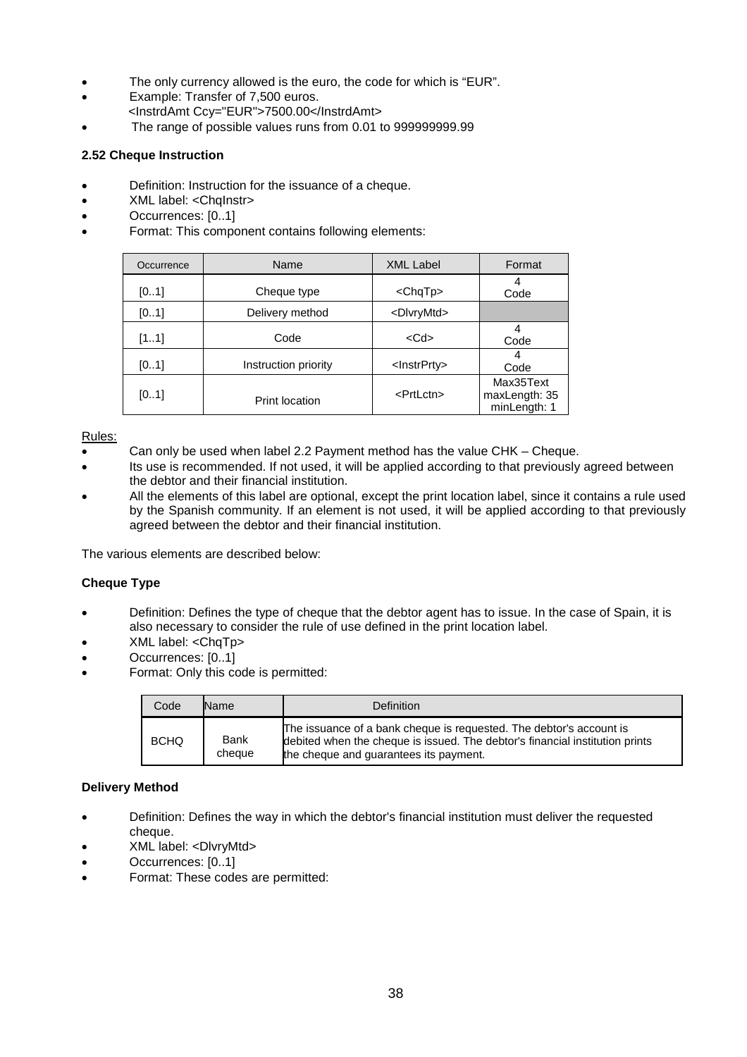- The only currency allowed is the euro, the code for which is “EUR”.
- Example: Transfer of 7,500 euros.
  <InstrdAmt Ccy="EUR">7500.00</InstrdAmt>
- The range of possible values runs from 0.01 to 999999999.99

### 2.52 Cheque Instruction

- Definition: Instruction for the issuance of a cheque.
- XML label: <ChqInstr>
- Occurrences: [0..1]
- Format: This component contains following elements:

| Occurrence | Name | XML Label | Format |
|---|---|---|---|
| [0..1] | Cheque type | <ChqTp> | 4 Code |
| [0..1] | Delivery method | <DlvryMtd> | |
| [1..1] | Code | <Cd> | 4 Code |
| [0..1] | Instruction priority | <InstrPrty> | 4 Code |
| [0..1] | Print location | <PrtLctn> | Max35Text maxLength: 35 minLength: 1 |

Rules:

- Can only be used when label 2.2 Payment method has the value CHK – Cheque.
- Its use is recommended. If not used, it will be applied according to that previously agreed between the debtor and their financial institution.
- All the elements of this label are optional, except the print location label, since it contains a rule used by the Spanish community. If an element is not used, it will be applied according to that previously agreed between the debtor and their financial institution.

The various elements are described below:

**Cheque Type**

- Definition: Defines the type of cheque that the debtor agent has to issue. In the case of Spain, it is also necessary to consider the rule of use defined in the print location label.
- XML label: <ChqTp>
- Occurrences: [0..1]
- Format: Only this code is permitted:

| Code | Name | Definition |
|---|---|---|
| BCHQ | Bank cheque | The issuance of a bank cheque is requested. The debtor's account is debited when the cheque is issued. The debtor's financial institution prints the cheque and guarantees its payment. |

**Delivery Method**

- Definition: Defines the way in which the debtor's financial institution must deliver the requested cheque.
- XML label: <DlvryMtd>
- Occurrences: [0..1]
- Format: These codes are permitted: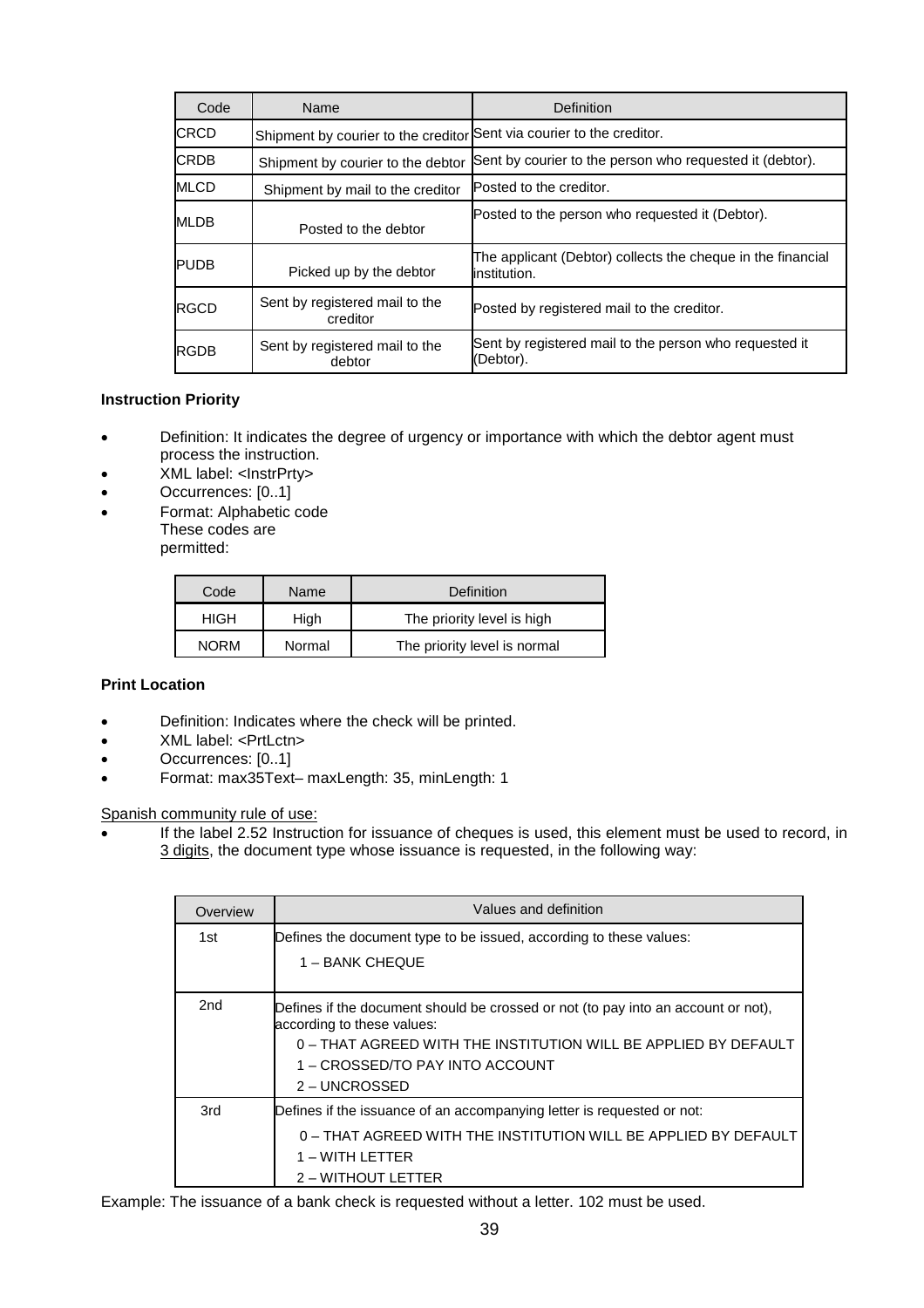| Code | Name | Definition |
|---|---|---|
| CRCD | Shipment by courier to the creditor | Sent via courier to the creditor. |
| CRDB | Shipment by courier to the debtor | Sent by courier to the person who requested it (debtor). |
| MLCD | Shipment by mail to the creditor | Posted to the creditor. |
| MLDB | Posted to the debtor | Posted to the person who requested it (Debtor). |
| PUDB | Picked up by the debtor | The applicant (Debtor) collects the cheque in the financial institution. |
| RGCD | Sent by registered mail to the creditor | Posted by registered mail to the creditor. |
| RGDB | Sent by registered mail to the debtor | Sent by registered mail to the person who requested it (Debtor). |

**Instruction Priority**

- Definition: It indicates the degree of urgency or importance with which the debtor agent must process the instruction.
- XML label: <InstrPrty>
- Occurrences: [0..1]
- Format: Alphabetic code
  These codes are permitted:

| Code | Name | Definition |
|---|---|---|
| HIGH | High | The priority level is high |
| NORM | Normal | The priority level is normal |

**Print Location**

- Definition: Indicates where the check will be printed.
- XML label: <PrtLctn>
- Occurrences: [0..1]
- Format: max35Text– maxLength: 35, minLength: 1

Spanish community rule of use:

- If the label 2.52 Instruction for issuance of cheques is used, this element must be used to record, in 3 digits, the document type whose issuance is requested, in the following way:

| Overview | Values and definition |
|---|---|
| 1st | Defines the document type to be issued, according to these values:<br>1 – BANK CHEQUE |
| 2nd | Defines if the document should be crossed or not (to pay into an account or not), according to these values:<br>0 – THAT AGREED WITH THE INSTITUTION WILL BE APPLIED BY DEFAULT<br>1 – CROSSED/TO PAY INTO ACCOUNT<br>2 – UNCROSSED |
| 3rd | Defines if the issuance of an accompanying letter is requested or not:<br>0 – THAT AGREED WITH THE INSTITUTION WILL BE APPLIED BY DEFAULT<br>1 – WITH LETTER<br>2 – WITHOUT LETTER |

Example: The issuance of a bank check is requested without a letter. 102 must be used.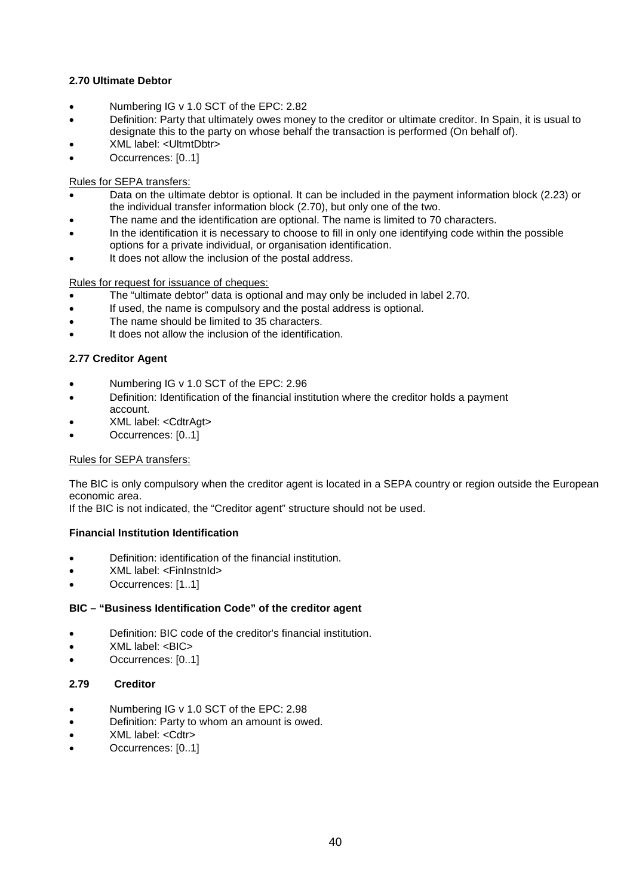### 2.70 Ultimate Debtor

- Numbering IG v 1.0 SCT of the EPC: 2.82
- Definition: Party that ultimately owes money to the creditor or ultimate creditor. In Spain, it is usual to designate this to the party on whose behalf the transaction is performed (On behalf of).
- XML label: <UltmtDbtr>
- Occurrences: [0..1]

Rules for SEPA transfers:

- Data on the ultimate debtor is optional. It can be included in the payment information block (2.23) or the individual transfer information block (2.70), but only one of the two.
- The name and the identification are optional. The name is limited to 70 characters.
- In the identification it is necessary to choose to fill in only one identifying code within the possible options for a private individual, or organisation identification.
- It does not allow the inclusion of the postal address.

Rules for request for issuance of cheques:

- The "ultimate debtor" data is optional and may only be included in label 2.70.
- If used, the name is compulsory and the postal address is optional.
- The name should be limited to 35 characters.
- It does not allow the inclusion of the identification.

### 2.77 Creditor Agent

- Numbering IG v 1.0 SCT of the EPC: 2.96
- Definition: Identification of the financial institution where the creditor holds a payment account.
- XML label: <CdtrAgt>
- Occurrences: [0..1]

Rules for SEPA transfers:

The BIC is only compulsory when the creditor agent is located in a SEPA country or region outside the European economic area.
If the BIC is not indicated, the "Creditor agent" structure should not be used.

#### Financial Institution Identification

- Definition: identification of the financial institution.
- XML label: <FinInstnId>
- Occurrences: [1..1]

#### BIC – "Business Identification Code" of the creditor agent

- Definition: BIC code of the creditor's financial institution.
- XML label: <BIC>
- Occurrences: [0..1]

### 2.79 Creditor

- Numbering IG v 1.0 SCT of the EPC: 2.98
- Definition: Party to whom an amount is owed.
- XML label: <Cdtr>
- Occurrences: [0..1]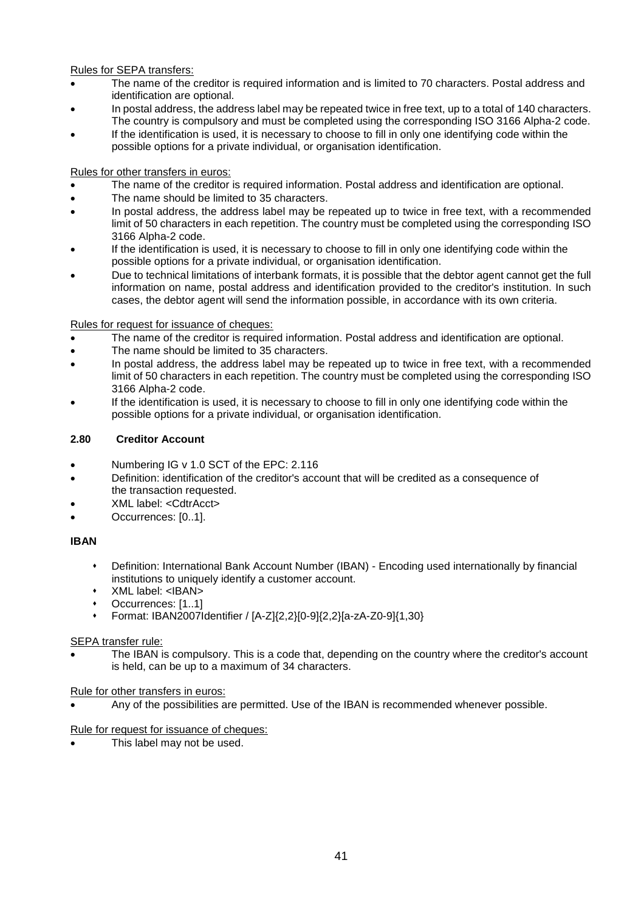Rules for SEPA transfers:

- The name of the creditor is required information and is limited to 70 characters. Postal address and identification are optional.
- In postal address, the address label may be repeated twice in free text, up to a total of 140 characters. The country is compulsory and must be completed using the corresponding ISO 3166 Alpha-2 code.
- If the identification is used, it is necessary to choose to fill in only one identifying code within the possible options for a private individual, or organisation identification.

Rules for other transfers in euros:

- The name of the creditor is required information. Postal address and identification are optional.
- The name should be limited to 35 characters.
- In postal address, the address label may be repeated up to twice in free text, with a recommended limit of 50 characters in each repetition. The country must be completed using the corresponding ISO 3166 Alpha-2 code.
- If the identification is used, it is necessary to choose to fill in only one identifying code within the possible options for a private individual, or organisation identification.
- Due to technical limitations of interbank formats, it is possible that the debtor agent cannot get the full information on name, postal address and identification provided to the creditor's institution. In such cases, the debtor agent will send the information possible, in accordance with its own criteria.

Rules for request for issuance of cheques:

- The name of the creditor is required information. Postal address and identification are optional.
- The name should be limited to 35 characters.
- In postal address, the address label may be repeated up to twice in free text, with a recommended limit of 50 characters in each repetition. The country must be completed using the corresponding ISO 3166 Alpha-2 code.
- If the identification is used, it is necessary to choose to fill in only one identifying code within the possible options for a private individual, or organisation identification.

### 2.80 Creditor Account

- Numbering IG v 1.0 SCT of the EPC: 2.116
- Definition: identification of the creditor's account that will be credited as a consequence of the transaction requested.
- XML label: <CdtrAcct>
- Occurrences: [0..1].

**IBAN**

- Definition: International Bank Account Number (IBAN) - Encoding used internationally by financial institutions to uniquely identify a customer account.
- XML label: <IBAN>
- Occurrences: [1..1]
- Format: IBAN2007Identifier / [A-Z]{2,2}[0-9]{2,2}[a-zA-Z0-9]{1,30}

SEPA transfer rule:

- The IBAN is compulsory. This is a code that, depending on the country where the creditor's account is held, can be up to a maximum of 34 characters.

Rule for other transfers in euros:

- Any of the possibilities are permitted. Use of the IBAN is recommended whenever possible.

Rule for request for issuance of cheques:

- This label may not be used.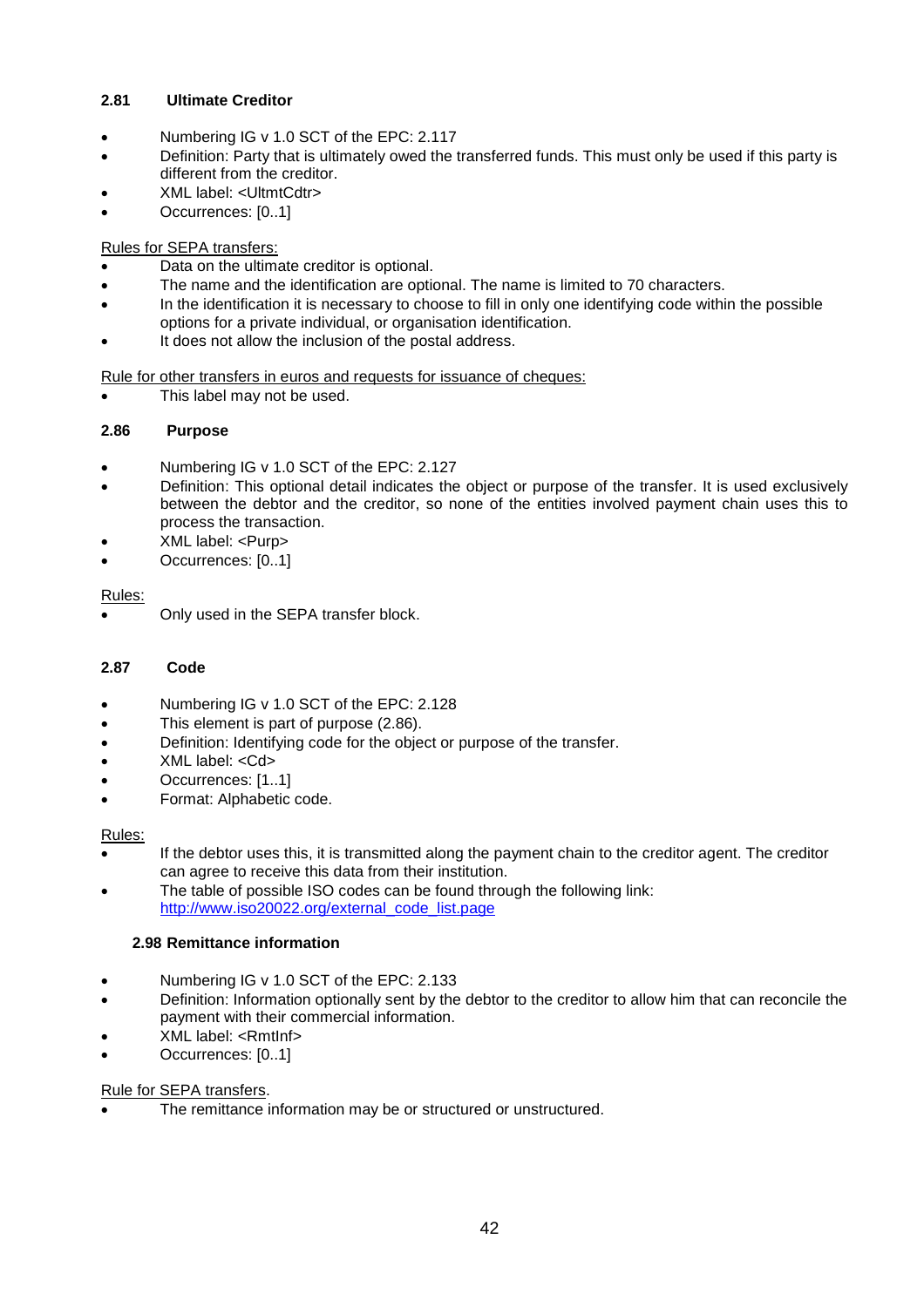### 2.81 Ultimate Creditor

- Numbering IG v 1.0 SCT of the EPC: 2.117
- Definition: Party that is ultimately owed the transferred funds. This must only be used if this party is different from the creditor.
- XML label: <UltmtCdtr>
- Occurrences: [0..1]

Rules for SEPA transfers:

- Data on the ultimate creditor is optional.
- The name and the identification are optional. The name is limited to 70 characters.
- In the identification it is necessary to choose to fill in only one identifying code within the possible options for a private individual, or organisation identification.
- It does not allow the inclusion of the postal address.

Rule for other transfers in euros and requests for issuance of cheques:

- This label may not be used.

### 2.86 Purpose

- Numbering IG v 1.0 SCT of the EPC: 2.127
- Definition: This optional detail indicates the object or purpose of the transfer. It is used exclusively between the debtor and the creditor, so none of the entities involved payment chain uses this to process the transaction.
- XML label: <Purp>
- Occurrences: [0..1]

Rules:

- Only used in the SEPA transfer block.

### 2.87 Code

- Numbering IG v 1.0 SCT of the EPC: 2.128
- This element is part of purpose (2.86).
- Definition: Identifying code for the object or purpose of the transfer.
- XML label: <Cd>
- Occurrences: [1..1]
- Format: Alphabetic code.

Rules:

- If the debtor uses this, it is transmitted along the payment chain to the creditor agent. The creditor can agree to receive this data from their institution.
- The table of possible ISO codes can be found through the following link: http://www.iso20022.org/external_code_list.page

### 2.98 Remittance information

- Numbering IG v 1.0 SCT of the EPC: 2.133
- Definition: Information optionally sent by the debtor to the creditor to allow him that can reconcile the payment with their commercial information.
- XML label: <RmtInf>
- Occurrences: [0..1]

Rule for SEPA transfers.

- The remittance information may be or structured or unstructured.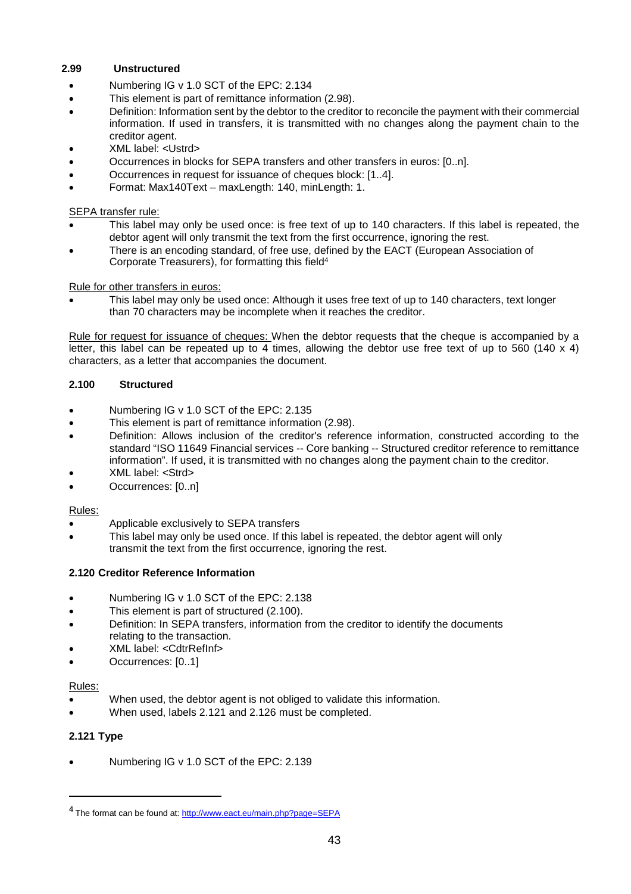### 2.99 Unstructured

- Numbering IG v 1.0 SCT of the EPC: 2.134
- This element is part of remittance information (2.98).
- Definition: Information sent by the debtor to the creditor to reconcile the payment with their commercial information. If used in transfers, it is transmitted with no changes along the payment chain to the creditor agent.
- XML label: <Ustrd>
- Occurrences in blocks for SEPA transfers and other transfers in euros: [0..n].
- Occurrences in request for issuance of cheques block: [1..4].
- Format: Max140Text – maxLength: 140, minLength: 1.

SEPA transfer rule:

- This label may only be used once: is free text of up to 140 characters. If this label is repeated, the debtor agent will only transmit the text from the first occurrence, ignoring the rest.
- There is an encoding standard, of free use, defined by the EACT (European Association of Corporate Treasurers), for formatting this field[4]

Rule for other transfers in euros:

- This label may only be used once: Although it uses free text of up to 140 characters, text longer than 70 characters may be incomplete when it reaches the creditor.

Rule for request for issuance of cheques: When the debtor requests that the cheque is accompanied by a letter, this label can be repeated up to 4 times, allowing the debtor use free text of up to 560 (140 x 4) characters, as a letter that accompanies the document.

### 2.100 Structured

- Numbering IG v 1.0 SCT of the EPC: 2.135
- This element is part of remittance information (2.98).
- Definition: Allows inclusion of the creditor's reference information, constructed according to the standard "ISO 11649 Financial services -- Core banking -- Structured creditor reference to remittance information". If used, it is transmitted with no changes along the payment chain to the creditor.
- XML label: <Strd>
- Occurrences: [0..n]

Rules:

- Applicable exclusively to SEPA transfers
- This label may only be used once. If this label is repeated, the debtor agent will only transmit the text from the first occurrence, ignoring the rest.

### 2.120 Creditor Reference Information

- Numbering IG v 1.0 SCT of the EPC: 2.138
- This element is part of structured (2.100).
- Definition: In SEPA transfers, information from the creditor to identify the documents relating to the transaction.
- XML label: <CdtrRefInf>
- Occurrences: [0..1]

Rules:

- When used, the debtor agent is not obliged to validate this information.
- When used, labels 2.121 and 2.126 must be completed.

### 2.121 Type

- Numbering IG v 1.0 SCT of the EPC: 2.139

---

[4] The format can be found at: http://www.eact.eu/main.php?page=SEPA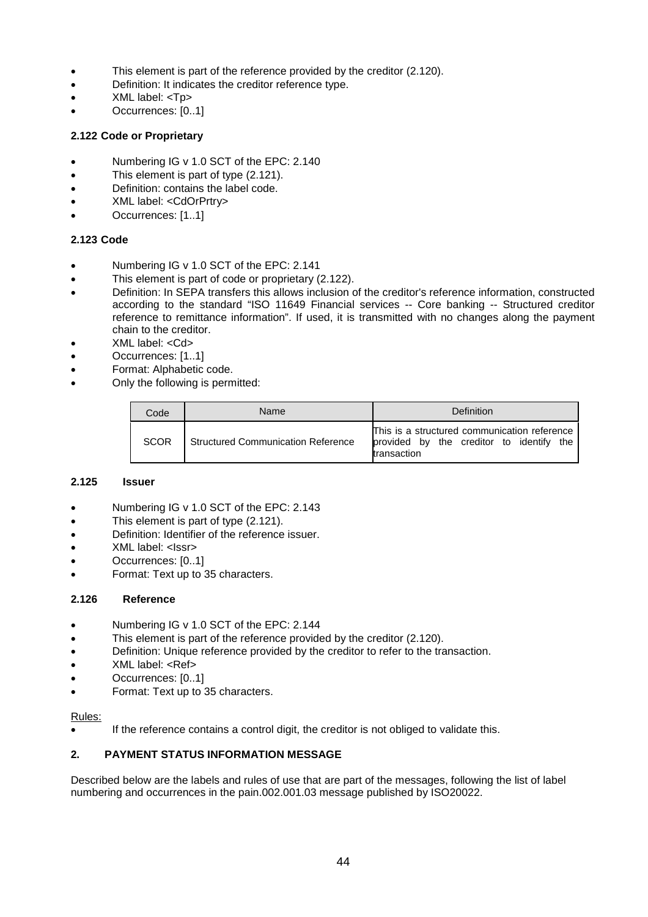- This element is part of the reference provided by the creditor (2.120).
- Definition: It indicates the creditor reference type.
- XML label: <Tp>
- Occurrences: [0..1]

### 2.122 Code or Proprietary

- Numbering IG v 1.0 SCT of the EPC: 2.140
- This element is part of type (2.121).
- Definition: contains the label code.
- XML label: <CdOrPrtry>
- Occurrences: [1..1]

### 2.123 Code

- Numbering IG v 1.0 SCT of the EPC: 2.141
- This element is part of code or proprietary (2.122).
- Definition: In SEPA transfers this allows inclusion of the creditor's reference information, constructed according to the standard "ISO 11649 Financial services -- Core banking -- Structured creditor reference to remittance information". If used, it is transmitted with no changes along the payment chain to the creditor.
- XML label: <Cd>
- Occurrences: [1..1]
- Format: Alphabetic code.
- Only the following is permitted:

| Code | Name | Definition |
|---|---|---|
| SCOR | Structured Communication Reference | This is a structured communication reference provided by the creditor to identify the transaction |

### 2.125 Issuer

- Numbering IG v 1.0 SCT of the EPC: 2.143
- This element is part of type (2.121).
- Definition: Identifier of the reference issuer.
- XML label: <Issr>
- Occurrences: [0..1]
- Format: Text up to 35 characters.

### 2.126 Reference

- Numbering IG v 1.0 SCT of the EPC: 2.144
- This element is part of the reference provided by the creditor (2.120).
- Definition: Unique reference provided by the creditor to refer to the transaction.
- XML label: <Ref>
- Occurrences: [0..1]
- Format: Text up to 35 characters.

Rules:

- If the reference contains a control digit, the creditor is not obliged to validate this.

## 2. PAYMENT STATUS INFORMATION MESSAGE

Described below are the labels and rules of use that are part of the messages, following the list of label numbering and occurrences in the pain.002.001.03 message published by ISO20022.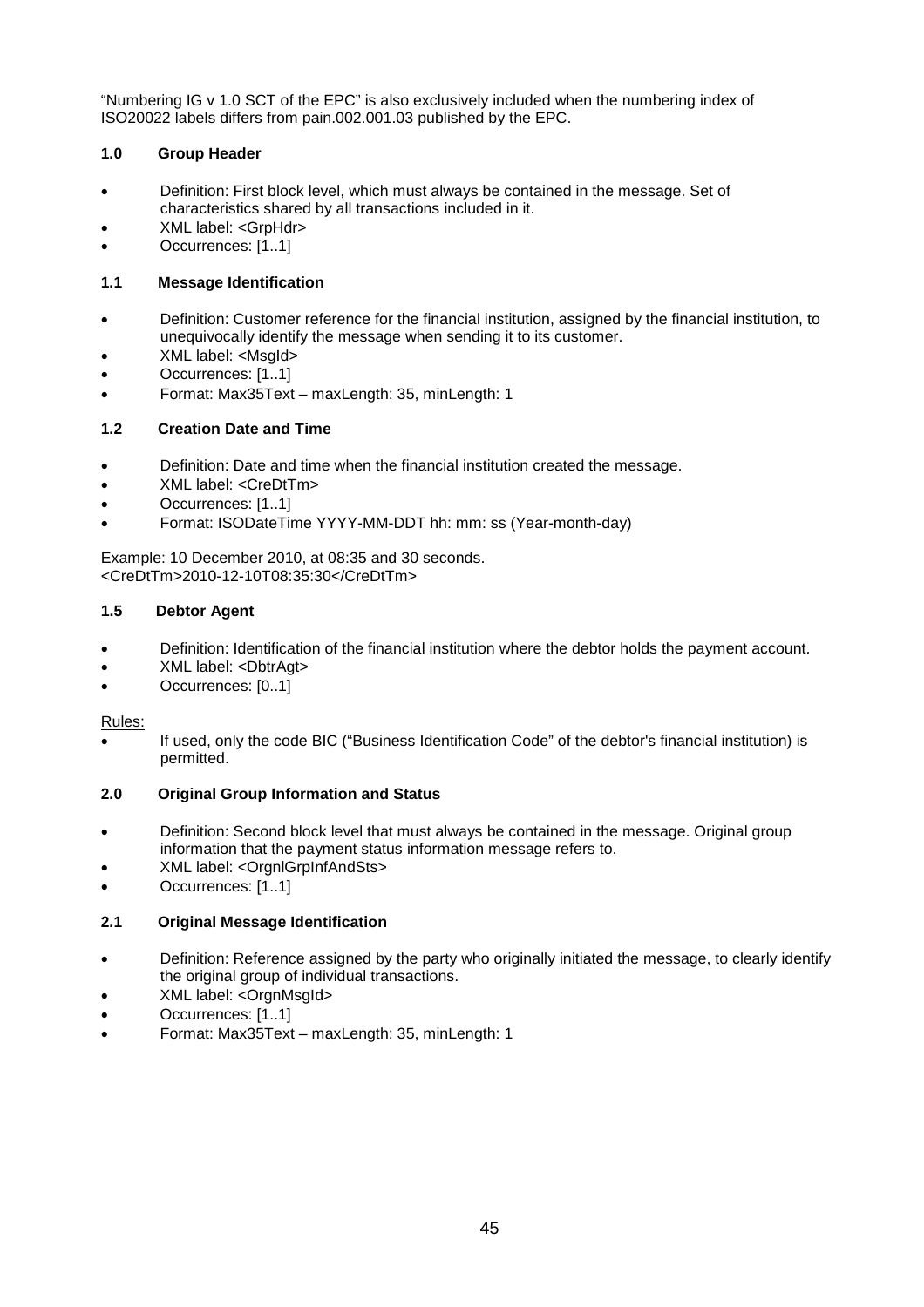"Numbering IG v 1.0 SCT of the EPC" is also exclusively included when the numbering index of ISO20022 labels differs from pain.002.001.03 published by the EPC.

### 1.0 Group Header

- Definition: First block level, which must always be contained in the message. Set of characteristics shared by all transactions included in it.
- XML label: <GrpHdr>
- Occurrences: [1..1]

### 1.1 Message Identification

- Definition: Customer reference for the financial institution, assigned by the financial institution, to unequivocally identify the message when sending it to its customer.
- XML label: <MsgId>
- Occurrences: [1..1]
- Format: Max35Text – maxLength: 35, minLength: 1

### 1.2 Creation Date and Time

- Definition: Date and time when the financial institution created the message.
- XML label: <CreDtTm>
- Occurrences: [1..1]
- Format: ISODateTime YYYY-MM-DDT hh: mm: ss (Year-month-day)

Example: 10 December 2010, at 08:35 and 30 seconds.
<CreDtTm>2010-12-10T08:35:30</CreDtTm>

### 1.5 Debtor Agent

- Definition: Identification of the financial institution where the debtor holds the payment account.
- XML label: <DbtrAgt>
- Occurrences: [0..1]

Rules:

- If used, only the code BIC ("Business Identification Code" of the debtor's financial institution) is permitted.

### 2.0 Original Group Information and Status

- Definition: Second block level that must always be contained in the message. Original group information that the payment status information message refers to.
- XML label: <OrgnlGrpInfAndSts>
- Occurrences: [1..1]

### 2.1 Original Message Identification

- Definition: Reference assigned by the party who originally initiated the message, to clearly identify the original group of individual transactions.
- XML label: <OrgnMsgId>
- Occurrences: [1..1]
- Format: Max35Text – maxLength: 35, minLength: 1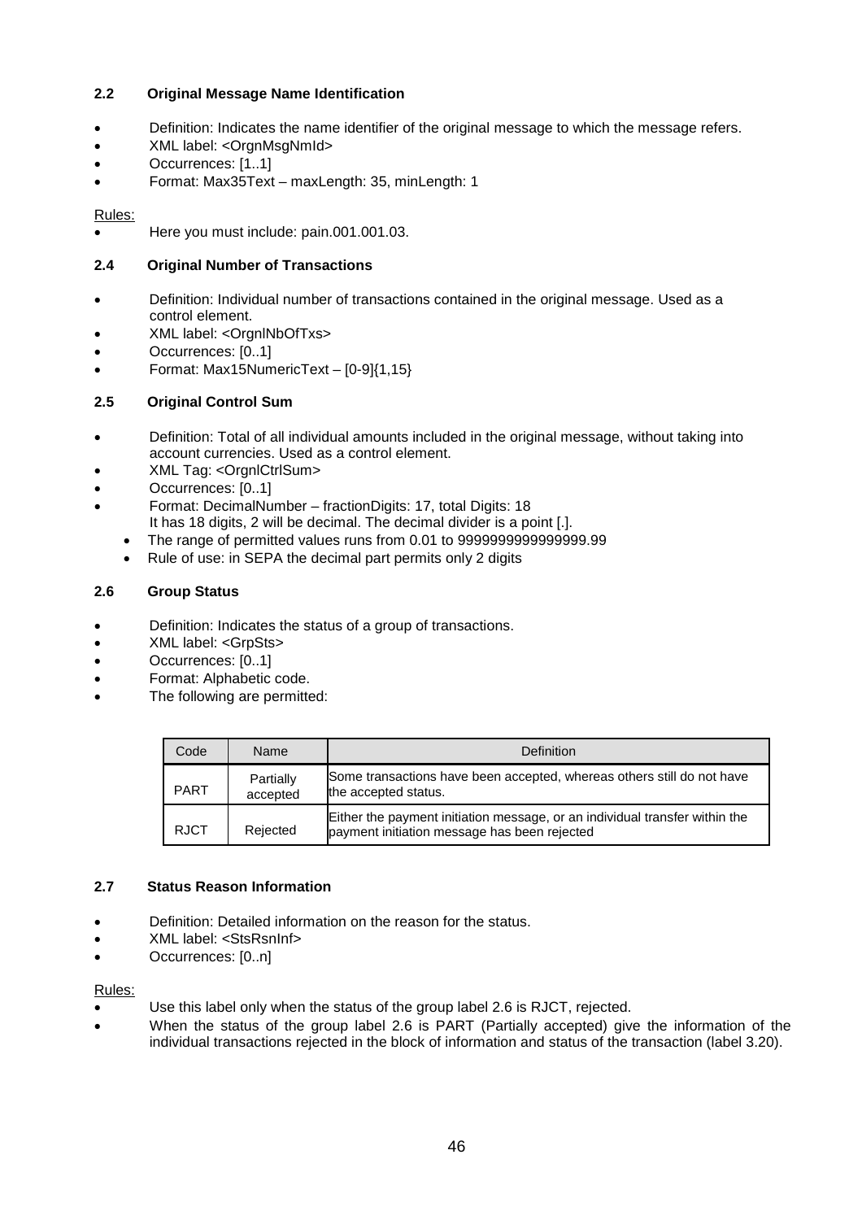### 2.2 Original Message Name Identification

- Definition: Indicates the name identifier of the original message to which the message refers.
- XML label: <OrgnMsgNmId>
- Occurrences: [1..1]
- Format: Max35Text – maxLength: 35, minLength: 1

Rules:

- Here you must include: pain.001.001.03.

### 2.4 Original Number of Transactions

- Definition: Individual number of transactions contained in the original message. Used as a control element.
- XML label: <OrgnlNbOfTxs>
- Occurrences: [0..1]
- Format: Max15NumericText – [0-9]{1,15}

### 2.5 Original Control Sum

- Definition: Total of all individual amounts included in the original message, without taking into account currencies. Used as a control element.
- XML Tag: <OrgnlCtrlSum>
- Occurrences: [0..1]
- Format: DecimalNumber – fractionDigits: 17, total Digits: 18
  It has 18 digits, 2 will be decimal. The decimal divider is a point [.].
  - The range of permitted values runs from 0.01 to 9999999999999999.99
  - Rule of use: in SEPA the decimal part permits only 2 digits

### 2.6 Group Status

- Definition: Indicates the status of a group of transactions.
- XML label: <GrpSts>
- Occurrences: [0..1]
- Format: Alphabetic code.
- The following are permitted:

| Code | Name | Definition |
|---|---|---|
| PART | Partially accepted | Some transactions have been accepted, whereas others still do not have the accepted status. |
| RJCT | Rejected | Either the payment initiation message, or an individual transfer within the payment initiation message has been rejected |

### 2.7 Status Reason Information

- Definition: Detailed information on the reason for the status.
- XML label: <StsRsnInf>
- Occurrences: [0..n]

Rules:

- Use this label only when the status of the group label 2.6 is RJCT, rejected.
- When the status of the group label 2.6 is PART (Partially accepted) give the information of the individual transactions rejected in the block of information and status of the transaction (label 3.20).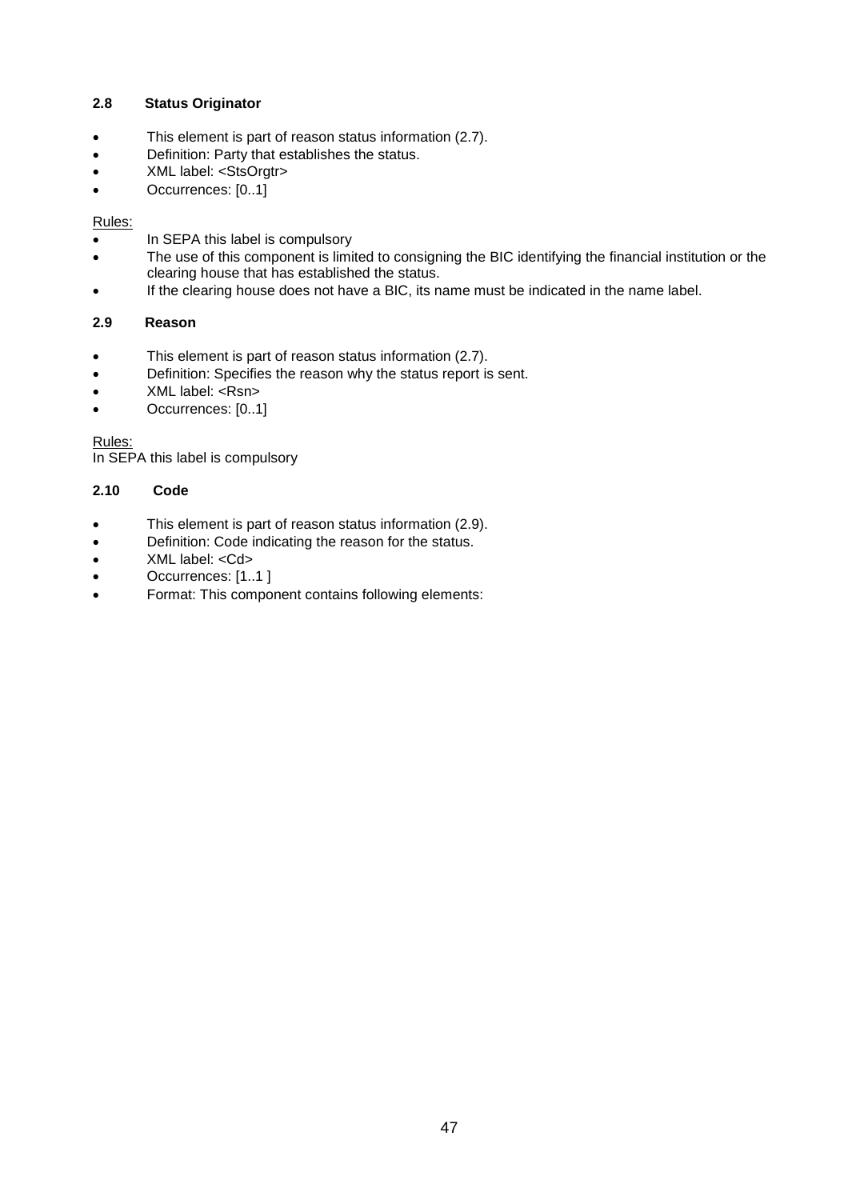### 2.8 Status Originator

- This element is part of reason status information (2.7).
- Definition: Party that establishes the status.
- XML label: <StsOrgtr>
- Occurrences: [0..1]

Rules:

- In SEPA this label is compulsory
- The use of this component is limited to consigning the BIC identifying the financial institution or the clearing house that has established the status.
- If the clearing house does not have a BIC, its name must be indicated in the name label.

### 2.9 Reason

- This element is part of reason status information (2.7).
- Definition: Specifies the reason why the status report is sent.
- XML label: <Rsn>
- Occurrences: [0..1]

Rules:

In SEPA this label is compulsory

### 2.10 Code

- This element is part of reason status information (2.9).
- Definition: Code indicating the reason for the status.
- XML label: <Cd>
- Occurrences: [1..1 ]
- Format: This component contains following elements: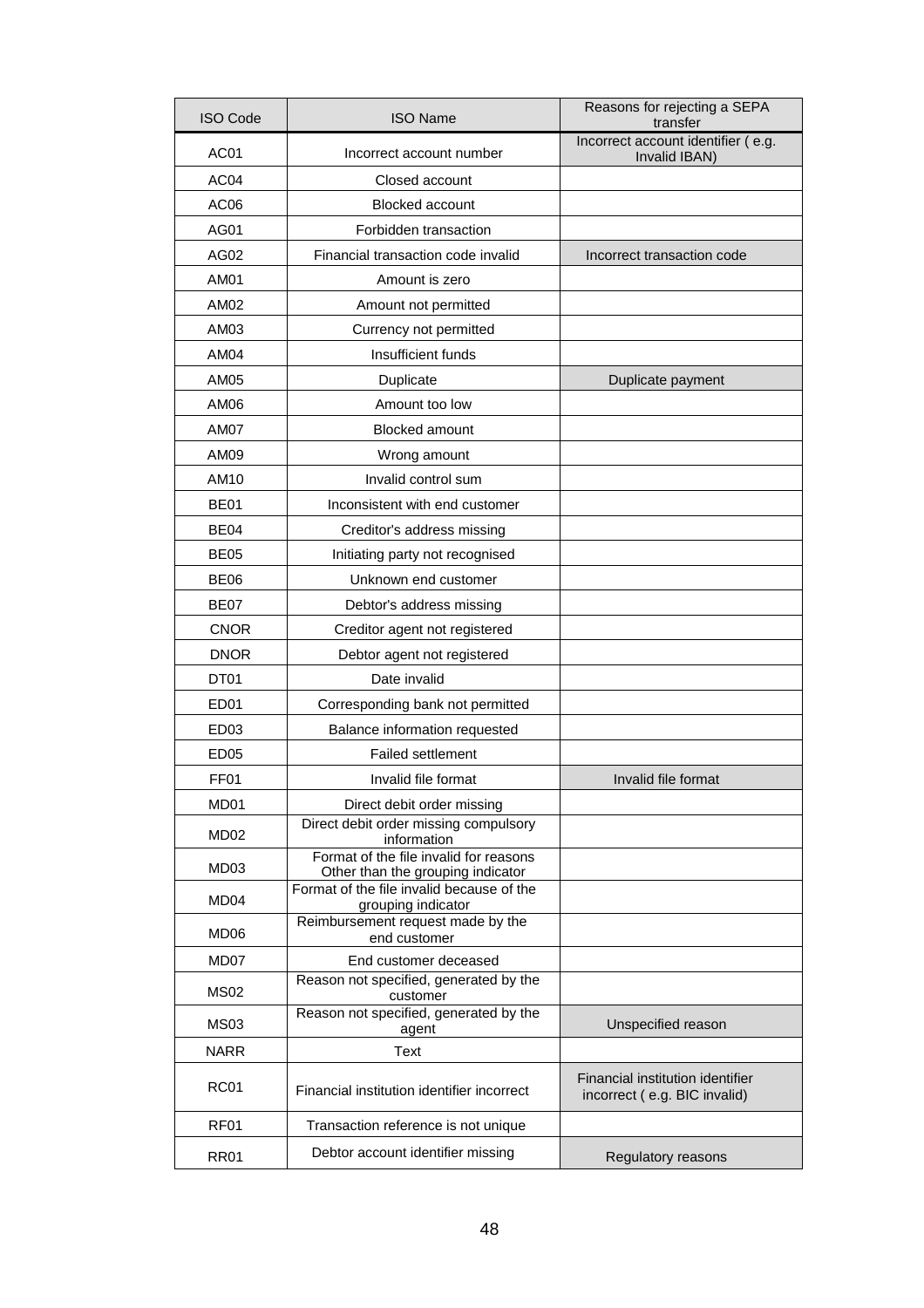| ISO Code | ISO Name | Reasons for rejecting a SEPA transfer |
|---|---|---|
| AC01 | Incorrect account number | Incorrect account identifier ( e.g. Invalid IBAN) |
| AC04 | Closed account | |
| AC06 | Blocked account | |
| AG01 | Forbidden transaction | |
| AG02 | Financial transaction code invalid | Incorrect transaction code |
| AM01 | Amount is zero | |
| AM02 | Amount not permitted | |
| AM03 | Currency not permitted | |
| AM04 | Insufficient funds | |
| AM05 | Duplicate | Duplicate payment |
| AM06 | Amount too low | |
| AM07 | Blocked amount | |
| AM09 | Wrong amount | |
| AM10 | Invalid control sum | |
| BE01 | Inconsistent with end customer | |
| BE04 | Creditor's address missing | |
| BE05 | Initiating party not recognised | |
| BE06 | Unknown end customer | |
| BE07 | Debtor's address missing | |
| CNOR | Creditor agent not registered | |
| DNOR | Debtor agent not registered | |
| DT01 | Date invalid | |
| ED01 | Corresponding bank not permitted | |
| ED03 | Balance information requested | |
| ED05 | Failed settlement | |
| FF01 | Invalid file format | Invalid file format |
| MD01 | Direct debit order missing | |
| MD02 | Direct debit order missing compulsory information | |
| MD03 | Format of the file invalid for reasons Other than the grouping indicator | |
| MD04 | Format of the file invalid because of the grouping indicator | |
| MD06 | Reimbursement request made by the end customer | |
| MD07 | End customer deceased | |
| MS02 | Reason not specified, generated by the customer | |
| MS03 | Reason not specified, generated by the agent | Unspecified reason |
| NARR | Text | |
| RC01 | Financial institution identifier incorrect | Financial institution identifier incorrect ( e.g. BIC invalid) |
| RF01 | Transaction reference is not unique | |
| RR01 | Debtor account identifier missing | Regulatory reasons |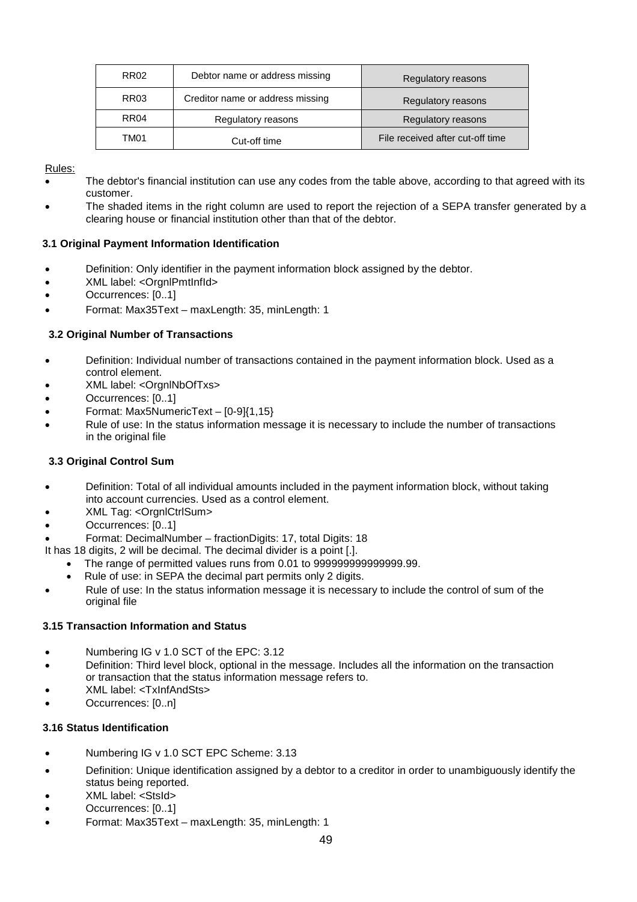| RR02 | Debtor name or address missing | Regulatory reasons |
|---|---|---|
| RR03 | Creditor name or address missing | Regulatory reasons |
| RR04 | Regulatory reasons | Regulatory reasons |
| TM01 | Cut-off time | File received after cut-off time |

Rules:

- The debtor's financial institution can use any codes from the table above, according to that agreed with its customer.
- The shaded items in the right column are used to report the rejection of a SEPA transfer generated by a clearing house or financial institution other than that of the debtor.

**3.1 Original Payment Information Identification**

- Definition: Only identifier in the payment information block assigned by the debtor.
- XML label: <OrgnlPmtInfId>
- Occurrences: [0..1]
- Format: Max35Text – maxLength: 35, minLength: 1

**3.2 Original Number of Transactions**

- Definition: Individual number of transactions contained in the payment information block. Used as a control element.
- XML label: <OrgnlNbOfTxs>
- Occurrences: [0..1]
- Format: Max5NumericText – [0-9]{1,15}
- Rule of use: In the status information message it is necessary to include the number of transactions in the original file

**3.3 Original Control Sum**

- Definition: Total of all individual amounts included in the payment information block, without taking into account currencies. Used as a control element.
- XML Tag: <OrgnlCtrlSum>
- Occurrences: [0..1]
- Format: DecimalNumber – fractionDigits: 17, total Digits: 18

It has 18 digits, 2 will be decimal. The decimal divider is a point [.].

- The range of permitted values runs from 0.01 to 999999999999999.99.
- Rule of use: in SEPA the decimal part permits only 2 digits.
- Rule of use: In the status information message it is necessary to include the control of sum of the original file

**3.15 Transaction Information and Status**

- Numbering IG v 1.0 SCT of the EPC: 3.12
- Definition: Third level block, optional in the message. Includes all the information on the transaction or transaction that the status information message refers to.
- XML label: <TxInfAndSts>
- Occurrences: [0..n]

**3.16 Status Identification**

- Numbering IG v 1.0 SCT EPC Scheme: 3.13
- Definition: Unique identification assigned by a debtor to a creditor in order to unambiguously identify the status being reported.
- XML label: <StsId>
- Occurrences: [0..1]
- Format: Max35Text – maxLength: 35, minLength: 1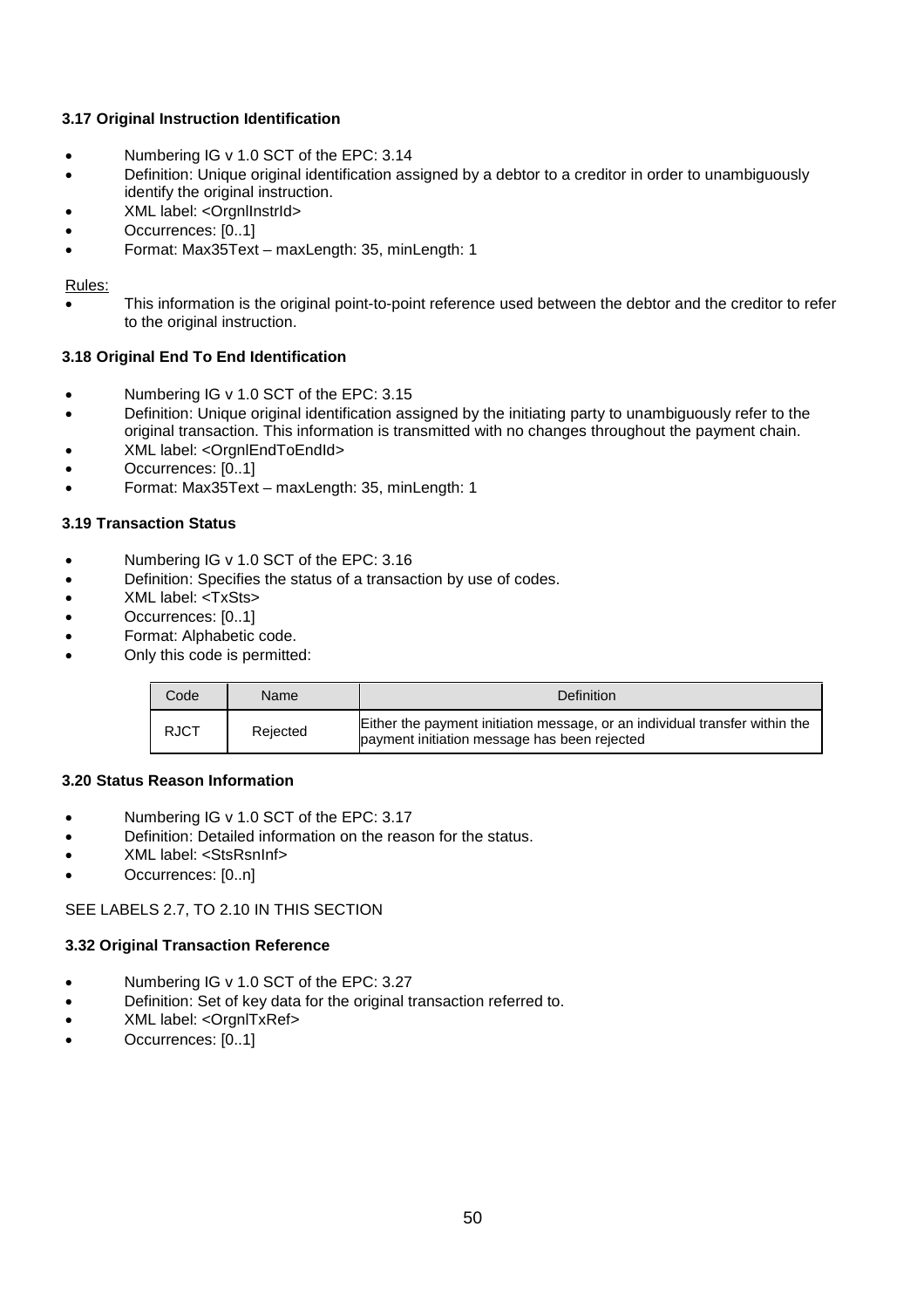### 3.17 Original Instruction Identification

- Numbering IG v 1.0 SCT of the EPC: 3.14
- Definition: Unique original identification assigned by a debtor to a creditor in order to unambiguously identify the original instruction.
- XML label: <OrgnlInstrId>
- Occurrences: [0..1]
- Format: Max35Text – maxLength: 35, minLength: 1

Rules:

- This information is the original point-to-point reference used between the debtor and the creditor to refer to the original instruction.

### 3.18 Original End To End Identification

- Numbering IG v 1.0 SCT of the EPC: 3.15
- Definition: Unique original identification assigned by the initiating party to unambiguously refer to the original transaction. This information is transmitted with no changes throughout the payment chain.
- XML label: <OrgnlEndToEndId>
- Occurrences: [0..1]
- Format: Max35Text – maxLength: 35, minLength: 1

### 3.19 Transaction Status

- Numbering IG v 1.0 SCT of the EPC: 3.16
- Definition: Specifies the status of a transaction by use of codes.
- XML label: <TxSts>
- Occurrences: [0..1]
- Format: Alphabetic code.
- Only this code is permitted:

| Code | Name | Definition |
|---|---|---|
| RJCT | Rejected | Either the payment initiation message, or an individual transfer within the payment initiation message has been rejected |

### 3.20 Status Reason Information

- Numbering IG v 1.0 SCT of the EPC: 3.17
- Definition: Detailed information on the reason for the status.
- XML label: <StsRsnInf>
- Occurrences: [0..n]

SEE LABELS 2.7, TO 2.10 IN THIS SECTION

### 3.32 Original Transaction Reference

- Numbering IG v 1.0 SCT of the EPC: 3.27
- Definition: Set of key data for the original transaction referred to.
- XML label: <OrgnlTxRef>
- Occurrences: [0..1]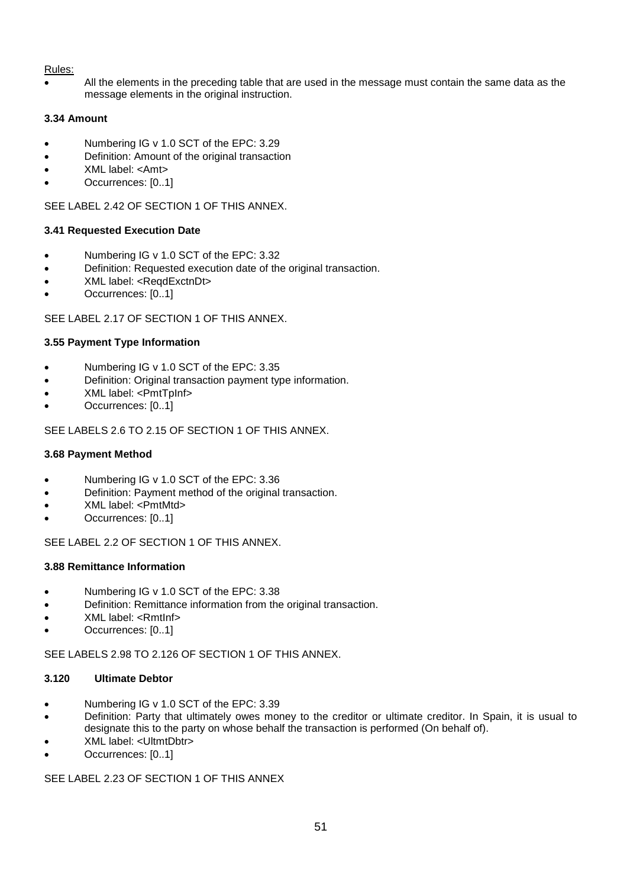Rules:

- All the elements in the preceding table that are used in the message must contain the same data as the message elements in the original instruction.

### 3.34 Amount

- Numbering IG v 1.0 SCT of the EPC: 3.29
- Definition: Amount of the original transaction
- XML label: <Amt>
- Occurrences: [0..1]

SEE LABEL 2.42 OF SECTION 1 OF THIS ANNEX.

### 3.41 Requested Execution Date

- Numbering IG v 1.0 SCT of the EPC: 3.32
- Definition: Requested execution date of the original transaction.
- XML label: <ReqdExctnDt>
- Occurrences: [0..1]

SEE LABEL 2.17 OF SECTION 1 OF THIS ANNEX.

### 3.55 Payment Type Information

- Numbering IG v 1.0 SCT of the EPC: 3.35
- Definition: Original transaction payment type information.
- XML label: <PmtTpInf>
- Occurrences: [0..1]

SEE LABELS 2.6 TO 2.15 OF SECTION 1 OF THIS ANNEX.

### 3.68 Payment Method

- Numbering IG v 1.0 SCT of the EPC: 3.36
- Definition: Payment method of the original transaction.
- XML label: <PmtMtd>
- Occurrences: [0..1]

SEE LABEL 2.2 OF SECTION 1 OF THIS ANNEX.

### 3.88 Remittance Information

- Numbering IG v 1.0 SCT of the EPC: 3.38
- Definition: Remittance information from the original transaction.
- XML label: <RmtInf>
- Occurrences: [0..1]

SEE LABELS 2.98 TO 2.126 OF SECTION 1 OF THIS ANNEX.

### 3.120 Ultimate Debtor

- Numbering IG v 1.0 SCT of the EPC: 3.39
- Definition: Party that ultimately owes money to the creditor or ultimate creditor. In Spain, it is usual to designate this to the party on whose behalf the transaction is performed (On behalf of).
- XML label: <UltmtDbtr>
- Occurrences: [0..1]

SEE LABEL 2.23 OF SECTION 1 OF THIS ANNEX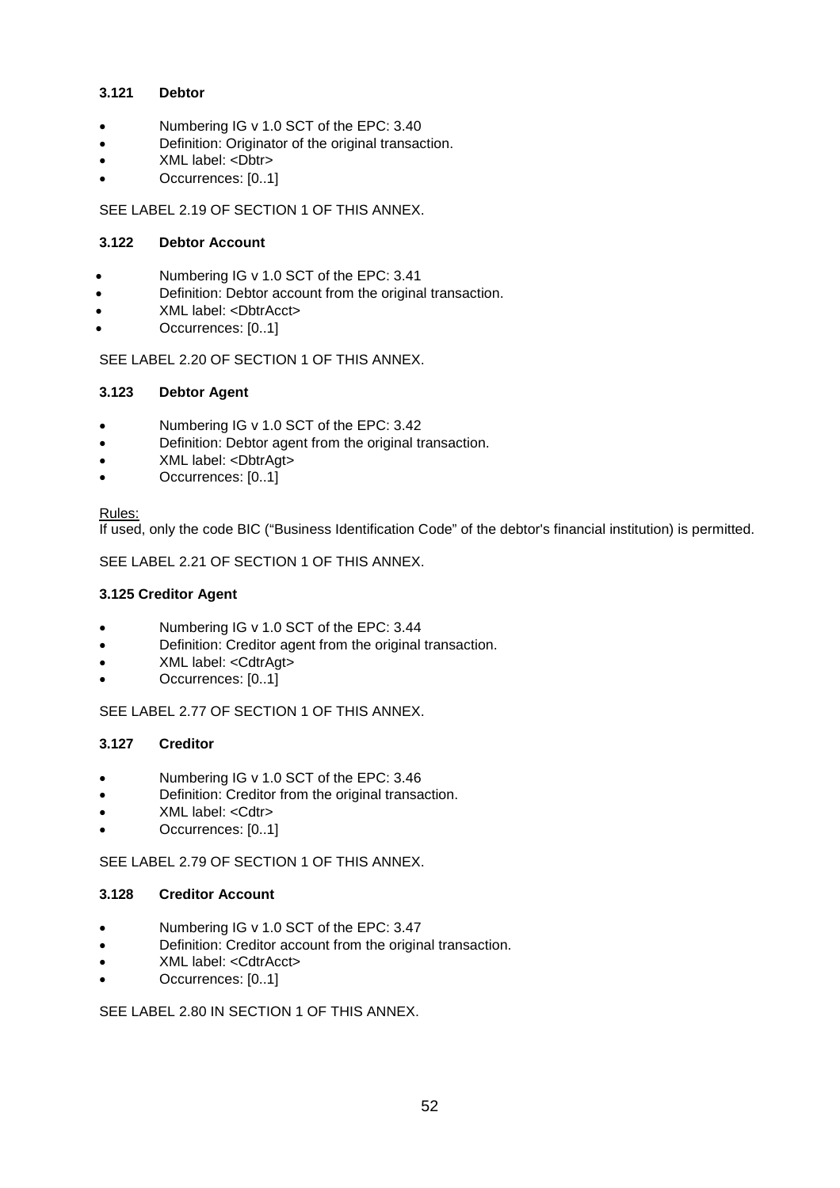#### 3.121 Debtor

- Numbering IG v 1.0 SCT of the EPC: 3.40
- Definition: Originator of the original transaction.
- XML label: <Dbtr>
- Occurrences: [0..1]

SEE LABEL 2.19 OF SECTION 1 OF THIS ANNEX.

#### 3.122 Debtor Account

- Numbering IG v 1.0 SCT of the EPC: 3.41
- Definition: Debtor account from the original transaction.
- XML label: <DbtrAcct>
- Occurrences: [0..1]

SEE LABEL 2.20 OF SECTION 1 OF THIS ANNEX.

#### 3.123 Debtor Agent

- Numbering IG v 1.0 SCT of the EPC: 3.42
- Definition: Debtor agent from the original transaction.
- XML label: <DbtrAgt>
- Occurrences: [0..1]

Rules:
If used, only the code BIC ("Business Identification Code" of the debtor's financial institution) is permitted.

SEE LABEL 2.21 OF SECTION 1 OF THIS ANNEX.

#### 3.125 Creditor Agent

- Numbering IG v 1.0 SCT of the EPC: 3.44
- Definition: Creditor agent from the original transaction.
- XML label: <CdtrAgt>
- Occurrences: [0..1]

SEE LABEL 2.77 OF SECTION 1 OF THIS ANNEX.

#### 3.127 Creditor

- Numbering IG v 1.0 SCT of the EPC: 3.46
- Definition: Creditor from the original transaction.
- XML label: <Cdtr>
- Occurrences: [0..1]

SEE LABEL 2.79 OF SECTION 1 OF THIS ANNEX.

#### 3.128 Creditor Account

- Numbering IG v 1.0 SCT of the EPC: 3.47
- Definition: Creditor account from the original transaction.
- XML label: <CdtrAcct>
- Occurrences: [0..1]

SEE LABEL 2.80 IN SECTION 1 OF THIS ANNEX.